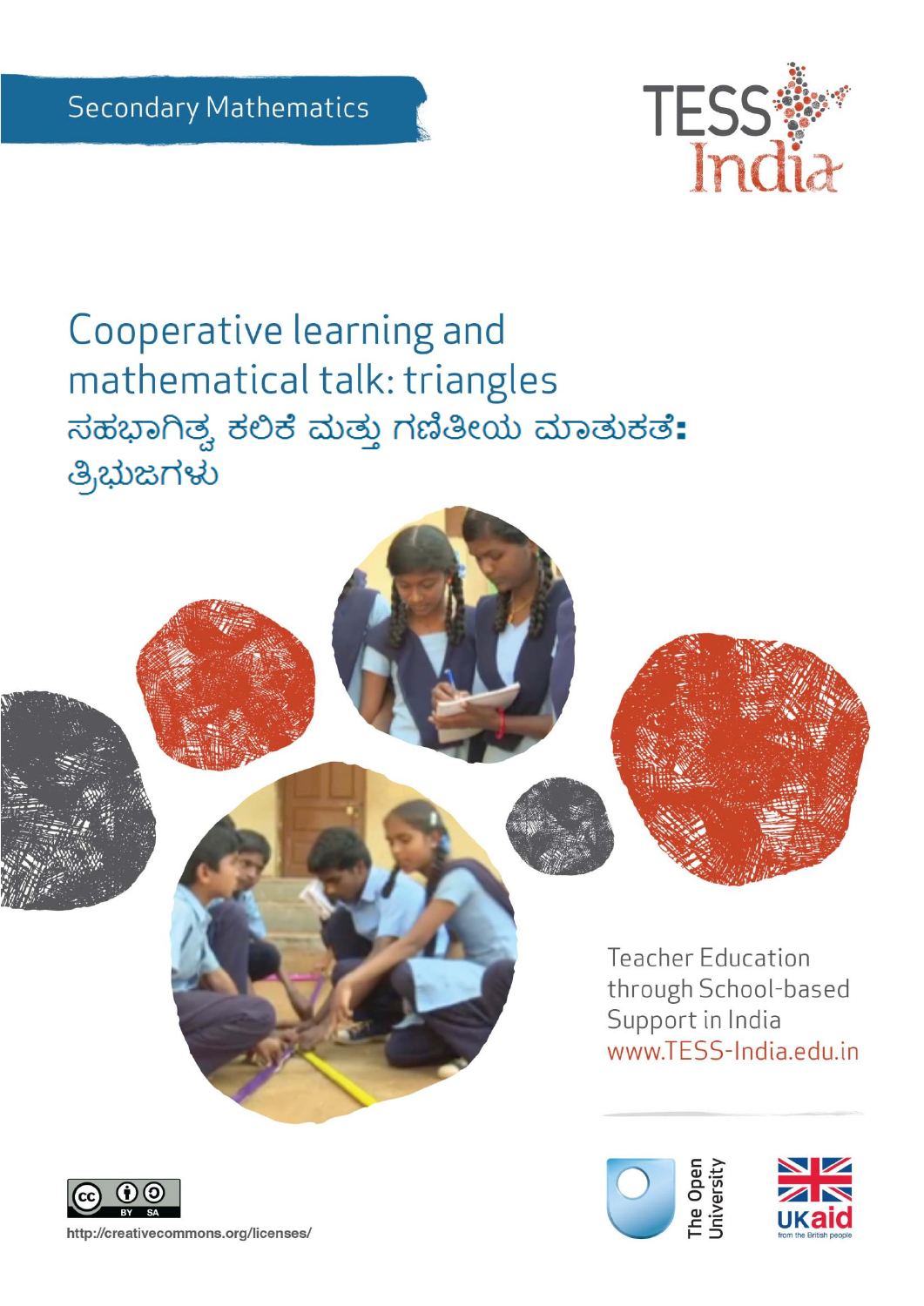Secondary Mathematics

TESS India

# Cooperative learning and mathematical talk: triangles

# ಸಹಭಾಗಿತ್ವ ಕಲಿಕೆ ಮತ್ತು ಗಣಿತೀಯ ಮಾತುಕತೆ: ತ್ರಿಭುಜಗಳು

Teacher Education through School-based Support in India
www.TESS-India.edu.in

http://creativecommons.org/licenses/

The Open University

UKaid from the British people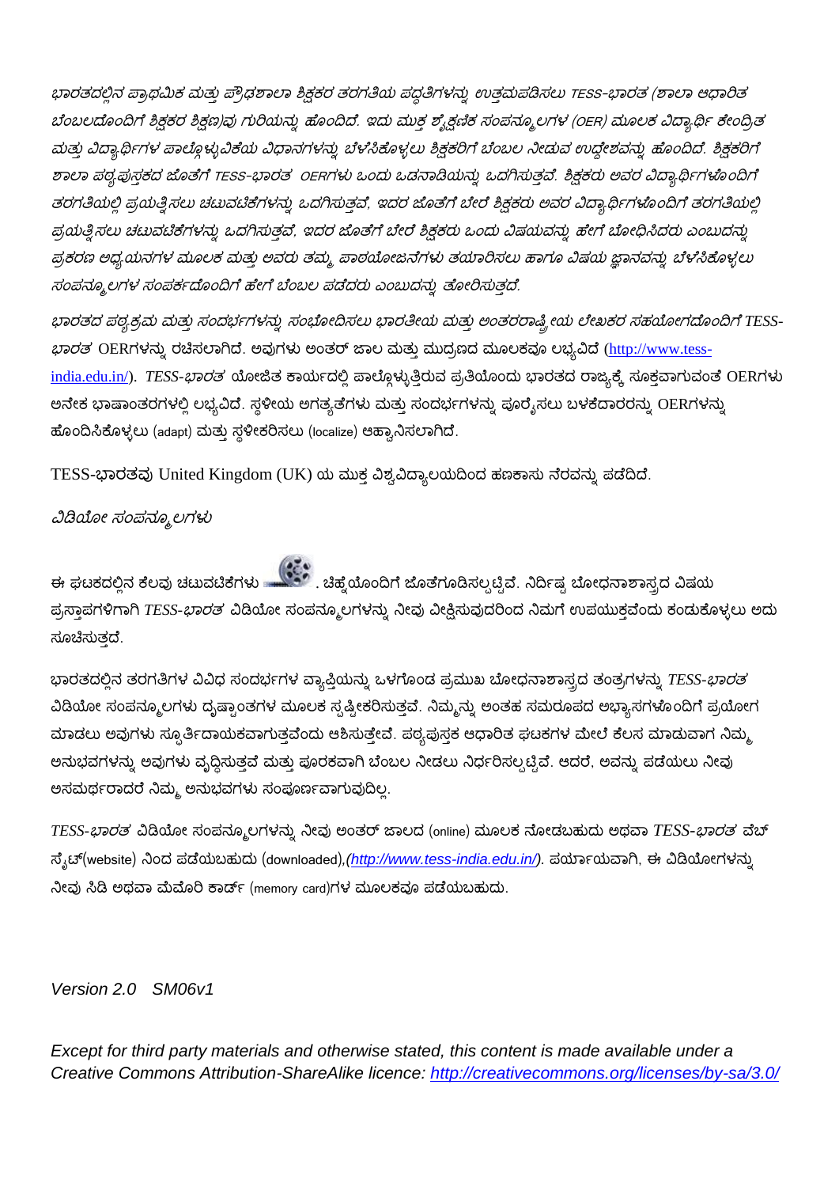*ಭಾರತದಲ್ಲಿನ ಪ್ರಾಥಮಿಕ ಮತ್ತು ಪ್ರೌಢಶಾಲಾ ಶಿಕ್ಷಕರ ತರಗತಿಯ ಪದ್ಧತಿಗಳನ್ನು ಉತ್ತಮಪಡಿಸಲು TESS-ಭಾರತ (ಶಾಲಾ ಆಧಾರಿತ ಬೆಂಬಲದೊಂದಿಗೆ ಶಿಕ್ಷಕರ ಶಿಕ್ಷಣ)ವು ಗುರಿಯನ್ನು ಹೊಂದಿದೆ. ಇದು ಮುಕ್ತ ಶೈಕ್ಷಣಿಕ ಸಂಪನ್ಮೂಲಗಳ (OER) ಮೂಲಕ ವಿದ್ಯಾರ್ಥಿ ಕೇಂದ್ರಿತ ಮತ್ತು ವಿದ್ಯಾರ್ಥಿಗಳ ಪಾಲ್ಗೊಳ್ಳುವಿಕೆಯ ವಿಧಾನಗಳನ್ನು ಬೆಳೆಸಿಕೊಳ್ಳಲು ಶಿಕ್ಷಕರಿಗೆ ಬೆಂಬಲ ನೀಡುವ ಉದ್ದೇಶವನ್ನು ಹೊಂದಿದೆ. ಶಿಕ್ಷಕರಿಗೆ ಶಾಲಾ ಪಠ್ಯಪುಸ್ತಕದ ಜೊತೆಗೆ TESS-ಭಾರತ OERಗಳು ಒಂದು ಒಡನಾಡಿಯನ್ನು ಒದಗಿಸುತ್ತವೆ. ಶಿಕ್ಷಕರು ಅವರ ವಿದ್ಯಾರ್ಥಿಗಳೊಂದಿಗೆ ತರಗತಿಯಲ್ಲಿ ಪ್ರಯತ್ನಿಸಲು ಚಟುವಟಿಕೆಗಳನ್ನು ಒದಗಿಸುತ್ತವೆ, ಇದರ ಜೊತೆಗೆ ಬೇರೆ ಶಿಕ್ಷಕರು ಅವರ ವಿದ್ಯಾರ್ಥಿಗಳೊಂದಿಗೆ ತರಗತಿಯಲ್ಲಿ ಪ್ರಯತ್ನಿಸಲು ಚಟುವಟಿಕೆಗಳನ್ನು ಒದಗಿಸುತ್ತವೆ, ಇದರ ಜೊತೆಗೆ ಬೇರೆ ಶಿಕ್ಷಕರು ಒಂದು ವಿಷಯವನ್ನು ಹೇಗೆ ಬೋಧಿಸಿದರು ಎಂಬುದನ್ನು ಪ್ರಕರಣ ಅಧ್ಯಯನಗಳ ಮೂಲಕ ಮತ್ತು ಅವರು ತಮ್ಮ ಪಾಠಯೋಜನೆಗಳು ತಯಾರಿಸಲು ಹಾಗೂ ವಿಷಯ ಜ್ಞಾನವನ್ನು ಬೆಳೆಸಿಕೊಳ್ಳಲು ಸಂಪನ್ಮೂಲಗಳ ಸಂಪರ್ಕದೊಂದಿಗೆ ಹೇಗೆ ಬೆಂಬಲ ಪಡೆದರು ಎಂಬುದನ್ನು ತೋರಿಸುತ್ತದೆ.*

*ಭಾರತದ ಪಠ್ಯಕ್ರಮ ಮತ್ತು ಸಂದರ್ಭಗಳನ್ನು ಸಂಭೋದಿಸಲು ಭಾರತೀಯ ಮತ್ತು ಅಂತರರಾಷ್ಟ್ರೀಯ ಲೇಖಕರ ಸಹಯೋಗದೊಂದಿಗೆ TESS-ಭಾರತ* OERಗಳನ್ನು ರಚಿಸಲಾಗಿದೆ. ಅವುಗಳು ಅಂತರ್ ಜಾಲ ಮತ್ತು ಮುದ್ರಣದ ಮೂಲಕವೂ ಲಭ್ಯವಿದೆ (http://www.tess-india.edu.in/). *TESS-ಭಾರತ* ಯೋಜಿತ ಕಾರ್ಯದಲ್ಲಿ ಪಾಲ್ಗೊಳ್ಳುತ್ತಿರುವ ಪ್ರತಿಯೊಂದು ಭಾರತದ ರಾಜ್ಯಕ್ಕೆ ಸೂಕ್ತವಾಗುವಂತೆ OERಗಳು ಅನೇಕ ಭಾಷಾಂತರಗಳಲ್ಲಿ ಲಭ್ಯವಿದೆ. ಸ್ಥಳೀಯ ಅಗತ್ಯತೆಗಳು ಮತ್ತು ಸಂದರ್ಭಗಳನ್ನು ಪೂರೈಸಲು ಬಳಕೆದಾರರನ್ನು OERಗಳನ್ನು ಹೊಂದಿಸಿಕೊಳ್ಳಲು (adapt) ಮತ್ತು ಸ್ಥಳೀಕರಿಸಲು (localize) ಆಹ್ವಾನಿಸಲಾಗಿದೆ.

TESS-ಭಾರತವು United Kingdom (UK) ಯ ಮುಕ್ತ ವಿಶ್ವವಿದ್ಯಾಲಯದಿಂದ ಹಣಕಾಸು ನೆರವನ್ನು ಪಡೆದಿದೆ.

*ವಿಡಿಯೋ ಸಂಪನ್ಮೂಲಗಳು*

ಈ ಘಟಕದಲ್ಲಿನ ಕೆಲವು ಚಟುವಟಿಕೆಗಳು . ಚಿಹ್ನೆಯೊಂದಿಗೆ ಜೊತೆಗೂಡಿಸಲ್ಪಟ್ಟಿವೆ. ನಿರ್ದಿಷ್ಟ ಬೋಧನಾಶಾಸ್ತ್ರದ ವಿಷಯ ಪ್ರಸ್ತಾಪಗಳಿಗಾಗಿ *TESS-ಭಾರತ* ವಿಡಿಯೋ ಸಂಪನ್ಮೂಲಗಳನ್ನು ನೀವು ವೀಕ್ಷಿಸುವುದರಿಂದ ನಿಮಗೆ ಉಪಯುಕ್ತವೆಂದು ಕಂಡುಕೊಳ್ಳಲು ಅದು ಸೂಚಿಸುತ್ತದೆ.

ಭಾರತದಲ್ಲಿನ ತರಗತಿಗಳ ವಿವಿಧ ಸಂದರ್ಭಗಳ ವ್ಯಾಪ್ತಿಯನ್ನು ಒಳಗೊಂಡ ಪ್ರಮುಖ ಬೋಧನಾಶಾಸ್ತ್ರದ ತಂತ್ರಗಳನ್ನು *TESS-ಭಾರತ* ವಿಡಿಯೋ ಸಂಪನ್ಮೂಲಗಳು ದೃಷ್ಟಾಂತಗಳ ಮೂಲಕ ಸ್ಪಷ್ಟೀಕರಿಸುತ್ತವೆ. ನಿಮ್ಮನ್ನು ಅಂತಹ ಸಮರೂಪದ ಅಭ್ಯಾಸಗಳೊಂದಿಗೆ ಪ್ರಯೋಗ ಮಾಡಲು ಅವುಗಳು ಸ್ಫೂರ್ತಿದಾಯಕವಾಗುತ್ತವೆಂದು ಆಶಿಸುತ್ತೇವೆ. ಪಠ್ಯಪುಸ್ತಕ ಆಧಾರಿತ ಘಟಕಗಳ ಮೇಲೆ ಕೆಲಸ ಮಾಡುವಾಗ ನಿಮ್ಮ ಅನುಭವಗಳನ್ನು ಅವುಗಳು ವೃದ್ಧಿಸುತ್ತವೆ ಮತ್ತು ಪೂರಕವಾಗಿ ಬೆಂಬಲ ನೀಡಲು ನಿರ್ಧರಿಸಲ್ಪಟ್ಟಿವೆ. ಆದರೆ, ಅವನ್ನು ಪಡೆಯಲು ನೀವು ಅಸಮರ್ಥರಾದರೆ ನಿಮ್ಮ ಅನುಭವಗಳು ಸಂಪೂರ್ಣವಾಗುವುದಿಲ್ಲ.

*TESS-ಭಾರತ* ವಿಡಿಯೋ ಸಂಪನ್ಮೂಲಗಳನ್ನು ನೀವು ಅಂತರ್ ಜಾಲದ (online) ಮೂಲಕ ನೋಡಬಹುದು ಅಥವಾ *TESS-ಭಾರತ* ವೆಬ್ ಸೈಟ್(website) ನಿಂದ ಪಡೆಯಬಹುದು (downloaded),*(http://www.tess-india.edu.in/)*. ಪರ್ಯಾಯವಾಗಿ, ಈ ವಿಡಿಯೋಗಳನ್ನು ನೀವು ಸಿಡಿ ಅಥವಾ ಮೆಮೊರಿ ಕಾರ್ಡ್ (memory card)ಗಳ ಮೂಲಕವೂ ಪಡೆಯಬಹುದು.

*Version 2.0 SM06v1*

*Except for third party materials and otherwise stated, this content is made available under a Creative Commons Attribution-ShareAlike licence: http://creativecommons.org/licenses/by-sa/3.0/*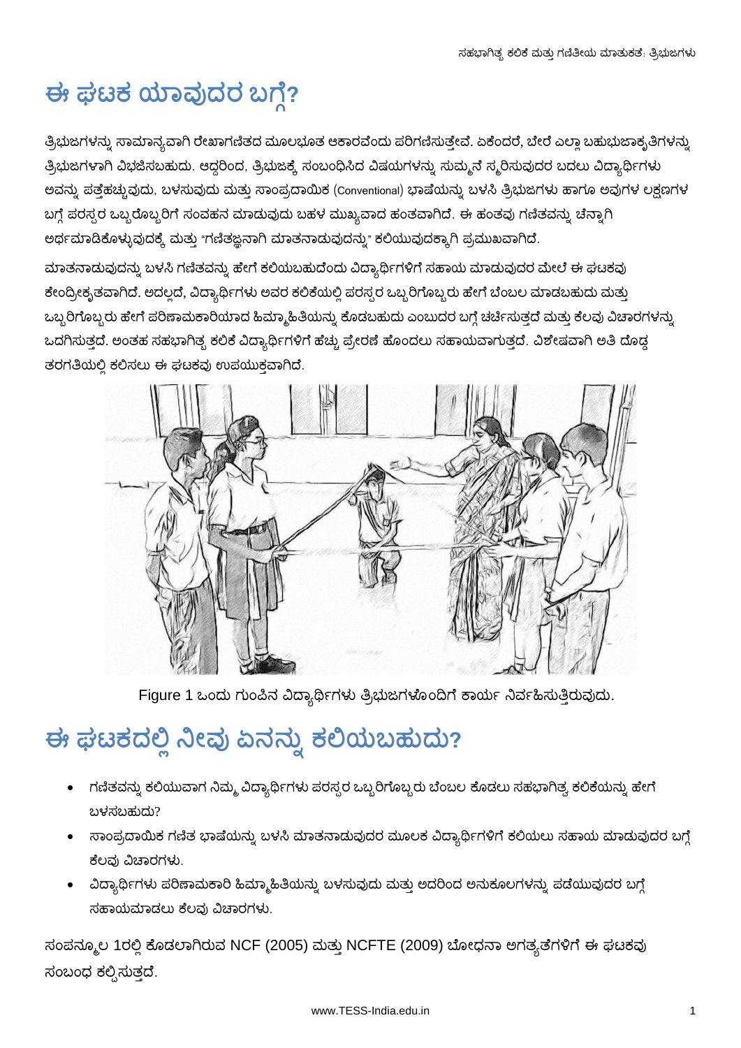# ಈ ಘಟಕ ಯಾವುದರ ಬಗ್ಗೆ?

ತ್ರಿಭುಜಗಳನ್ನು ಸಾಮಾನ್ಯವಾಗಿ ರೇಖಾಗಣಿತದ ಮೂಲಭೂತ ಆಕಾರವೆಂದು ಪರಿಗಣಿಸುತ್ತೇವೆ. ಏಕೆಂದರೆ, ಬೇರೆ ಎಲ್ಲಾ ಬಹುಭುಜಾಕೃತಿಗಳನ್ನು ತ್ರಿಭುಜಗಳಾಗಿ ವಿಭಜಿಸಬಹುದು. ಆದ್ದರಿಂದ, ತ್ರಿಭುಜಕ್ಕೆ ಸಂಬಂಧಿಸಿದ ವಿಷಯಗಳನ್ನು ಸುಮ್ಮನೆ ಸ್ಮರಿಸುವುದರ ಬದಲು ವಿದ್ಯಾರ್ಥಿಗಳು ಅವನ್ನು ಪತ್ತೆಹಚ್ಚುವುದು, ಬಳಸುವುದು ಮತ್ತು ಸಾಂಪ್ರದಾಯಿಕ (Conventional) ಭಾಷೆಯನ್ನು ಬಳಸಿ ತ್ರಿಭುಜಗಳು ಹಾಗೂ ಅವುಗಳ ಲಕ್ಷಣಗಳ ಬಗ್ಗೆ ಪರಸ್ಪರ ಒಬ್ಬರೊಬ್ಬರಿಗೆ ಸಂವಹನ ಮಾಡುವುದು ಬಹಳ ಮುಖ್ಯವಾದ ಹಂತವಾಗಿದೆ. ಈ ಹಂತವು ಗಣಿತವನ್ನು ಚೆನ್ನಾಗಿ ಅರ್ಥಮಾಡಿಕೊಳ್ಳುವುದಕ್ಕೆ ಮತ್ತು "ಗಣಿತಜ್ಞನಾಗಿ ಮಾತನಾಡುವುದನ್ನು" ಕಲಿಯುವುದಕ್ಕಾಗಿ ಪ್ರಮುಖವಾಗಿದೆ.

ಮಾತನಾಡುವುದನ್ನು ಬಳಸಿ ಗಣಿತವನ್ನು ಹೇಗೆ ಕಲಿಯಬಹುದೆಂದು ವಿದ್ಯಾರ್ಥಿಗಳಿಗೆ ಸಹಾಯ ಮಾಡುವುದರ ಮೇಲೆ ಈ ಘಟಕವು ಕೇಂದ್ರೀಕೃತವಾಗಿದೆ. ಅದಲ್ಲದೆ, ವಿದ್ಯಾರ್ಥಿಗಳು ಅವರ ಕಲಿಕೆಯಲ್ಲಿ ಪರಸ್ಪರ ಒಬ್ಬರಿಗೊಬ್ಬರು ಹೇಗೆ ಬೆಂಬಲ ಮಾಡಬಹುದು ಮತ್ತು ಒಬ್ಬರಿಗೊಬ್ಬರು ಹೇಗೆ ಪರಿಣಾಮಕಾರಿಯಾದ ಹಿಮ್ಮಾಹಿತಿಯನ್ನು ಕೊಡಬಹುದು ಎಂಬುದರ ಬಗ್ಗೆ ಚರ್ಚಿಸುತ್ತದೆ ಮತ್ತು ಕೆಲವು ವಿಚಾರಗಳನ್ನು ಒದಗಿಸುತ್ತದೆ. ಅಂತಹ ಸಹಭಾಗಿತ್ವ ಕಲಿಕೆ ವಿದ್ಯಾರ್ಥಿಗಳಿಗೆ ಹೆಚ್ಚು ಪ್ರೇರಣೆ ಹೊಂದಲು ಸಹಾಯವಾಗುತ್ತದೆ. ವಿಶೇಷವಾಗಿ ಅತಿ ದೊಡ್ಡ ತರಗತಿಯಲ್ಲಿ ಕಲಿಸಲು ಈ ಘಟಕವು ಉಪಯುಕ್ತವಾಗಿದೆ.

Figure 1 ಒಂದು ಗುಂಪಿನ ವಿದ್ಯಾರ್ಥಿಗಳು ತ್ರಿಭುಜಗಳೊಂದಿಗೆ ಕಾರ್ಯ ನಿರ್ವಹಿಸುತ್ತಿರುವುದು.

# ಈ ಘಟಕದಲ್ಲಿ ನೀವು ಏನನ್ನು ಕಲಿಯಬಹುದು?

- ಗಣಿತವನ್ನು ಕಲಿಯುವಾಗ ನಿಮ್ಮ ವಿದ್ಯಾರ್ಥಿಗಳು ಪರಸ್ಪರ ಒಬ್ಬರಿಗೊಬ್ಬರು ಬೆಂಬಲ ಕೊಡಲು ಸಹಭಾಗಿತ್ವ ಕಲಿಕೆಯನ್ನು ಹೇಗೆ ಬಳಸಬಹುದು?
- ಸಾಂಪ್ರದಾಯಿಕ ಗಣಿತ ಭಾಷೆಯನ್ನು ಬಳಸಿ ಮಾತನಾಡುವುದರ ಮೂಲಕ ವಿದ್ಯಾರ್ಥಿಗಳಿಗೆ ಕಲಿಯಲು ಸಹಾಯ ಮಾಡುವುದರ ಬಗ್ಗೆ ಕೆಲವು ವಿಚಾರಗಳು.
- ವಿದ್ಯಾರ್ಥಿಗಳು ಪರಿಣಾಮಕಾರಿ ಹಿಮ್ಮಾಹಿತಿಯನ್ನು ಬಳಸುವುದು ಮತ್ತು ಅದರಿಂದ ಅನುಕೂಲಗಳನ್ನು ಪಡೆಯುವುದರ ಬಗ್ಗೆ ಸಹಾಯಮಾಡಲು ಕೆಲವು ವಿಚಾರಗಳು.

ಸಂಪನ್ಮೂಲ 1ರಲ್ಲಿ ಕೊಡಲಾಗಿರುವ NCF (2005) ಮತ್ತು NCFTE (2009) ಬೋಧನಾ ಅಗತ್ಯತೆಗಳಿಗೆ ಈ ಘಟಕವು ಸಂಬಂಧ ಕಲ್ಪಿಸುತ್ತದೆ.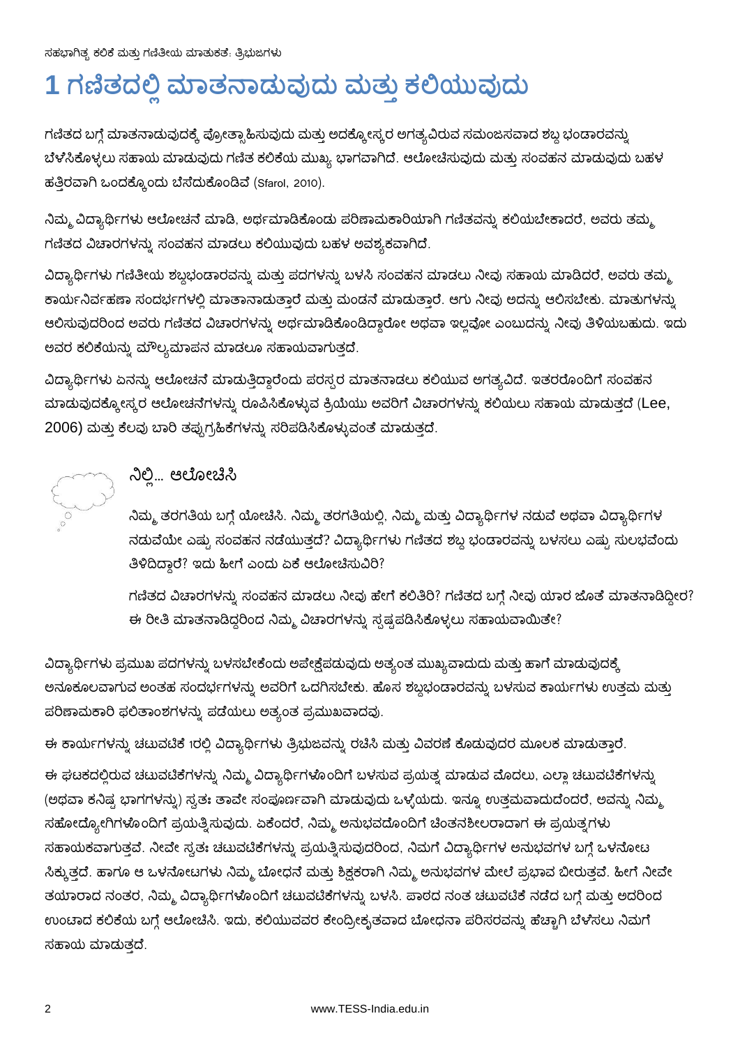# 1 ಗಣಿತದಲ್ಲಿ ಮಾತನಾಡುವುದು ಮತ್ತು ಕಲಿಯುವುದು

ಗಣಿತದ ಬಗ್ಗೆ ಮಾತನಾಡುವುದಕ್ಕೆ ಪ್ರೋತ್ಸಾಹಿಸುವುದು ಮತ್ತು ಅದಕ್ಕೋಸ್ಕರ ಅಗತ್ಯವಿರುವ ಸಮಂಜಸವಾದ ಶಬ್ದ ಭಂಡಾರವನ್ನು ಬೆಳೆಸಿಕೊಳ್ಳಲು ಸಹಾಯ ಮಾಡುವುದು ಗಣಿತ ಕಲಿಕೆಯ ಮುಖ್ಯ ಭಾಗವಾಗಿದೆ. ಆಲೋಚಿಸುವುದು ಮತ್ತು ಸಂವಹನ ಮಾಡುವುದು ಬಹಳ ಹತ್ತಿರವಾಗಿ ಒಂದಕ್ಕೊಂದು ಬೆಸೆದುಕೊಂಡಿವೆ (Sfarol, 2010).

ನಿಮ್ಮ ವಿದ್ಯಾರ್ಥಿಗಳು ಆಲೋಚನೆ ಮಾಡಿ, ಅರ್ಥಮಾಡಿಕೊಂಡು ಪರಿಣಾಮಕಾರಿಯಾಗಿ ಗಣಿತವನ್ನು ಕಲಿಯಬೇಕಾದರೆ, ಅವರು ತಮ್ಮ ಗಣಿತದ ವಿಚಾರಗಳನ್ನು ಸಂವಹನ ಮಾಡಲು ಕಲಿಯುವುದು ಬಹಳ ಅವಶ್ಯಕವಾಗಿದೆ.

ವಿದ್ಯಾರ್ಥಿಗಳು ಗಣಿತೀಯ ಶಬ್ದಭಂಡಾರವನ್ನು ಮತ್ತು ಪದಗಳನ್ನು ಬಳಸಿ ಸಂವಹನ ಮಾಡಲು ನೀವು ಸಹಾಯ ಮಾಡಿದರೆ, ಅವರು ತಮ್ಮ ಕಾರ್ಯನಿರ್ವಹಣಾ ಸಂದರ್ಭಗಳಲ್ಲಿ ಮಾತಾನಾಡುತ್ತಾರೆ ಮತ್ತು ಮಂಡನೆ ಮಾಡುತ್ತಾರೆ. ಆಗು ನೀವು ಅದನ್ನು ಆಲಿಸಬೇಕು. ಮಾತುಗಳನ್ನು ಆಲಿಸುವುದರಿಂದ ಅವರು ಗಣಿತದ ವಿಚಾರಗಳನ್ನು ಅರ್ಥಮಾಡಿಕೊಂಡಿದ್ದಾರೋ ಅಥವಾ ಇಲ್ಲವೋ ಎಂಬುದನ್ನು ನೀವು ತಿಳಿಯಬಹುದು. ಇದು ಅವರ ಕಲಿಕೆಯನ್ನು ಮೌಲ್ಯಮಾಪನ ಮಾಡಲೂ ಸಹಾಯವಾಗುತ್ತದೆ.

ವಿದ್ಯಾರ್ಥಿಗಳು ಏನನ್ನು ಆಲೋಚನೆ ಮಾಡುತ್ತಿದ್ದಾರೆಂದು ಪರಸ್ಪರ ಮಾತನಾಡಲು ಕಲಿಯುವ ಅಗತ್ಯವಿದೆ. ಇತರರೊಂದಿಗೆ ಸಂವಹನ ಮಾಡುವುದಕ್ಕೋಸ್ಕರ ಆಲೋಚನೆಗಳನ್ನು ರೂಪಿಸಿಕೊಳ್ಳುವ ಕ್ರಿಯೆಯು ಅವರಿಗೆ ವಿಚಾರಗಳನ್ನು ಕಲಿಯಲು ಸಹಾಯ ಮಾಡುತ್ತದೆ (Lee, 2006) ಮತ್ತು ಕೆಲವು ಬಾರಿ ತಪ್ಪುಗ್ರಹಿಕೆಗಳನ್ನು ಸರಿಪಡಿಸಿಕೊಳ್ಳುವಂತೆ ಮಾಡುತ್ತದೆ.

### ನಿಲ್ಲಿ... ಆಲೋಚಿಸಿ

ನಿಮ್ಮ ತರಗತಿಯ ಬಗ್ಗೆ ಯೋಚಿಸಿ. ನಿಮ್ಮ ತರಗತಿಯಲ್ಲಿ, ನಿಮ್ಮ ಮತ್ತು ವಿದ್ಯಾರ್ಥಿಗಳ ನಡುವೆ ಅಥವಾ ವಿದ್ಯಾರ್ಥಿಗಳ ನಡುವೆಯೇ ಎಷ್ಟು ಸಂವಹನ ನಡೆಯುತ್ತದೆ? ವಿದ್ಯಾರ್ಥಿಗಳು ಗಣಿತದ ಶಬ್ದ ಭಂಡಾರವನ್ನು ಬಳಸಲು ಎಷ್ಟು ಸುಲಭವೆಂದು ತಿಳಿದಿದ್ದಾರೆ? ಇದು ಹೀಗೆ ಎಂದು ಏಕೆ ಆಲೋಚಿಸುವಿರಿ?

ಗಣಿತದ ವಿಚಾರಗಳನ್ನು ಸಂವಹನ ಮಾಡಲು ನೀವು ಹೇಗೆ ಕಲಿತಿರಿ? ಗಣಿತದ ಬಗ್ಗೆ ನೀವು ಯಾರ ಜೊತೆ ಮಾತನಾಡಿದ್ದೀರ? ಈ ರೀತಿ ಮಾತನಾಡಿದ್ದರಿಂದ ನಿಮ್ಮ ವಿಚಾರಗಳನ್ನು ಸ್ಪಷ್ಟಪಡಿಸಿಕೊಳ್ಳಲು ಸಹಾಯವಾಯಿತೇ?

ವಿದ್ಯಾರ್ಥಿಗಳು ಪ್ರಮುಖ ಪದಗಳನ್ನು ಬಳಸಬೇಕೆಂದು ಅಪೇಕ್ಷೆಪಡುವುದು ಅತ್ಯಂತ ಮುಖ್ಯವಾದುದು ಮತ್ತು ಹಾಗೆ ಮಾಡುವುದಕ್ಕೆ ಅನೂಕೂಲವಾಗುವ ಅಂತಹ ಸಂದರ್ಭಗಳನ್ನು ಅವರಿಗೆ ಒದಗಿಸಬೇಕು. ಹೊಸ ಶಬ್ದಭಂಡಾರವನ್ನು ಬಳಸುವ ಕಾರ್ಯಗಳು ಉತ್ತಮ ಮತ್ತು ಪರಿಣಾಮಕಾರಿ ಫಲಿತಾಂಶಗಳನ್ನು ಪಡೆಯಲು ಅತ್ಯಂತ ಪ್ರಮುಖವಾದವು.

ಈ ಕಾರ್ಯಗಳನ್ನು ಚಟುವಟಿಕೆ 1ರಲ್ಲಿ ವಿದ್ಯಾರ್ಥಿಗಳು ತ್ರಿಭುಜವನ್ನು ರಚಿಸಿ ಮತ್ತು ವಿವರಣೆ ಕೊಡುವುದರ ಮೂಲಕ ಮಾಡುತ್ತಾರೆ.

ಈ ಘಟಕದಲ್ಲಿರುವ ಚಟುವಟಿಕೆಗಳನ್ನು ನಿಮ್ಮ ವಿದ್ಯಾರ್ಥಿಗಳೊಂದಿಗೆ ಬಳಸುವ ಪ್ರಯತ್ನ ಮಾಡುವ ಮೊದಲು, ಎಲ್ಲಾ ಚಟುವಟಿಕೆಗಳನ್ನು (ಅಥವಾ ಕನಿಷ್ಠ ಭಾಗಗಳನ್ನು) ಸ್ವತಃ ತಾವೇ ಸಂಪೂರ್ಣವಾಗಿ ಮಾಡುವುದು ಒಳ್ಳೆಯದು. ಇನ್ನೂ ಉತ್ತಮವಾದುದೆಂದರೆ, ಅವನ್ನು ನಿಮ್ಮ ಸಹೋದ್ಯೋಗಿಗಳೊಂದಿಗೆ ಪ್ರಯತ್ನಿಸುವುದು. ಏಕೆಂದರೆ, ನಿಮ್ಮ ಅನುಭವದೊಂದಿಗೆ ಚಿಂತನಶೀಲರಾದಾಗ ಈ ಪ್ರಯತ್ನಗಳು ಸಹಾಯಕವಾಗುತ್ತವೆ. ನೀವೇ ಸ್ವತಃ ಚಟುವಟಿಕೆಗಳನ್ನು ಪ್ರಯತ್ನಿಸುವುದರಿಂದ, ನಿಮಗೆ ವಿದ್ಯಾರ್ಥಿಗಳ ಅನುಭವಗಳ ಬಗ್ಗೆ ಒಳನೋಟ ಸಿಕ್ಕುತ್ತದೆ. ಹಾಗೂ ಆ ಒಳನೋಟಗಳು ನಿಮ್ಮ ಬೋಧನೆ ಮತ್ತು ಶಿಕ್ಷಕರಾಗಿ ನಿಮ್ಮ ಅನುಭವಗಳ ಮೇಲೆ ಪ್ರಭಾವ ಬೀರುತ್ತವೆ. ಹೀಗೆ ನೀವೇ ತಯಾರಾದ ನಂತರ, ನಿಮ್ಮ ವಿದ್ಯಾರ್ಥಿಗಳೊಂದಿಗೆ ಚಟುವಟಿಕೆಗಳನ್ನು ಬಳಸಿ. ಪಾಠದ ನಂತ ಚಟುವಟಿಕೆ ನಡೆದ ಬಗ್ಗೆ ಮತ್ತು ಅದರಿಂದ ಉಂಟಾದ ಕಲಿಕೆಯ ಬಗ್ಗೆ ಆಲೋಚಿಸಿ. ಇದು, ಕಲಿಯುವವರ ಕೇಂದ್ರೀಕೃತವಾದ ಬೋಧನಾ ಪರಿಸರವನ್ನು ಹೆಚ್ಚಾಗಿ ಬೆಳೆಸಲು ನಿಮಗೆ ಸಹಾಯ ಮಾಡುತ್ತದೆ.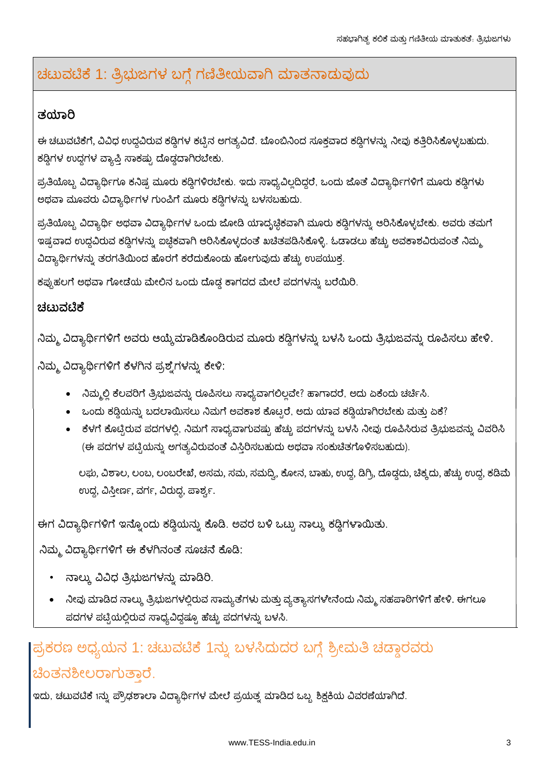## ಚಟುವಟಿಕೆ 1: ತ್ರಿಭುಜಗಳ ಬಗ್ಗೆ ಗಣಿತೀಯವಾಗಿ ಮಾತನಾಡುವುದು

### ತಯಾರಿ

ಈ ಚಟುವಟಿಕೆಗೆ, ವಿವಿಧ ಉದ್ದವಿರುವ ಕಡ್ಡಿಗಳ ಕಟ್ಟಿನ ಅಗತ್ಯವಿದೆ. ಬೊಂಬಿನಿಂದ ಸೂಕ್ತವಾದ ಕಡ್ಡಿಗಳನ್ನು ನೀವು ಕತ್ತರಿಸಿಕೊಳ್ಳಬಹುದು. ಕಡ್ಡಿಗಳ ಉದ್ದಗಳ ವ್ಯಾಪ್ತಿ ಸಾಕಷ್ಟು ದೊಡ್ಡದಾಗಿರಬೇಕು.

ಪ್ರತಿಯೊಬ್ಬ ವಿದ್ಯಾರ್ಥಿಗೂ ಕನಿಷ್ಟ ಮೂರು ಕಡ್ಡಿಗಳಿರಬೇಕು. ಇದು ಸಾಧ್ಯವಿಲ್ಲದಿದ್ದರೆ, ಒಂದು ಜೊತೆ ವಿದ್ಯಾರ್ಥಿಗಳಿಗೆ ಮೂರು ಕಡ್ಡಿಗಳು ಅಥವಾ ಮೂವರು ವಿದ್ಯಾರ್ಥಿಗಳ ಗುಂಪಿಗೆ ಮೂರು ಕಡ್ಡಿಗಳನ್ನು ಬಳಸಬಹುದು.

ಪ್ರತಿಯೊಬ್ಬ ವಿದ್ಯಾರ್ಥಿ ಅಥವಾ ವಿದ್ಯಾರ್ಥಿಗಳ ಒಂದು ಜೋಡಿ ಯಾದೃಚ್ಛಿಕವಾಗಿ ಮೂರು ಕಡ್ಡಿಗಳನ್ನು ಆರಿಸಿಕೊಳ್ಳಬೇಕು. ಅವರು ತಮಗೆ ಇಷ್ಟವಾದ ಉದ್ದವಿರುವ ಕಡ್ಡಿಗಳನ್ನು ಐಚ್ಛಿಕವಾಗಿ ಆರಿಸಿಕೊಳ್ಳದಂತೆ ಖಚಿತಪಡಿಸಿಕೊಳ್ಳಿ. ಓಡಾಡಲು ಹೆಚ್ಚು ಅವಕಾಶವಿರುವಂತೆ ನಿಮ್ಮ ವಿದ್ಯಾರ್ಥಿಗಳನ್ನು ತರಗತಿಯಿಂದ ಹೊರಗೆ ಕರೆದುಕೊಂಡು ಹೋಗುವುದು ಹೆಚ್ಚು ಉಪಯುಕ್ತ.

ಕಪ್ಪುಹಲಗೆ ಅಥವಾ ಗೋಡೆಯ ಮೇಲಿನ ಒಂದು ದೊಡ್ಡ ಕಾಗದದ ಮೇಲೆ ಪದಗಳನ್ನು ಬರೆಯಿರಿ.

### ಚಟುವಟಿಕೆ

ನಿಮ್ಮ ವಿದ್ಯಾರ್ಥಿಗಳಿಗೆ ಅವರು ಆಯ್ಕೆಮಾಡಿಕೊಂಡಿರುವ ಮೂರು ಕಡ್ಡಿಗಳನ್ನು ಬಳಸಿ ಒಂದು ತ್ರಿಭುಜವನ್ನು ರೂಪಿಸಲು ಹೇಳಿ.

ನಿಮ್ಮ ವಿದ್ಯಾರ್ಥಿಗಳಿಗೆ ಕೆಳಗಿನ ಪ್ರಶ್ನೆಗಳನ್ನು ಕೇಳಿ:

- ನಿಮ್ಮಲ್ಲಿ ಕೆಲವರಿಗೆ ತ್ರಿಭುಜವನ್ನು ರೂಪಿಸಲು ಸಾಧ್ಯವಾಗಲಿಲ್ಲವೇ? ಹಾಗಾದರೆ, ಅದು ಏಕೆಂದು ಚರ್ಚಿಸಿ.
- ಒಂದು ಕಡ್ಡಿಯನ್ನು ಬದಲಾಯಿಸಲು ನಿಮಗೆ ಅವಕಾಶ ಕೊಟ್ಟರೆ, ಅದು ಯಾವ ಕಡ್ಡಿಯಾಗಿರಬೇಕು ಮತ್ತು ಏಕೆ?
- ಕೆಳಗೆ ಕೊಟ್ಟಿರುವ ಪದಗಳಲ್ಲಿ, ನಿಮಗೆ ಸಾಧ್ಯವಾಗುವಷ್ಟು ಹೆಚ್ಚು ಪದಗಳನ್ನು ಬಳಸಿ ನೀವು ರೂಪಿಸಿರುವ ತ್ರಿಭುಜವನ್ನು ವಿವರಿಸಿ (ಈ ಪದಗಳ ಪಟ್ಟಿಯನ್ನು ಅಗತ್ಯವಿರುವಂತೆ ವಿಸ್ತರಿಸಬಹುದು ಅಥವಾ ಸಂಕುಚಿತಗೊಳಿಸಬಹುದು).

  ಲಘು, ವಿಶಾಲ, ಲಂಬ, ಲಂಬರೇಖೆ, ಅಸಮ, ಸಮ, ಸಮದ್ವಿ, ಕೋನ, ಬಾಹು, ಉದ್ದ, ಡಿಗ್ರಿ, ದೊಡ್ಡದು, ಚಿಕ್ಕದು, ಹೆಚ್ಚು ಉದ್ದ, ಕಡಿಮೆ ಉದ್ದ, ವಿಸ್ತೀರ್ಣ, ವರ್ಗ, ವಿರುದ್ಧ, ಪಾರ್ಶ್ವ.

ಈಗ ವಿದ್ಯಾರ್ಥಿಗಳಿಗೆ ಇನ್ನೊಂದು ಕಡ್ಡಿಯನ್ನು ಕೊಡಿ. ಅವರ ಬಳಿ ಒಟ್ಟು ನಾಲ್ಕು ಕಡ್ಡಿಗಳಾಯಿತು.

ನಿಮ್ಮ ವಿದ್ಯಾರ್ಥಿಗಳಿಗೆ ಈ ಕೆಳಗಿನಂತೆ ಸೂಚನೆ ಕೊಡಿ:

- ನಾಲ್ಕು ವಿವಿಧ ತ್ರಿಭುಜಗಳನ್ನು ಮಾಡಿರಿ.
- ನೀವು ಮಾಡಿದ ನಾಲ್ಕು ತ್ರಿಭುಜಗಳಲ್ಲಿರುವ ಸಾಮ್ಯತೆಗಳು ಮತ್ತು ವ್ಯತ್ಯಾಸಗಳೇನೆಂದು ನಿಮ್ಮ ಸಹಪಾಠಿಗಳಿಗೆ ಹೇಳಿ. ಈಗಲೂ ಪದಗಳ ಪಟ್ಟಿಯಲ್ಲಿರುವ ಸಾಧ್ಯವಿದ್ದಷ್ಟೂ ಹೆಚ್ಚು ಪದಗಳನ್ನು ಬಳಸಿ.

## ಪ್ರಕರಣ ಅಧ್ಯಯನ 1: ಚಟುವಟಿಕೆ 1ನ್ನು ಬಳಸಿದುದರ ಬಗ್ಗೆ ಶ್ರೀಮತಿ ಚಡ್ಡಾರವರು ಚಿಂತನಶೀಲರಾಗುತ್ತಾರೆ.

ಇದು, ಚಟುವಟಿಕೆ 1ನ್ನು ಪ್ರೌಢಶಾಲಾ ವಿದ್ಯಾರ್ಥಿಗಳ ಮೇಲೆ ಪ್ರಯತ್ನ ಮಾಡಿದ ಒಬ್ಬ ಶಿಕ್ಷಕಿಯ ವಿವರಣೆಯಾಗಿದೆ.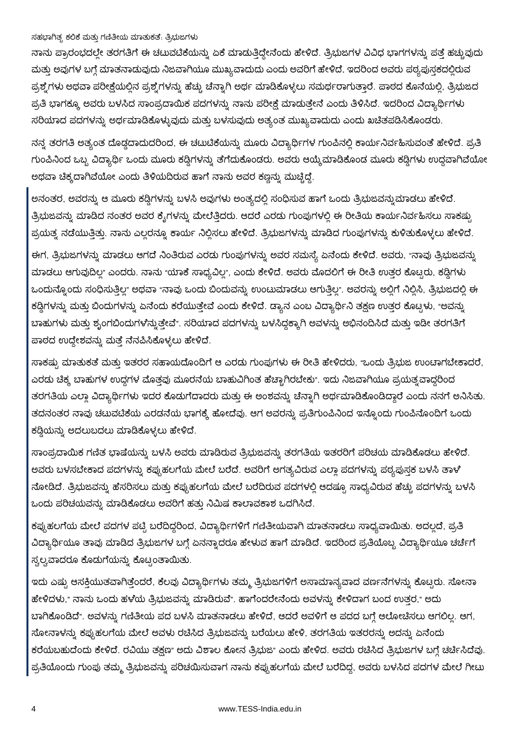ನಾನು ಪ್ರಾರಂಭದಲ್ಲೇ ತರಗತಿಗೆ ಈ ಚಟುವಟಿಕೆಯನ್ನು ಏಕೆ ಮಾಡುತ್ತಿದ್ದೇನೆಂದು ಹೇಳಿದೆ. ತ್ರಿಭುಜಗಳ ವಿವಿಧ ಭಾಗಗಳನ್ನು ಪತ್ತೆ ಹಚ್ಚುವುದು ಮತ್ತು ಅವುಗಳ ಬಗ್ಗೆ ಮಾತನಾಡುವುದು ನಿಜವಾಗಿಯೂ ಮುಖ್ಯವಾದುದು ಎಂದು ಅವರಿಗೆ ಹೇಳಿದೆ. ಇದರಿಂದ ಅವರು ಪಠ್ಯಪುಸ್ತಕದಲ್ಲಿರುವ ಪ್ರಶ್ನೆಗಳು ಅಥವಾ ಪರೀಕ್ಷೆಯಲ್ಲಿನ ಪ್ರಶ್ನೆಗಳನ್ನು ಹೆಚ್ಚು ಚೆನ್ನಾಗಿ ಅರ್ಥ ಮಾಡಿಕೊಳ್ಳಲು ಸಮರ್ಥರಾಗುತ್ತಾರೆ. ಪಾಠದ ಕೊನೆಯಲ್ಲಿ, ತ್ರಿಭುಜದ ಪ್ರತಿ ಭಾಗಕ್ಕೂ ಅವರು ಬಳಸಿದ ಸಾಂಪ್ರದಾಯಿಕ ಪದಗಳನ್ನು ನಾನು ಪರೀಕ್ಷೆ ಮಾಡುತ್ತೇನೆ ಎಂದು ತಿಳಿಸಿದೆ. ಇದರಿಂದ ವಿದ್ಯಾರ್ಥಿಗಳು ಸರಿಯಾದ ಪದಗಳನ್ನು ಅರ್ಥಮಾಡಿಕೊಳ್ಳುವುದು ಮತ್ತು ಬಳಸುವುದು ಅತ್ಯಂತ ಮುಖ್ಯವಾದುದು ಎಂದು ಖಚಿತಪಡಿಸಿಕೊಂಡರು.

ನನ್ನ ತರಗತಿ ಅತ್ಯಂತ ದೊಡ್ಡದಾದುದರಿಂದ, ಈ ಚಟುಟಿಕೆಯನ್ನು ಮೂರು ವಿದ್ಯಾರ್ಥಿಗಳ ಗುಂಪಿನಲ್ಲಿ ಕಾರ್ಯನಿರ್ವಹಿಸುವಂತೆ ಹೇಳಿದೆ. ಪ್ರತಿ ಗುಂಪಿನಿಂದ ಒಬ್ಬ ವಿದ್ಯಾರ್ಥಿ ಒಂದು ಮೂರು ಕಡ್ಡಿಗಳನ್ನು ತೆಗೆದುಕೊಂಡರು. ಅವರು ಆಯ್ಕೆಮಾಡಿಕೊಂಡ ಮೂರು ಕಡ್ಡಿಗಳು ಉದ್ದವಾಗಿವೆಯೋ ಅಥವಾ ಚಿಕ್ಕದಾಗಿವೆಯೋ ಎಂದು ತಿಳಿಯದಿರುವ ಹಾಗೆ ನಾನು ಅವರ ಕಣ್ಣನ್ನು ಮುಚ್ಚಿದ್ದೆ.

ಅನಂತರ, ಅವರನ್ನು ಆ ಮೂರು ಕಡ್ಡಿಗಳನ್ನು ಬಳಸಿ ಅವುಗಳು ಅಂತ್ಯದಲ್ಲಿ ಸಂಧಿಸುವ ಹಾಗೆ ಒಂದು ತ್ರಿಭುಜವನ್ನುಮಾಡಲು ಹೇಳಿದೆ. ತ್ರಿಭುಜವನ್ನು ಮಾಡಿದ ನಂತರ ಅವರ ಕೈಗಳನ್ನು ಮೇಲೆತ್ತಿದರು. ಆದರೆ ಎರಡು ಗುಂಪುಗಳಲ್ಲಿ ಈ ರೀತಿಯ ಕಾರ್ಯನಿರ್ವಹಿಸಲು ಸಾಕಷ್ಟು ಪ್ರಯತ್ನ ನಡೆಯುತ್ತಿತ್ತು. ನಾನು ಎಲ್ಲರನ್ನೂ ಕಾರ್ಯ ನಿಲ್ಲಿಸಲು ಹೇಳಿದೆ. ತ್ರಿಭುಜಗಳನ್ನು ಮಾಡಿದ ಗುಂಪುಗಳನ್ನು ಕುಳಿತುಕೊಳ್ಳಲು ಹೇಳಿದೆ.

ಈಗ, ತ್ರಿಭುಜಗಳನ್ನು ಮಾಡಲು ಆಗದೆ ನಿಂತಿರುವ ಎರಡು ಗುಂಪುಗಳನ್ನು ಅವರ ಸಮಸ್ಯೆ ಏನೆಂದು ಕೇಳಿದೆ. ಅವರು, "ನಾವು ತ್ರಿಭುಜವನ್ನು ಮಾಡಲು ಆಗುವುದಿಲ್ಲ" ಎಂದರು. ನಾನು "ಯಾಕೆ ಸಾಧ್ಯವಿಲ್ಲ", ಎಂದು ಕೇಳಿದೆ. ಅವರು ಮೊದಲಿಗೆ ಈ ರೀತಿ ಉತ್ತರ ಕೊಟ್ಟರು, ಕಡ್ಡಿಗಳು ಒಂದುನ್ನೊಂದು ಸಂಧಿಸುತ್ತಿಲ್ಲ" ಅಥವಾ "ನಾವು ಒಂದು ಬಿಂದುವನ್ನು ಉಂಟುಮಾಡಲು ಆಗುತ್ತಿಲ್ಲ". ಅವರನ್ನು ಅಲ್ಲಿಗೆ ನಿಲ್ಲಿಸಿ, ತ್ರಿಭುಜದಲ್ಲಿ ಈ ಕಡ್ಡಿಗಳನ್ನು ಮತ್ತು ಬಿಂದುಗಳನ್ನು ಏನೆಂದು ಕರೆಯುತ್ತೇವೆ ಎಂದು ಕೇಳಿದೆ. ಡ್ಯಾನ ಎಂಬ ವಿದ್ಯಾರ್ಥಿನಿ ತಕ್ಷಣ ಉತ್ತರ ಕೊಟ್ಟಳು, "ಅವನ್ನು ಬಾಹುಗಳು ಮತ್ತು ಶೃಂಗಬಿಂದುಗಳೆನ್ನುತ್ತೇವೆ". ಸರಿಯಾದ ಪದಗಳನ್ನು ಬಳಸಿದ್ದಕ್ಕಾಗಿ ಅವಳನ್ನು ಅಭಿನಂದಿಸಿದೆ ಮತ್ತು ಇಡೀ ತರಗತಿಗೆ ಪಾಠದ ಉದ್ದೇಶವನ್ನು ಮತ್ತೆ ನೆನಪಿಸಿಕೊಳ್ಳಲು ಹೇಳಿದೆ.

ಸಾಕಷ್ಟು ಮಾತುಕತೆ ಮತ್ತು ಇತರರ ಸಹಾಯದೊಂದಿಗೆ ಆ ಎರಡು ಗುಂಪುಗಳು ಈ ರೀತಿ ಹೇಳಿದರು, "ಒಂದು ತ್ರಿಭುಜ ಉಂಟಾಗಬೇಕಾದರೆ, ಎರಡು ಚಿಕ್ಕ ಬಾಹುಗಳ ಉದ್ದಗಳ ಮೊತ್ತವು ಮೂರನೆಯ ಬಾಹುವಿಗಿಂತ ಹೆಚ್ಚಾಗಿರಬೇಕು". ಇದು ನಿಜವಾಗಿಯೂ ಪ್ರಯತ್ನವಾದ್ದರಿಂದ ತರಗತಿಯ ಎಲ್ಲಾ ವಿದ್ಯಾರ್ಥಿಗಳು ಇದರ ಕೊಡುಗೆದಾದರು ಮತ್ತು ಈ ಅಂಶವನ್ನು ಚೆನ್ನಾಗಿ ಅರ್ಥಮಾಡಿಕೊಂಡಿದ್ದಾರೆ ಎಂದು ನನಗೆ ಅನಿಸಿತು. ತದನಂತರ ನಾವು ಚಟುವಟಿಕೆಯ ಎರಡನೆಯ ಭಾಗಕ್ಕೆ ಹೋದೆವು. ಆಗ ಅವರನ್ನು ಪ್ರತಿಗುಂಪಿನಿಂದ ಇನ್ನೊಂದು ಗುಂಪಿನೊಂದಿಗೆ ಒಂದು ಕಡ್ಡಿಯನ್ನು ಅದಲುಬದಲು ಮಾಡಿಕೊಳ್ಳಲು ಹೇಳಿದೆ.

ಸಾಂಪ್ರದಾಯಿಕ ಗಣಿತ ಭಾಷೆಯನ್ನು ಬಳಸಿ ಅವರು ಮಾಡಿರುವ ತ್ರಿಭುಜವನ್ನು ತರಗತಿಯ ಇತರರಿಗೆ ಪರಿಚಯ ಮಾಡಿಕೊಡಲು ಹೇಳಿದೆ. ಅವರು ಬಳಸಬೇಕಾದ ಪದಗಳನ್ನು ಕಪ್ಪುಹಲಗೆಯ ಮೇಲೆ ಬರೆದೆ. ಅವರಿಗೆ ಅಗತ್ಯವಿರುವ ಎಲ್ಲಾ ಪದಗಳನ್ನು ಪಠ್ಯಪುಸ್ತಕ ಬಳಸಿ ತಾಳೆ ನೋಡಿದೆ. ತ್ರಿಭುಜವನ್ನು ಹೆಸರಿಸಲು ಮತ್ತು ಕಪ್ಪುಹಲಗೆಯ ಮೇಲೆ ಬರೆದಿರುವ ಪದಗಳಲ್ಲಿ ಆದಷ್ಟೂ ಸಾಧ್ಯವಿರುವ ಹೆಚ್ಚು ಪದಗಳನ್ನು ಬಳಸಿ ಒಂದು ಪರಿಚಯವನ್ನು ಮಾಡಿಕೊಡಲು ಅವರಿಗೆ ಹತ್ತು ನಿಮಿಷ ಕಾಲಾವಕಾಶ ಒದಗಿಸಿದೆ.

ಕಪ್ಪುಹಲಗೆಯ ಮೇಲೆ ಪದಗಳ ಪಟ್ಟಿ ಬರೆದಿದ್ದರಿಂದ, ವಿದ್ಯಾರ್ಥಿಗಳಿಗೆ ಗಣಿತೀಯವಾಗಿ ಮಾತನಾಡಲು ಸಾಧ್ಯವಾಯಿತು. ಅದಲ್ಲದೆ, ಪ್ರತಿ ವಿದ್ಯಾರ್ಥಿಯೂ ತಾವು ಮಾಡಿದ ತ್ರಿಭುಜಗಳ ಬಗ್ಗೆ ಏನನ್ನಾದರೂ ಹೇಳುವ ಹಾಗೆ ಮಾಡಿದೆ. ಇದರಿಂದ ಪ್ರತಿಯೊಬ್ಬ ವಿದ್ಯಾರ್ಥಿಯೂ ಚರ್ಚೆಗೆ ಸ್ವಲ್ಪವಾದರೂ ಕೊಡುಗೆಯನ್ನು ಕೊಟ್ಟಂತಾಯಿತು.

ಇದು ಎಷ್ಟು ಆಸಕ್ತಿಯುತವಾಗಿತ್ತೆಂದರೆ, ಕೆಲವು ವಿದ್ಯಾರ್ಥಿಗಳು ತಮ್ಮ ತ್ರಿಭುಜಗಳಿಗೆ ಅಸಾಮಾನ್ಯವಾದ ವರ್ಣನೆಗಳನ್ನು ಕೊಟ್ಟರು. ಸೋನಾ ಹೇಳಿದಳು," ನಾನು ಒಂದು ಹಳೆಯ ತ್ರಿಭುಜವನ್ನು ಮಾಡಿರುವೆ". ಹಾಗೆಂದರೇನೆಂದು ಅವಳನ್ನು ಕೇಳಿದಾಗ ಬಂದ ಉತ್ತರ," ಅದು ಬಾಗಿಕೊಂಡಿದೆ". ಅವಳನ್ನು ಗಣಿತೀಯ ಪದ ಬಳಸಿ ಮಾತನಾಡಲು ಹೇಳಿದೆ, ಆದರೆ ಅವಳಿಗೆ ಆ ಪದದ ಬಗ್ಗೆ ಆಲೋಚಿಸಲು ಆಗಲಿಲ್ಲ. ಆಗ, ಸೋನಾಳನ್ನು ಕಪ್ಪುಹಲಗೆಯ ಮೇಲೆ ಅವಳು ರಚಿಸಿದ ತ್ರಿಭುಜವನ್ನು ಬರೆಯಲು ಹೇಳಿ, ತರಗತಿಯ ಇತರರನ್ನು ಅದನ್ನು ಏನೆಂದು ಕರೆಯಬಹುದೆಂದು ಕೇಳಿದೆ. ರವಿಯು ತಕ್ಷಣ" ಅದು ವಿಶಾಲ ಕೋನ ತ್ರಿಭುಜ" ಎಂದು ಹೇಳಿದ. ಅವರು ರಚಿಸಿದ ತ್ರಿಭುಜಗಳ ಬಗ್ಗೆ ಚರ್ಚಿಸಿದೆವು. ಪ್ರತಿಯೊಂದು ಗುಂಪು ತಮ್ಮ ತ್ರಿಭುಜವನ್ನು ಪರಿಚಯಿಸುವಾಗ ನಾನು ಕಪ್ಪುಹಲಗೆಯ ಮೇಲೆ ಬರೆದಿದ್ದ, ಅವರು ಬಳಸಿದ ಪದಗಳ ಮೇಲೆ ಗೀಟು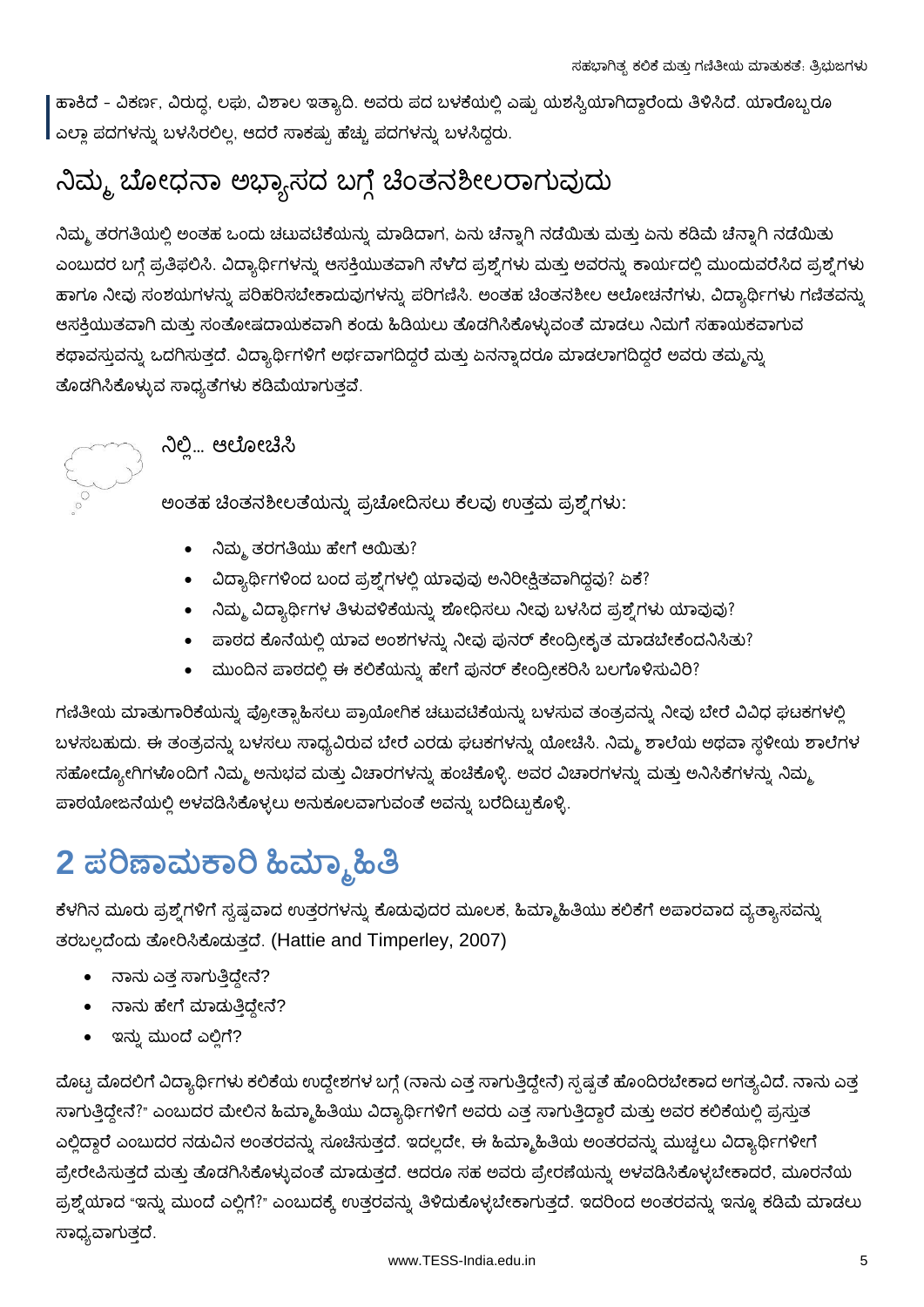ಹಾಕಿದೆ - ವಿಕರ್ಣ, ವಿರುದ್ಧ, ಲಘು, ವಿಶಾಲ ಇತ್ಯಾದಿ. ಅವರು ಪದ ಬಳಕೆಯಲ್ಲಿ ಎಷ್ಟು ಯಶಸ್ವಿಯಾಗಿದ್ದಾರೆಂದು ತಿಳಿಸಿದೆ. ಯಾರೊಬ್ಬರೂ ಎಲ್ಲಾ ಪದಗಳನ್ನು ಬಳಸಿರಲಿಲ್ಲ, ಆದರೆ ಸಾಕಷ್ಟು ಹೆಚ್ಚು ಪದಗಳನ್ನು ಬಳಸಿದ್ದರು.

## ನಿಮ್ಮ ಬೋಧನಾ ಅಭ್ಯಾಸದ ಬಗ್ಗೆ ಚಿಂತನಶೀಲರಾಗುವುದು

ನಿಮ್ಮ ತರಗತಿಯಲ್ಲಿ ಅಂತಹ ಒಂದು ಚಟುವಟಿಕೆಯನ್ನು ಮಾಡಿದಾಗ, ಏನು ಚೆನ್ನಾಗಿ ನಡೆಯಿತು ಮತ್ತು ಏನು ಕಡಿಮೆ ಚೆನ್ನಾಗಿ ನಡೆಯಿತು ಎಂಬುದರ ಬಗ್ಗೆ ಪ್ರತಿಫಲಿಸಿ. ವಿದ್ಯಾರ್ಥಿಗಳನ್ನು ಆಸಕ್ತಿಯುತವಾಗಿ ಸೆಳೆದ ಪ್ರಶ್ನೆಗಳು ಮತ್ತು ಅವರನ್ನು ಕಾರ್ಯದಲ್ಲಿ ಮುಂದುವರೆಸಿದ ಪ್ರಶ್ನೆಗಳು ಹಾಗೂ ನೀವು ಸಂಶಯಗಳನ್ನು ಪರಿಹರಿಸಬೇಕಾದುವುಗಳನ್ನು ಪರಿಗಣಿಸಿ. ಅಂತಹ ಚಿಂತನಶೀಲ ಆಲೋಚನೆಗಳು, ವಿದ್ಯಾರ್ಥಿಗಳು ಗಣಿತವನ್ನು ಆಸಕ್ತಿಯುತವಾಗಿ ಮತ್ತು ಸಂತೋಷದಾಯಕವಾಗಿ ಕಂಡು ಹಿಡಿಯಲು ತೊಡಗಿಸಿಕೊಳ್ಳುವಂತೆ ಮಾಡಲು ನಿಮಗೆ ಸಹಾಯಕವಾಗುವ ಕಥಾವಸ್ತುವನ್ನು ಒದಗಿಸುತ್ತದೆ. ವಿದ್ಯಾರ್ಥಿಗಳಿಗೆ ಅರ್ಥವಾಗದಿದ್ದರೆ ಮತ್ತು ಏನನ್ನಾದರೂ ಮಾಡಲಾಗದಿದ್ದರೆ ಅವರು ತಮ್ಮನ್ನು ತೊಡಗಿಸಿಕೊಳ್ಳುವ ಸಾಧ್ಯತೆಗಳು ಕಡಿಮೆಯಾಗುತ್ತವೆ.

### ನಿಲ್ಲಿ... ಆಲೋಚಿಸಿ

ಅಂತಹ ಚಿಂತನಶೀಲತೆಯನ್ನು ಪ್ರಚೋದಿಸಲು ಕೆಲವು ಉತ್ತಮ ಪ್ರಶ್ನೆಗಳು:

- ನಿಮ್ಮ ತರಗತಿಯು ಹೇಗೆ ಆಯಿತು?
- ವಿದ್ಯಾರ್ಥಿಗಳಿಂದ ಬಂದ ಪ್ರಶ್ನೆಗಳಲ್ಲಿ ಯಾವುವು ಅನಿರೀಕ್ಷಿತವಾಗಿದ್ದವು? ಏಕೆ?
- ನಿಮ್ಮ ವಿದ್ಯಾರ್ಥಿಗಳ ತಿಳುವಳಿಕೆಯನ್ನು ಶೋಧಿಸಲು ನೀವು ಬಳಸಿದ ಪ್ರಶ್ನೆಗಳು ಯಾವುವು?
- ಪಾಠದ ಕೊನೆಯಲ್ಲಿ ಯಾವ ಅಂಶಗಳನ್ನು ನೀವು ಪುನರ್ ಕೇಂದ್ರೀಕೃತ ಮಾಡಬೇಕೆಂದನಿಸಿತು?
- ಮುಂದಿನ ಪಾಠದಲ್ಲಿ ಈ ಕಲಿಕೆಯನ್ನು ಹೇಗೆ ಪುನರ್ ಕೇಂದ್ರೀಕರಿಸಿ ಬಲಗೊಳಿಸುವಿರಿ?

ಗಣಿತೀಯ ಮಾತುಗಾರಿಕೆಯನ್ನು ಪ್ರೋತ್ಸಾಹಿಸಲು ಪ್ರಾಯೋಗಿಕ ಚಟುವಟಿಕೆಯನ್ನು ಬಳಸುವ ತಂತ್ರವನ್ನು ನೀವು ಬೇರೆ ವಿವಿಧ ಘಟಕಗಳಲ್ಲಿ ಬಳಸಬಹುದು. ಈ ತಂತ್ರವನ್ನು ಬಳಸಲು ಸಾಧ್ಯವಿರುವ ಬೇರೆ ಎರಡು ಘಟಕಗಳನ್ನು ಯೋಚಿಸಿ. ನಿಮ್ಮ ಶಾಲೆಯ ಅಥವಾ ಸ್ಥಳೀಯ ಶಾಲೆಗಳ ಸಹೋದ್ಯೋಗಿಗಳೊಂದಿಗೆ ನಿಮ್ಮ ಅನುಭವ ಮತ್ತು ವಿಚಾರಗಳನ್ನು ಹಂಚಿಕೊಳ್ಳಿ. ಅವರ ವಿಚಾರಗಳನ್ನು ಮತ್ತು ಅನಿಸಿಕೆಗಳನ್ನು ನಿಮ್ಮ ಪಾಠಯೋಜನೆಯಲ್ಲಿ ಅಳವಡಿಸಿಕೊಳ್ಳಲು ಅನುಕೂಲವಾಗುವಂತೆ ಅವನ್ನು ಬರೆದಿಟ್ಟುಕೊಳ್ಳಿ.

# 2 ಪರಿಣಾಮಕಾರಿ ಹಿಮ್ಮಾಹಿತಿ

ಕೆಳಗಿನ ಮೂರು ಪ್ರಶ್ನೆಗಳಿಗೆ ಸ್ಪಷ್ಟವಾದ ಉತ್ತರಗಳನ್ನು ಕೊಡುವುದರ ಮೂಲಕ, ಹಿಮ್ಮಾಹಿತಿಯು ಕಲಿಕೆಗೆ ಅಪಾರವಾದ ವ್ಯತ್ಯಾಸವನ್ನು ತರಬಲ್ಲದೆಂದು ತೋರಿಸಿಕೊಡುತ್ತದೆ. (Hattie and Timperley, 2007)

- ನಾನು ಎತ್ತ ಸಾಗುತ್ತಿದ್ದೇನೆ?
- ನಾನು ಹೇಗೆ ಮಾಡುತ್ತಿದ್ದೇನೆ?
- ಇನ್ನು ಮುಂದೆ ಎಲ್ಲಿಗೆ?

ಮೊಟ್ಟ ಮೊದಲಿಗೆ ವಿದ್ಯಾರ್ಥಿಗಳು ಕಲಿಕೆಯ ಉದ್ದೇಶಗಳ ಬಗ್ಗೆ (ನಾನು ಎತ್ತ ಸಾಗುತ್ತಿದ್ದೇನೆ) ಸ್ಪಷ್ಟತೆ ಹೊಂದಿರಬೇಕಾದ ಅಗತ್ಯವಿದೆ. ನಾನು ಎತ್ತ ಸಾಗುತ್ತಿದ್ದೇನೆ?" ಎಂಬುದರ ಮೇಲಿನ ಹಿಮ್ಮಾಹಿತಿಯು ವಿದ್ಯಾರ್ಥಿಗಳಿಗೆ ಅವರು ಎತ್ತ ಸಾಗುತ್ತಿದ್ದಾರೆ ಮತ್ತು ಅವರ ಕಲಿಕೆಯಲ್ಲಿ ಪ್ರಸ್ತುತ ಎಲ್ಲಿದ್ದಾರೆ ಎಂಬುದರ ನಡುವಿನ ಅಂತರವನ್ನು ಸೂಚಿಸುತ್ತದೆ. ಇದಲ್ಲದೇ, ಈ ಹಿಮ್ಮಾಹಿತಿಯ ಅಂತರವನ್ನು ಮುಚ್ಚಲು ವಿದ್ಯಾರ್ಥಿಗಳೀಗೆ ಪ್ರೇರೇಪಿಸುತ್ತದೆ ಮತ್ತು ತೊಡಗಿಸಿಕೊಳ್ಳುವಂತೆ ಮಾಡುತ್ತದೆ. ಆದರೂ ಸಹ ಅವರು ಪ್ರೇರಣೆಯನ್ನು ಅಳವಡಿಸಿಕೊಳ್ಳಬೇಕಾದರೆ, ಮೂರನೆಯ ಪ್ರಶ್ನೆಯಾದ "ಇನ್ನು ಮುಂದೆ ಎಲ್ಲಿಗೆ?" ಎಂಬುದಕ್ಕೆ ಉತ್ತರವನ್ನು ತಿಳಿದುಕೊಳ್ಳಬೇಕಾಗುತ್ತದೆ. ಇದರಿಂದ ಅಂತರವನ್ನು ಇನ್ನೂ ಕಡಿಮೆ ಮಾಡಲು ಸಾಧ್ಯವಾಗುತ್ತದೆ.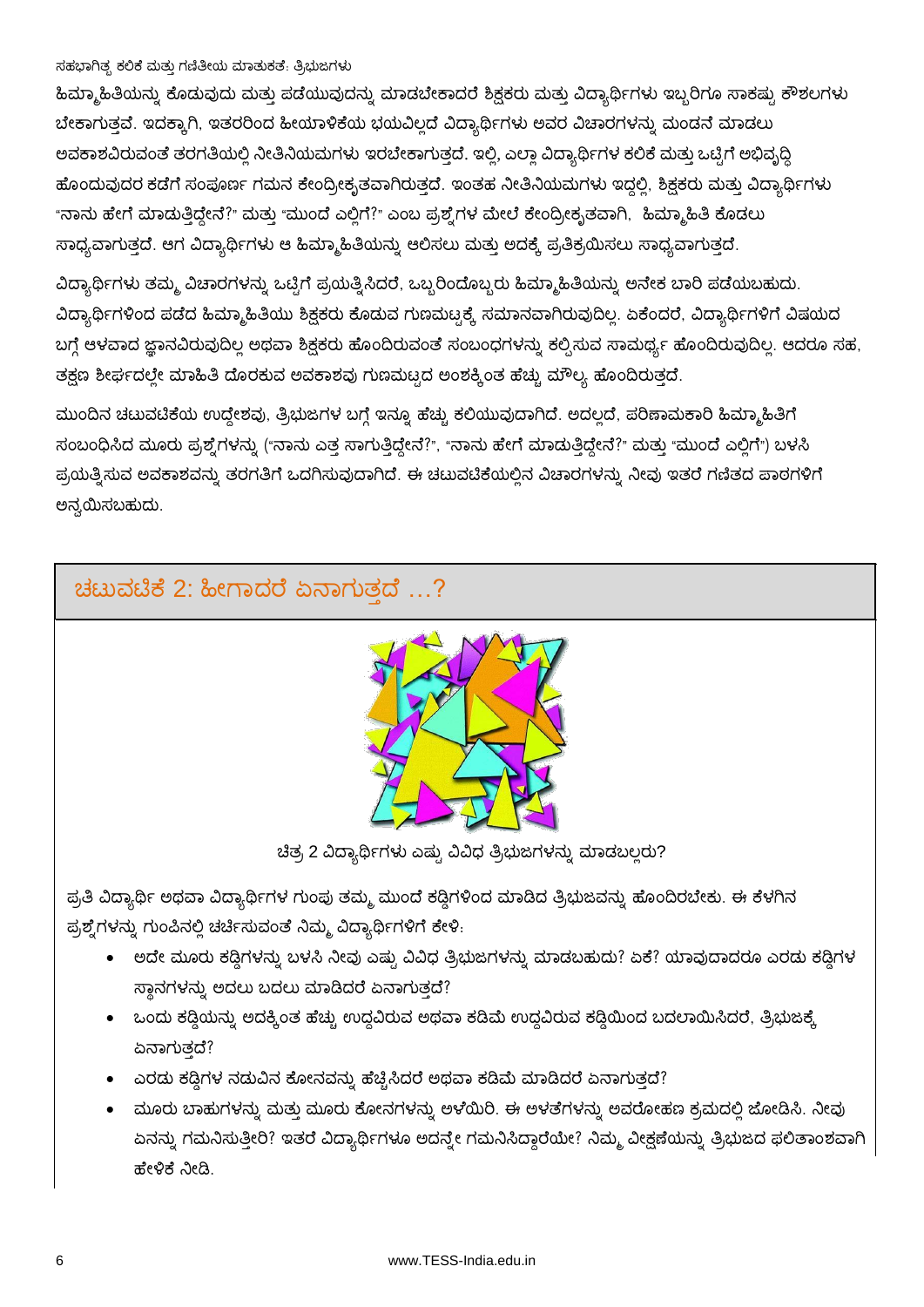ಹಿಮ್ಮಾಹಿತಿಯನ್ನು ಕೊಡುವುದು ಮತ್ತು ಪಡೆಯುವುದನ್ನು ಮಾಡಬೇಕಾದರೆ ಶಿಕ್ಷಕರು ಮತ್ತು ವಿದ್ಯಾರ್ಥಿಗಳು ಇಬ್ಬರಿಗೂ ಸಾಕಷ್ಟು ಕೌಶಲಗಳು ಬೇಕಾಗುತ್ತವೆ. ಇದಕ್ಕಾಗಿ, ಇತರರಿಂದ ಹೀಯಾಳಿಕೆಯ ಭಯವಿಲ್ಲದೆ ವಿದ್ಯಾರ್ಥಿಗಳು ಅವರ ವಿಚಾರಗಳನ್ನು ಮಂಡನೆ ಮಾಡಲು ಅವಕಾಶವಿರುವಂತೆ ತರಗತಿಯಲ್ಲಿ ನೀತಿನಿಯಮಗಳು ಇರಬೇಕಾಗುತ್ತದೆ. ಇಲ್ಲಿ, ಎಲ್ಲಾ ವಿದ್ಯಾರ್ಥಿಗಳ ಕಲಿಕೆ ಮತ್ತು ಒಟ್ಟಿಗೆ ಅಭಿವೃದ್ಧಿ ಹೊಂದುವುದರ ಕಡೆಗೆ ಸಂಪೂರ್ಣ ಗಮನ ಕೇಂದ್ರೀಕೃತವಾಗಿರುತ್ತದೆ. ಇಂತಹ ನೀತಿನಿಯಮಗಳು ಇದ್ದಲ್ಲಿ, ಶಿಕ್ಷಕರು ಮತ್ತು ವಿದ್ಯಾರ್ಥಿಗಳು "ನಾನು ಹೇಗೆ ಮಾಡುತ್ತಿದ್ದೇನೆ?" ಮತ್ತು "ಮುಂದೆ ಎಲ್ಲಿಗೆ?" ಎಂಬ ಪ್ರಶ್ನೆಗಳ ಮೇಲೆ ಕೇಂದ್ರೀಕೃತವಾಗಿ, ಹಿಮ್ಮಾಹಿತಿ ಕೊಡಲು ಸಾಧ್ಯವಾಗುತ್ತದೆ. ಆಗ ವಿದ್ಯಾರ್ಥಿಗಳು ಆ ಹಿಮ್ಮಾಹಿತಿಯನ್ನು ಆಲಿಸಲು ಮತ್ತು ಅದಕ್ಕೆ ಪ್ರತಿಕ್ರಯಿಸಲು ಸಾಧ್ಯವಾಗುತ್ತದೆ.

ವಿದ್ಯಾರ್ಥಿಗಳು ತಮ್ಮ ವಿಚಾರಗಳನ್ನು ಒಟ್ಟಿಗೆ ಪ್ರಯತ್ನಿಸಿದರೆ, ಒಬ್ಬರಿಂದೊಬ್ಬರು ಹಿಮ್ಮಾಹಿತಿಯನ್ನು ಅನೇಕ ಬಾರಿ ಪಡೆಯಬಹುದು. ವಿದ್ಯಾರ್ಥಿಗಳಿಂದ ಪಡೆದ ಹಿಮ್ಮಾಹಿತಿಯು ಶಿಕ್ಷಕರು ಕೊಡುವ ಗುಣಮಟ್ಟಕ್ಕೆ ಸಮಾನವಾಗಿರುವುದಿಲ್ಲ. ಏಕೆಂದರೆ, ವಿದ್ಯಾರ್ಥಿಗಳಿಗೆ ವಿಷಯದ ಬಗ್ಗೆ ಆಳವಾದ ಜ್ಞಾನವಿರುವುದಿಲ್ಲ ಅಥವಾ ಶಿಕ್ಷಕರು ಹೊಂದಿರುವಂತೆ ಸಂಬಂಧಗಳನ್ನು ಕಲ್ಪಿಸುವ ಸಾಮರ್ಥ್ಯ ಹೊಂದಿರುವುದಿಲ್ಲ. ಆದರೂ ಸಹ, ತಕ್ಷಣ ಶೀರ್ಘದಲ್ಲೇ ಮಾಹಿತಿ ದೊರಕುವ ಅವಕಾಶವು ಗುಣಮಟ್ಟದ ಅಂಶಕ್ಕಿಂತ ಹೆಚ್ಚು ಮೌಲ್ಯ ಹೊಂದಿರುತ್ತದೆ.

ಮುಂದಿನ ಚಟುವಟಿಕೆಯ ಉದ್ದೇಶವು, ತ್ರಿಭುಜಗಳ ಬಗ್ಗೆ ಇನ್ನೂ ಹೆಚ್ಚು ಕಲಿಯುವುದಾಗಿದೆ. ಅದಲ್ಲದೆ, ಪರಿಣಾಮಕಾರಿ ಹಿಮ್ಮಾಹಿತಿಗೆ ಸಂಬಂಧಿಸಿದ ಮೂರು ಪ್ರಶ್ನೆಗಳನ್ನು ("ನಾನು ಎತ್ತ ಸಾಗುತ್ತಿದ್ದೇನೆ?", "ನಾನು ಹೇಗೆ ಮಾಡುತ್ತಿದ್ದೇನೆ?" ಮತ್ತು "ಮುಂದೆ ಎಲ್ಲಿಗೆ") ಬಳಸಿ ಪ್ರಯತ್ನಿಸುವ ಅವಕಾಶವನ್ನು ತರಗತಿಗೆ ಒದಗಿಸುವುದಾಗಿದೆ. ಈ ಚಟುವಟಿಕೆಯಲ್ಲಿನ ವಿಚಾರಗಳನ್ನು ನೀವು ಇತರೆ ಗಣಿತದ ಪಾಠಗಳಿಗೆ ಅನ್ವಯಿಸಬಹುದು.

## ಚಟುವಟಿಕೆ 2: ಹೀಗಾದರೆ ಏನಾಗುತ್ತದೆ …?

ಚಿತ್ರ 2 ವಿದ್ಯಾರ್ಥಿಗಳು ಎಷ್ಟು ವಿವಿಧ ತ್ರಿಭುಜಗಳನ್ನು ಮಾಡಬಲ್ಲರು?

ಪ್ರತಿ ವಿದ್ಯಾರ್ಥಿ ಅಥವಾ ವಿದ್ಯಾರ್ಥಿಗಳ ಗುಂಪು ತಮ್ಮ ಮುಂದೆ ಕಡ್ಡಿಗಳಿಂದ ಮಾಡಿದ ತ್ರಿಭುಜವನ್ನು ಹೊಂದಿರಬೇಕು. ಈ ಕೆಳಗಿನ ಪ್ರಶ್ನೆಗಳನ್ನು ಗುಂಪಿನಲ್ಲಿ ಚರ್ಚಿಸುವಂತೆ ನಿಮ್ಮ ವಿದ್ಯಾರ್ಥಿಗಳಿಗೆ ಕೇಳಿ:

- ಅದೇ ಮೂರು ಕಡ್ಡಿಗಳನ್ನು ಬಳಸಿ ನೀವು ಎಷ್ಟು ವಿವಿಧ ತ್ರಿಭುಜಗಳನ್ನು ಮಾಡಬಹುದು? ಏಕೆ? ಯಾವುದಾದರೂ ಎರಡು ಕಡ್ಡಿಗಳ ಸ್ಥಾನಗಳನ್ನು ಅದಲು ಬದಲು ಮಾಡಿದರೆ ಏನಾಗುತ್ತದೆ?
- ಒಂದು ಕಡ್ಡಿಯನ್ನು ಅದಕ್ಕಿಂತ ಹೆಚ್ಚು ಉದ್ದವಿರುವ ಅಥವಾ ಕಡಿಮೆ ಉದ್ದವಿರುವ ಕಡ್ಡಿಯಿಂದ ಬದಲಾಯಿಸಿದರೆ, ತ್ರಿಭುಜಕ್ಕೆ ಏನಾಗುತ್ತದೆ?
- ಎರಡು ಕಡ್ಡಿಗಳ ನಡುವಿನ ಕೋನವನ್ನು ಹೆಚ್ಚಿಸಿದರೆ ಅಥವಾ ಕಡಿಮೆ ಮಾಡಿದರೆ ಏನಾಗುತ್ತದೆ?
- ಮೂರು ಬಾಹುಗಳನ್ನು ಮತ್ತು ಮೂರು ಕೋನಗಳನ್ನು ಅಳೆಯಿರಿ. ಈ ಅಳತೆಗಳನ್ನು ಅವರೋಹಣ ಕ್ರಮದಲ್ಲಿ ಜೋಡಿಸಿ. ನೀವು ಏನನ್ನು ಗಮನಿಸುತ್ತೀರಿ? ಇತರೆ ವಿದ್ಯಾರ್ಥಿಗಳೂ ಅದನ್ನೇ ಗಮನಿಸಿದ್ದಾರೆಯೇ? ನಿಮ್ಮ ವೀಕ್ಷಣೆಯನ್ನು ತ್ರಿಭುಜದ ಫಲಿತಾಂಶವಾಗಿ ಹೇಳಿಕೆ ನೀಡಿ.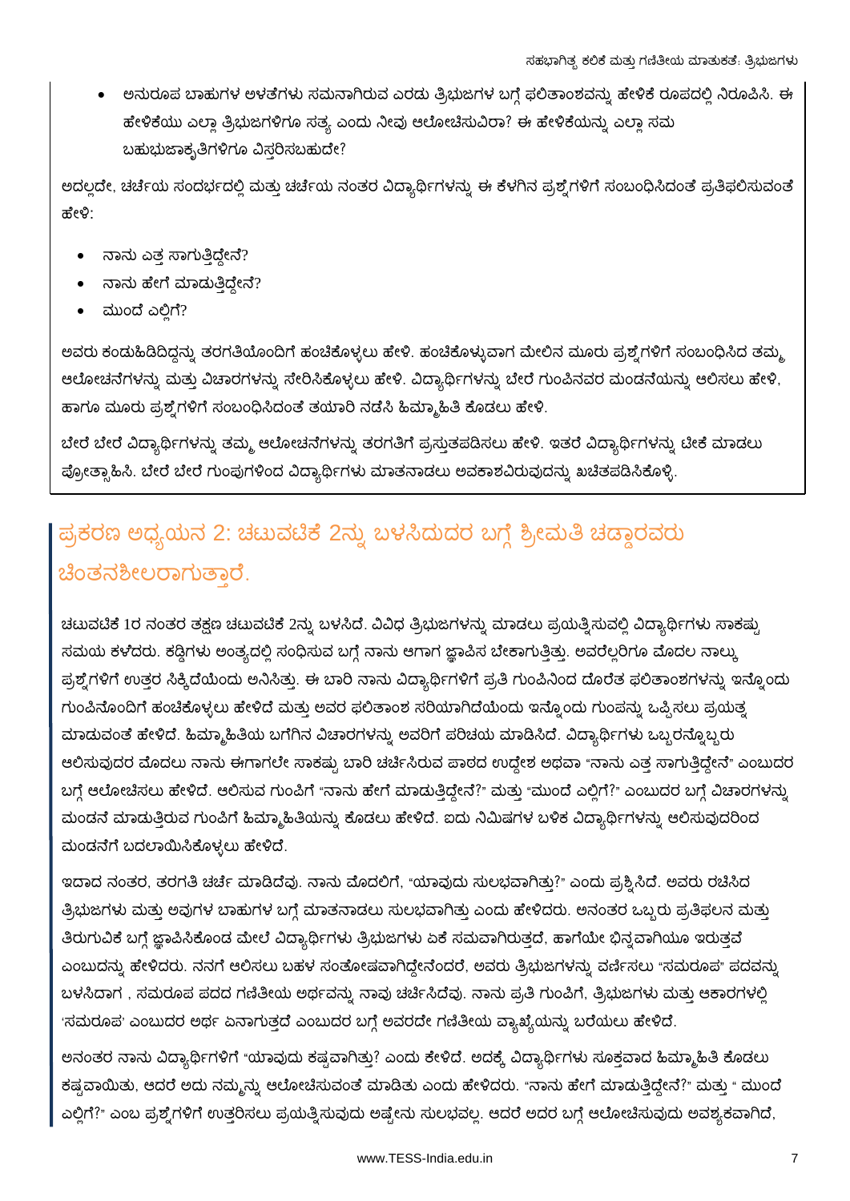- ಅನುರೂಪ ಬಾಹುಗಳ ಅಳತೆಗಳು ಸಮನಾಗಿರುವ ಎರಡು ತ್ರಿಭುಜಗಳ ಬಗ್ಗೆ ಫಲಿತಾಂಶವನ್ನು ಹೇಳಿಕೆ ರೂಪದಲ್ಲಿ ನಿರೂಪಿಸಿ. ಈ ಹೇಳಿಕೆಯು ಎಲ್ಲಾ ತ್ರಿಭುಜಗಳಿಗೂ ಸತ್ಯ ಎಂದು ನೀವು ಆಲೋಚಿಸುವಿರಾ? ಈ ಹೇಳಿಕೆಯನ್ನು ಎಲ್ಲಾ ಸಮ ಬಹುಭುಜಾಕೃತಿಗಳಿಗೂ ವಿಸ್ತರಿಸಬಹುದೇ?

ಅದಲ್ಲದೇ, ಚರ್ಚೆಯ ಸಂದರ್ಭದಲ್ಲಿ ಮತ್ತು ಚರ್ಚೆಯ ನಂತರ ವಿದ್ಯಾರ್ಥಿಗಳನ್ನು ಈ ಕೆಳಗಿನ ಪ್ರಶ್ನೆಗಳಿಗೆ ಸಂಬಂಧಿಸಿದಂತೆ ಪ್ರತಿಫಲಿಸುವಂತೆ ಹೇಳಿ:

- ನಾನು ಎತ್ತ ಸಾಗುತ್ತಿದ್ದೇನೆ?
- ನಾನು ಹೇಗೆ ಮಾಡುತ್ತಿದ್ದೇನೆ?
- ಮುಂದೆ ಎಲ್ಲಿಗೆ?

ಅವರು ಕಂಡುಹಿಡಿದಿದ್ದನ್ನು ತರಗತಿಯೊಂದಿಗೆ ಹಂಚಿಕೊಳ್ಳಲು ಹೇಳಿ. ಹಂಚಿಕೊಳ್ಳುವಾಗ ಮೇಲಿನ ಮೂರು ಪ್ರಶ್ನೆಗಳಿಗೆ ಸಂಬಂಧಿಸಿದ ತಮ್ಮ ಆಲೋಚನೆಗಳನ್ನು ಮತ್ತು ವಿಚಾರಗಳನ್ನು ಸೇರಿಸಿಕೊಳ್ಳಲು ಹೇಳಿ. ವಿದ್ಯಾರ್ಥಿಗಳನ್ನು ಬೇರೆ ಗುಂಪಿನವರ ಮಂಡನೆಯನ್ನು ಆಲಿಸಲು ಹೇಳಿ, ಹಾಗೂ ಮೂರು ಪ್ರಶ್ನೆಗಳಿಗೆ ಸಂಬಂಧಿಸಿದಂತೆ ತಯಾರಿ ನಡೆಸಿ ಹಿಮ್ಮಾಹಿತಿ ಕೊಡಲು ಹೇಳಿ.

ಬೇರೆ ಬೇರೆ ವಿದ್ಯಾರ್ಥಿಗಳನ್ನು ತಮ್ಮ ಆಲೋಚನೆಗಳನ್ನು ತರಗತಿಗೆ ಪ್ರಸ್ತುತಪಡಿಸಲು ಹೇಳಿ. ಇತರೆ ವಿದ್ಯಾರ್ಥಿಗಳನ್ನು ಟೀಕೆ ಮಾಡಲು ಪ್ರೋತ್ಸಾಹಿಸಿ. ಬೇರೆ ಬೇರೆ ಗುಂಪುಗಳಿಂದ ವಿದ್ಯಾರ್ಥಿಗಳು ಮಾತನಾಡಲು ಅವಕಾಶವಿರುವುದನ್ನು ಖಚಿತಪಡಿಸಿಕೊಳ್ಳಿ.

## ಪ್ರಕರಣ ಅಧ್ಯಯನ 2: ಚಟುವಟಿಕೆ 2ನ್ನು ಬಳಸಿದುದರ ಬಗ್ಗೆ ಶ್ರೀಮತಿ ಚಡ್ಡಾರವರು ಚಿಂತನಶೀಲರಾಗುತ್ತಾರೆ.

ಚಟುವಟಿಕೆ 1ರ ನಂತರ ತಕ್ಷಣ ಚಟುವಟಿಕೆ 2ನ್ನು ಬಳಸಿದೆ. ವಿವಿಧ ತ್ರಿಭುಜಗಳನ್ನು ಮಾಡಲು ಪ್ರಯತ್ನಿಸುವಲ್ಲಿ ವಿದ್ಯಾರ್ಥಿಗಳು ಸಾಕಷ್ಟು ಸಮಯ ಕಳೆದರು. ಕಡ್ಡಿಗಳು ಅಂತ್ಯದಲ್ಲಿ ಸಂಧಿಸುವ ಬಗ್ಗೆ ನಾನು ಆಗಾಗ ಜ್ಞಾಪಿಸ ಬೇಕಾಗುತ್ತಿತ್ತು. ಅವರೆಲ್ಲರಿಗೂ ಮೊದಲ ನಾಲ್ಕು ಪ್ರಶ್ನೆಗಳಿಗೆ ಉತ್ತರ ಸಿಕ್ಕಿದೆಯೆಂದು ಅನಿಸಿತು. ಈ ಬಾರಿ ನಾನು ವಿದ್ಯಾರ್ಥಿಗಳಿಗೆ ಪ್ರತಿ ಗುಂಪಿನಿಂದ ದೊರೆತ ಫಲಿತಾಂಶಗಳನ್ನು ಇನ್ನೊಂದು ಗುಂಪಿನೊಂದಿಗೆ ಹಂಚಿಕೊಳ್ಳಲು ಹೇಳಿದೆ ಮತ್ತು ಅವರ ಫಲಿತಾಂಶ ಸರಿಯಾಗಿದೆಯೆಂದು ಇನ್ನೊಂದು ಗುಂಪನ್ನು ಒಪ್ಪಿಸಲು ಪ್ರಯತ್ನ ಮಾಡುವಂತೆ ಹೇಳಿದೆ. ಹಿಮ್ಮಾಹಿತಿಯ ಬಗೆಗಿನ ವಿಚಾರಗಳನ್ನು ಅವರಿಗೆ ಪರಿಚಯ ಮಾಡಿಸಿದೆ. ವಿದ್ಯಾರ್ಥಿಗಳು ಒಬ್ಬರನ್ನೊಬ್ಬರು ಆಲಿಸುವುದರ ಮೊದಲು ನಾನು ಈಗಾಗಲೇ ಸಾಕಷ್ಟು ಬಾರಿ ಚರ್ಚಿಸಿರುವ ಪಾಠದ ಉದ್ದೇಶ ಅಥವಾ "ನಾನು ಎತ್ತ ಸಾಗುತ್ತಿದ್ದೇನೆ" ಎಂಬುದರ ಬಗ್ಗೆ ಆಲೋಚಿಸಲು ಹೇಳಿದೆ. ಆಲಿಸುವ ಗುಂಪಿಗೆ "ನಾನು ಹೇಗೆ ಮಾಡುತ್ತಿದ್ದೇನೆ?" ಮತ್ತು "ಮುಂದೆ ಎಲ್ಲಿಗೆ?" ಎಂಬುದರ ಬಗ್ಗೆ ವಿಚಾರಗಳನ್ನು ಮಂಡನೆ ಮಾಡುತ್ತಿರುವ ಗುಂಪಿಗೆ ಹಿಮ್ಮಾಹಿತಿಯನ್ನು ಕೊಡಲು ಹೇಳಿದೆ. ಐದು ನಿಮಿಷಗಳ ಬಳಿಕ ವಿದ್ಯಾರ್ಥಿಗಳನ್ನು ಆಲಿಸುವುದರಿಂದ ಮಂಡನೆಗೆ ಬದಲಾಯಿಸಿಕೊಳ್ಳಲು ಹೇಳಿದೆ.

ಇದಾದ ನಂತರ, ತರಗತಿ ಚರ್ಚೆ ಮಾಡಿದೆವು. ನಾನು ಮೊದಲಿಗೆ, "ಯಾವುದು ಸುಲಭವಾಗಿತ್ತು?" ಎಂದು ಪ್ರಶ್ನಿಸಿದೆ. ಅವರು ರಚಿಸಿದ ತ್ರಿಭುಜಗಳು ಮತ್ತು ಅವುಗಳ ಬಾಹುಗಳ ಬಗ್ಗೆ ಮಾತನಾಡಲು ಸುಲಭವಾಗಿತ್ತು ಎಂದು ಹೇಳಿದರು. ಅನಂತರ ಒಬ್ಬರು ಪ್ರತಿಫಲನ ಮತ್ತು ತಿರುಗುವಿಕೆ ಬಗ್ಗೆ ಜ್ಞಾಪಿಸಿಕೊಂಡ ಮೇಲೆ ವಿದ್ಯಾರ್ಥಿಗಳು ತ್ರಿಭುಜಗಳು ಏಕೆ ಸಮವಾಗಿರುತ್ತದೆ, ಹಾಗೆಯೇ ಭಿನ್ನವಾಗಿಯೂ ಇರುತ್ತವೆ ಎಂಬುದನ್ನು ಹೇಳಿದರು. ನನಗೆ ಆಲಿಸಲು ಬಹಳ ಸಂತೋಷವಾಗಿದ್ದೇನೆಂದರೆ, ಅವರು ತ್ರಿಭುಜಗಳನ್ನು ವರ್ಣಿಸಲು "ಸಮರೂಪ" ಪದವನ್ನು ಬಳಸಿದಾಗ , ಸಮರೂಪ ಪದದ ಗಣಿತೀಯ ಅರ್ಥವನ್ನು ನಾವು ಚರ್ಚಿಸಿದೆವು. ನಾನು ಪ್ರತಿ ಗುಂಪಿಗೆ, ತ್ರಿಭುಜಗಳು ಮತ್ತು ಆಕಾರಗಳಲ್ಲಿ 'ಸಮರೂಪ' ಎಂಬುದರ ಅರ್ಥ ಏನಾಗುತ್ತದೆ ಎಂಬುದರ ಬಗ್ಗೆ ಅವರದೇ ಗಣಿತೀಯ ವ್ಯಾಖ್ಯೆಯನ್ನು ಬರೆಯಲು ಹೇಳಿದೆ.

ಅನಂತರ ನಾನು ವಿದ್ಯಾರ್ಥಿಗಳಿಗೆ "ಯಾವುದು ಕಷ್ಟವಾಗಿತ್ತು? ಎಂದು ಕೇಳಿದೆ. ಅದಕ್ಕೆ ವಿದ್ಯಾರ್ಥಿಗಳು ಸೂಕ್ತವಾದ ಹಿಮ್ಮಾಹಿತಿ ಕೊಡಲು ಕಷ್ಟವಾಯಿತು, ಆದರೆ ಅದು ನಮ್ಮನ್ನು ಆಲೋಚಿಸುವಂತೆ ಮಾಡಿತು ಎಂದು ಹೇಳಿದರು. "ನಾನು ಹೇಗೆ ಮಾಡುತ್ತಿದ್ದೇನೆ?" ಮತ್ತು " ಮುಂದೆ ಎಲ್ಲಿಗೆ?" ಎಂಬ ಪ್ರಶ್ನೆಗಳಿಗೆ ಉತ್ತರಿಸಲು ಪ್ರಯತ್ನಿಸುವುದು ಅಷ್ಟೇನು ಸುಲಭವಲ್ಲ. ಆದರೆ ಅದರ ಬಗ್ಗೆ ಆಲೋಚಿಸುವುದು ಅವಶ್ಯಕವಾಗಿದೆ,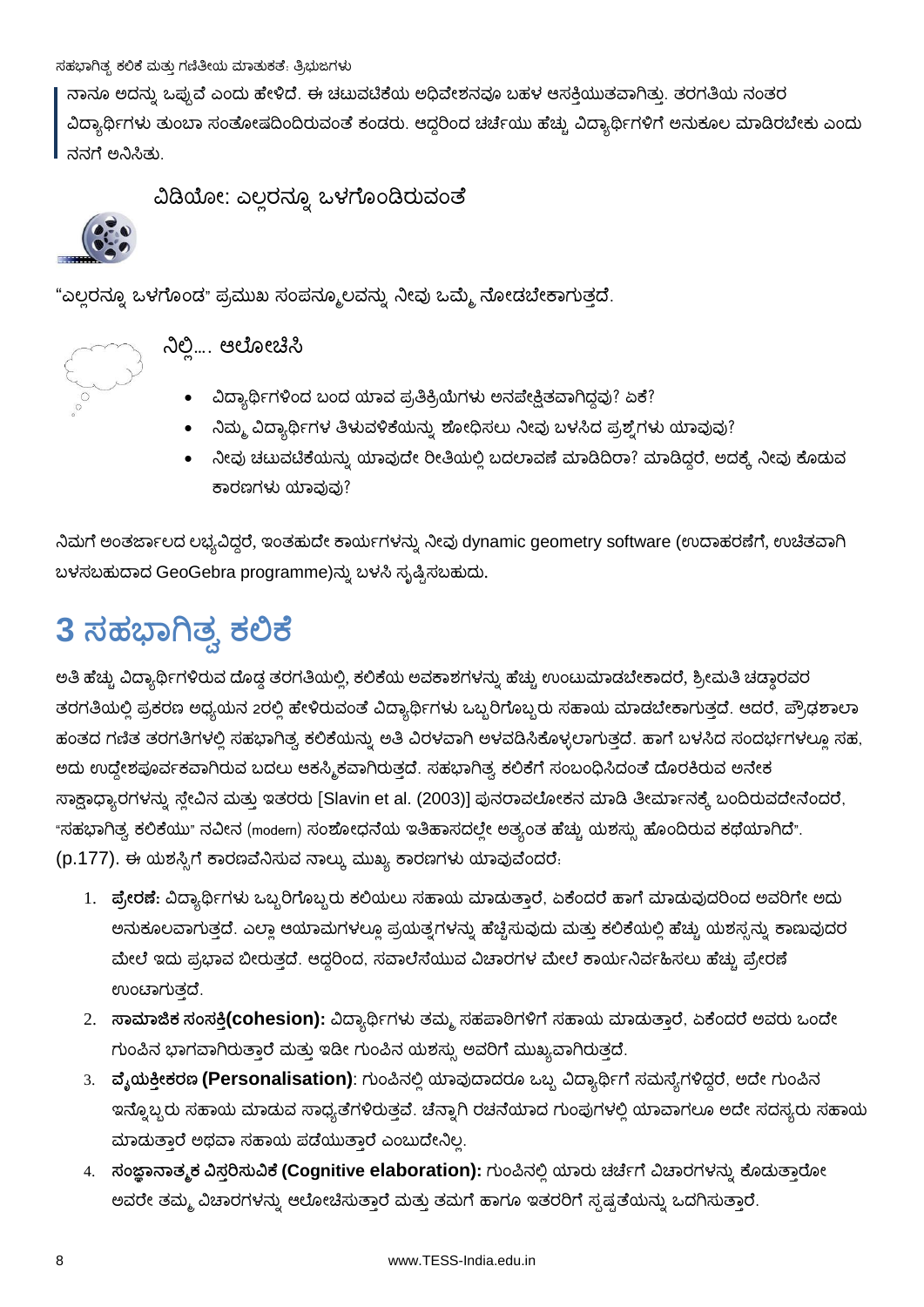ನಾನೂ ಅದನ್ನು ಒಪ್ಪುವೆ ಎಂದು ಹೇಳಿದೆ. ಈ ಚಟುವಟಿಕೆಯ ಅಧಿವೇಶನವೂ ಬಹಳ ಆಸಕ್ತಿಯುತವಾಗಿತ್ತು. ತರಗತಿಯ ನಂತರ ವಿದ್ಯಾರ್ಥಿಗಳು ತುಂಬಾ ಸಂತೋಷದಿಂದಿರುವಂತೆ ಕಂಡರು. ಆದ್ದರಿಂದ ಚರ್ಚೆಯು ಹೆಚ್ಚು ವಿದ್ಯಾರ್ಥಿಗಳಿಗೆ ಅನುಕೂಲ ಮಾಡಿರಬೇಕು ಎಂದು ನನಗೆ ಅನಿಸಿತು.

### ವಿಡಿಯೋ: ಎಲ್ಲರನ್ನೂ ಒಳಗೊಂಡಿರುವಂತೆ

"ಎಲ್ಲರನ್ನೂ ಒಳಗೊಂಡ" ಪ್ರಮುಖ ಸಂಪನ್ಮೂಲವನ್ನು ನೀವು ಒಮ್ಮೆ ನೋಡಬೇಕಾಗುತ್ತದೆ.

### ನಿಲ್ಲಿ.... ಆಲೋಚಿಸಿ

- ವಿದ್ಯಾರ್ಥಿಗಳಿಂದ ಬಂದ ಯಾವ ಪ್ರತಿಕ್ರಿಯೆಗಳು ಅನಪೇಕ್ಷಿತವಾಗಿದ್ದವು? ಏಕೆ?
- ನಿಮ್ಮ ವಿದ್ಯಾರ್ಥಿಗಳ ತಿಳುವಳಿಕೆಯನ್ನು ಶೋಧಿಸಲು ನೀವು ಬಳಸಿದ ಪ್ರಶ್ನೆಗಳು ಯಾವುವು?
- ನೀವು ಚಟುವಟಿಕೆಯನ್ನು ಯಾವುದೇ ರೀತಿಯಲ್ಲಿ ಬದಲಾವಣೆ ಮಾಡಿದಿರಾ? ಮಾಡಿದ್ದರೆ, ಅದಕ್ಕೆ ನೀವು ಕೊಡುವ ಕಾರಣಗಳು ಯಾವುವು?

ನಿಮಗೆ ಅಂತರ್ಜಾಲದ ಲಭ್ಯವಿದ್ದರೆ, ಇಂತಹುದೇ ಕಾರ್ಯಗಳನ್ನು ನೀವು dynamic geometry software (ಉದಾಹರಣೆಗೆ, ಉಚಿತವಾಗಿ ಬಳಸಬಹುದಾದ GeoGebra programme)ನ್ನು ಬಳಸಿ ಸೃಷ್ಟಿಸಬಹುದು.

# 3 ಸಹಭಾಗಿತ್ವ ಕಲಿಕೆ

ಅತಿ ಹೆಚ್ಚು ವಿದ್ಯಾರ್ಥಿಗಳಿರುವ ದೊಡ್ಡ ತರಗತಿಯಲ್ಲಿ, ಕಲಿಕೆಯ ಅವಕಾಶಗಳನ್ನು ಹೆಚ್ಚು ಉಂಟುಮಾಡಬೇಕಾದರೆ, ಶ್ರೀಮತಿ ಚಡ್ಡಾರವರ ತರಗತಿಯಲ್ಲಿ ಪ್ರಕರಣ ಅಧ್ಯಯನ 2ರಲ್ಲಿ ಹೇಳಿರುವಂತೆ ವಿದ್ಯಾರ್ಥಿಗಳು ಒಬ್ಬರಿಗೊಬ್ಬರು ಸಹಾಯ ಮಾಡಬೇಕಾಗುತ್ತದೆ. ಆದರೆ, ಪ್ರೌಢಶಾಲಾ ಹಂತದ ಗಣಿತ ತರಗತಿಗಳಲ್ಲಿ ಸಹಭಾಗಿತ್ವ ಕಲಿಕೆಯನ್ನು ಅತಿ ವಿರಳವಾಗಿ ಅಳವಡಿಸಿಕೊಳ್ಳಲಾಗುತ್ತದೆ. ಹಾಗೆ ಬಳಸಿದ ಸಂದರ್ಭಗಳಲ್ಲೂ ಸಹ, ಅದು ಉದ್ದೇಶಪೂರ್ವಕವಾಗಿರುವ ಬದಲು ಆಕಸ್ಮಿಕವಾಗಿರುತ್ತದೆ. ಸಹಭಾಗಿತ್ವ ಕಲಿಕೆಗೆ ಸಂಬಂಧಿಸಿದಂತೆ ದೊರಕಿರುವ ಅನೇಕ ಸಾಕ್ಷಾಧ್ಯಾರಗಳನ್ನು ಸ್ಲೇವಿನ ಮತ್ತು ಇತರರು [Slavin et al. (2003)] ಪುನರಾವಲೋಕನ ಮಾಡಿ ತೀರ್ಮಾನಕ್ಕೆ ಬಂದಿರುವದೇನೆಂದರೆ, "ಸಹಭಾಗಿತ್ವ ಕಲಿಕೆಯು" ನವೀನ (modern) ಸಂಶೋಧನೆಯ ಇತಿಹಾಸದಲ್ಲೇ ಅತ್ಯಂತ ಹೆಚ್ಚು ಯಶಸ್ಸು ಹೊಂದಿರುವ ಕಥೆಯಾಗಿದೆ". (p.177). ಈ ಯಶಸ್ಸಿಗೆ ಕಾರಣವೆನಿಸುವ ನಾಲ್ಕು ಮುಖ್ಯ ಕಾರಣಗಳು ಯಾವುವೆಂದರೆ:

1. **ಪ್ರೇರಣೆ:** ವಿದ್ಯಾರ್ಥಿಗಳು ಒಬ್ಬರಿಗೊಬ್ಬರು ಕಲಿಯಲು ಸಹಾಯ ಮಾಡುತ್ತಾರೆ, ಏಕೆಂದರೆ ಹಾಗೆ ಮಾಡುವುದರಿಂದ ಅವರಿಗೇ ಅದು ಅನುಕೂಲವಾಗುತ್ತದೆ. ಎಲ್ಲಾ ಆಯಾಮಗಳಲ್ಲೂ ಪ್ರಯತ್ನಗಳನ್ನು ಹೆಚ್ಚಿಸುವುದು ಮತ್ತು ಕಲಿಕೆಯಲ್ಲಿ ಹೆಚ್ಚು ಯಶಸ್ಸನ್ನು ಕಾಣುವುದರ ಮೇಲೆ ಇದು ಪ್ರಭಾವ ಬೀರುತ್ತದೆ. ಆದ್ದರಿಂದ, ಸವಾಲೆಸೆಯುವ ವಿಚಾರಗಳ ಮೇಲೆ ಕಾರ್ಯನಿರ್ವಹಿಸಲು ಹೆಚ್ಚು ಪ್ರೇರಣೆ ಉಂಟಾಗುತ್ತದೆ.
2. **ಸಾಮಾಜಿಕ ಸಂಸಕ್ತಿ(cohesion):** ವಿದ್ಯಾರ್ಥಿಗಳು ತಮ್ಮ ಸಹಪಾಠಿಗಳಿಗೆ ಸಹಾಯ ಮಾಡುತ್ತಾರೆ, ಏಕೆಂದರೆ ಅವರು ಒಂದೇ ಗುಂಪಿನ ಭಾಗವಾಗಿರುತ್ತಾರೆ ಮತ್ತು ಇಡೀ ಗುಂಪಿನ ಯಶಸ್ಸು ಅವರಿಗೆ ಮುಖ್ಯವಾಗಿರುತ್ತದೆ.
3. **ವೈಯಕ್ತೀಕರಣ (Personalisation)**: ಗುಂಪಿನಲ್ಲಿ ಯಾವುದಾದರೂ ಒಬ್ಬ ವಿದ್ಯಾರ್ಥಿಗೆ ಸಮಸ್ಯೆಗಳಿದ್ದರೆ, ಅದೇ ಗುಂಪಿನ ಇನ್ನೊಬ್ಬರು ಸಹಾಯ ಮಾಡುವ ಸಾಧ್ಯತೆಗಳಿರುತ್ತವೆ. ಚೆನ್ನಾಗಿ ರಚನೆಯಾದ ಗುಂಪುಗಳಲ್ಲಿ ಯಾವಾಗಲೂ ಅದೇ ಸದಸ್ಯರು ಸಹಾಯ ಮಾಡುತ್ತಾರೆ ಅಥವಾ ಸಹಾಯ ಪಡೆಯುತ್ತಾರೆ ಎಂಬುದೇನಿಲ್ಲ.
4. **ಸಂಜ್ಞಾನಾತ್ಮಕ ವಿಸ್ತರಿಸುವಿಕೆ (Cognitive elaboration):** ಗುಂಪಿನಲ್ಲಿ ಯಾರು ಚರ್ಚೆಗೆ ವಿಚಾರಗಳನ್ನು ಕೊಡುತ್ತಾರೋ ಅವರೇ ತಮ್ಮ ವಿಚಾರಗಳನ್ನು ಆಲೋಚಿಸುತ್ತಾರೆ ಮತ್ತು ತಮಗೆ ಹಾಗೂ ಇತರರಿಗೆ ಸ್ಪಷ್ಟತೆಯನ್ನು ಒದಗಿಸುತ್ತಾರೆ.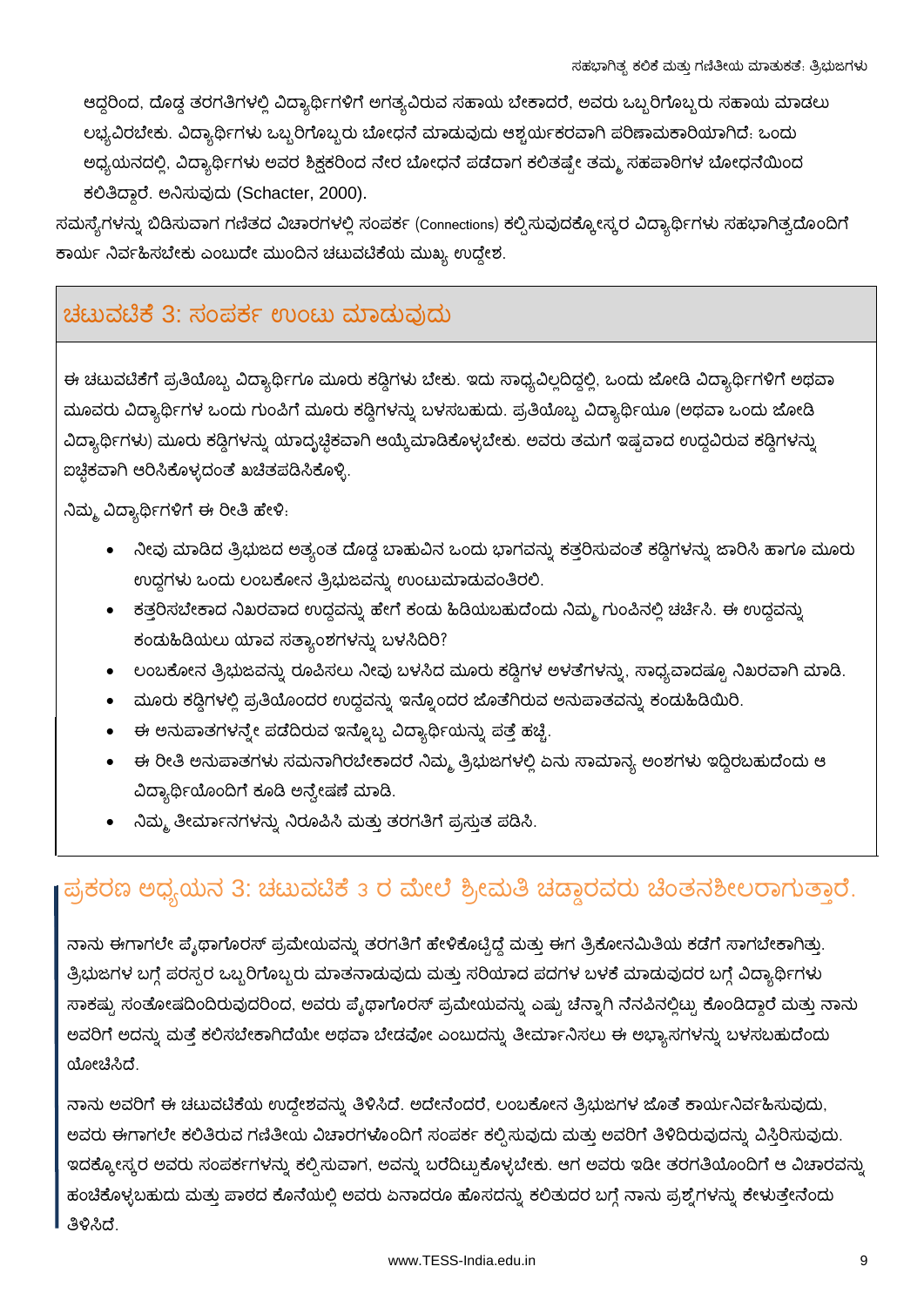ಆದ್ದರಿಂದ, ದೊಡ್ಡ ತರಗತಿಗಳಲ್ಲಿ ವಿದ್ಯಾರ್ಥಿಗಳಿಗೆ ಅಗತ್ಯವಿರುವ ಸಹಾಯ ಬೇಕಾದರೆ, ಅವರು ಒಬ್ಬರಿಗೊಬ್ಬರು ಸಹಾಯ ಮಾಡಲು ಲಭ್ಯವಿರಬೇಕು. ವಿದ್ಯಾರ್ಥಿಗಳು ಒಬ್ಬರಿಗೊಬ್ಬರು ಬೋಧನೆ ಮಾಡುವುದು ಆಶ್ಚರ್ಯಕರವಾಗಿ ಪರಿಣಾಮಕಾರಿಯಾಗಿದೆ: ಒಂದು ಅಧ್ಯಯನದಲ್ಲಿ, ವಿದ್ಯಾರ್ಥಿಗಳು ಅವರ ಶಿಕ್ಷಕರಿಂದ ನೇರ ಬೋಧನೆ ಪಡೆದಾಗ ಕಲಿತಷ್ಟೇ ತಮ್ಮ ಸಹಪಾಠಿಗಳ ಬೋಧನೆಯಿಂದ ಕಲಿತಿದ್ದಾರೆ. ಅನಿಸುವುದು (Schacter, 2000).

ಸಮಸ್ಯೆಗಳನ್ನು ಬಿಡಿಸುವಾಗ ಗಣಿತದ ವಿಚಾರಗಳಲ್ಲಿ ಸಂಪರ್ಕ (Connections) ಕಲ್ಪಿಸುವುದಕ್ಕೋಸ್ಕರ ವಿದ್ಯಾರ್ಥಿಗಳು ಸಹಭಾಗಿತ್ವದೊಂದಿಗೆ ಕಾರ್ಯ ನಿರ್ವಹಿಸಬೇಕು ಎಂಬುದೇ ಮುಂದಿನ ಚಟುವಟಿಕೆಯ ಮುಖ್ಯ ಉದ್ದೇಶ.

## ಚಟುವಟಿಕೆ 3: ಸಂಪರ್ಕ ಉಂಟು ಮಾಡುವುದು

ಈ ಚಟುವಟಿಕೆಗೆ ಪ್ರತಿಯೊಬ್ಬ ವಿದ್ಯಾರ್ಥಿಗೂ ಮೂರು ಕಡ್ಡಿಗಳು ಬೇಕು. ಇದು ಸಾಧ್ಯವಿಲ್ಲದಿದ್ದಲ್ಲಿ, ಒಂದು ಜೋಡಿ ವಿದ್ಯಾರ್ಥಿಗಳಿಗೆ ಅಥವಾ ಮೂವರು ವಿದ್ಯಾರ್ಥಿಗಳ ಒಂದು ಗುಂಪಿಗೆ ಮೂರು ಕಡ್ಡಿಗಳನ್ನು ಬಳಸಬಹುದು. ಪ್ರತಿಯೊಬ್ಬ ವಿದ್ಯಾರ್ಥಿಯೂ (ಅಥವಾ ಒಂದು ಜೋಡಿ ವಿದ್ಯಾರ್ಥಿಗಳು) ಮೂರು ಕಡ್ಡಿಗಳನ್ನು ಯಾದೃಚ್ಛಿಕವಾಗಿ ಆಯ್ಕೆಮಾಡಿಕೊಳ್ಳಬೇಕು. ಅವರು ತಮಗೆ ಇಷ್ಟವಾದ ಉದ್ದವಿರುವ ಕಡ್ಡಿಗಳನ್ನು ಐಚ್ಛಿಕವಾಗಿ ಆರಿಸಿಕೊಳ್ಳದಂತೆ ಖಚಿತಪಡಿಸಿಕೊಳ್ಳಿ.

ನಿಮ್ಮ ವಿದ್ಯಾರ್ಥಿಗಳಿಗೆ ಈ ರೀತಿ ಹೇಳಿ:

- ನೀವು ಮಾಡಿದ ತ್ರಿಭುಜದ ಅತ್ಯಂತ ದೊಡ್ಡ ಬಾಹುವಿನ ಒಂದು ಭಾಗವನ್ನು ಕತ್ತರಿಸುವಂತೆ ಕಡ್ಡಿಗಳನ್ನು ಜಾರಿಸಿ ಹಾಗೂ ಮೂರು ಉದ್ದಗಳು ಒಂದು ಲಂಬಕೋನ ತ್ರಿಭುಜವನ್ನು ಉಂಟುಮಾಡುವಂತಿರಲಿ.
- ಕತ್ತರಿಸಬೇಕಾದ ನಿಖರವಾದ ಉದ್ದವನ್ನು ಹೇಗೆ ಕಂಡು ಹಿಡಿಯಬಹುದೆಂದು ನಿಮ್ಮ ಗುಂಪಿನಲ್ಲಿ ಚರ್ಚಿಸಿ. ಈ ಉದ್ದವನ್ನು ಕಂಡುಹಿಡಿಯಲು ಯಾವ ಸತ್ಯಾಂಶಗಳನ್ನು ಬಳಸಿದಿರಿ?
- ಲಂಬಕೋನ ತ್ರಿಭುಜವನ್ನು ರೂಪಿಸಲು ನೀವು ಬಳಸಿದ ಮೂರು ಕಡ್ಡಿಗಳ ಅಳತೆಗಳನ್ನು, ಸಾಧ್ಯವಾದಷ್ಟೂ ನಿಖರವಾಗಿ ಮಾಡಿ.
- ಮೂರು ಕಡ್ಡಿಗಳಲ್ಲಿ ಪ್ರತಿಯೊಂದರ ಉದ್ದವನ್ನು ಇನ್ನೊಂದರ ಜೊತೆಗಿರುವ ಅನುಪಾತವನ್ನು ಕಂಡುಹಿಡಿಯಿರಿ.
- ಈ ಅನುಪಾತಗಳನ್ನೇ ಪಡೆದಿರುವ ಇನ್ನೊಬ್ಬ ವಿದ್ಯಾರ್ಥಿಯನ್ನು ಪತ್ತೆ ಹಚ್ಚಿ.
- ಈ ರೀತಿ ಅನುಪಾತಗಳು ಸಮನಾಗಿರಬೇಕಾದರೆ ನಿಮ್ಮ ತ್ರಿಭುಜಗಳಲ್ಲಿ ಏನು ಸಾಮಾನ್ಯ ಅಂಶಗಳು ಇದ್ದಿರಬಹುದೆಂದು ಆ ವಿದ್ಯಾರ್ಥಿಯೊಂದಿಗೆ ಕೂಡಿ ಅನ್ವೇಷಣೆ ಮಾಡಿ.
- ನಿಮ್ಮ ತೀರ್ಮಾನಗಳನ್ನು ನಿರೂಪಿಸಿ ಮತ್ತು ತರಗತಿಗೆ ಪ್ರಸ್ತುತ ಪಡಿಸಿ.

## ಪ್ರಕರಣ ಅಧ್ಯಯನ 3: ಚಟುವಟಿಕೆ 3 ರ ಮೇಲೆ ಶ್ರೀಮತಿ ಚಡ್ಡಾರವರು ಚಿಂತನಶೀಲರಾಗುತ್ತಾರೆ.

ನಾನು ಈಗಾಗಲೇ ಪೈಥಾಗೊರಸ್ ಪ್ರಮೇಯವನ್ನು ತರಗತಿಗೆ ಹೇಳಿಕೊಟ್ಟಿದ್ದೆ ಮತ್ತು ಈಗ ತ್ರಿಕೋನಮಿತಿಯ ಕಡೆಗೆ ಸಾಗಬೇಕಾಗಿತ್ತು. ತ್ರಿಭುಜಗಳ ಬಗ್ಗೆ ಪರಸ್ಪರ ಒಬ್ಬರಿಗೊಬ್ಬರು ಮಾತನಾಡುವುದು ಮತ್ತು ಸರಿಯಾದ ಪದಗಳ ಬಳಕೆ ಮಾಡುವುದರ ಬಗ್ಗೆ ವಿದ್ಯಾರ್ಥಿಗಳು ಸಾಕಷ್ಟು ಸಂತೋಷದಿಂದಿರುವುದರಿಂದ, ಅವರು ಪೈಥಾಗೊರಸ್ ಪ್ರಮೇಯವನ್ನು ಎಷ್ಟು ಚೆನ್ನಾಗಿ ನೆನಪಿನಲ್ಲಿಟ್ಟು ಕೊಂಡಿದ್ದಾರೆ ಮತ್ತು ನಾನು ಅವರಿಗೆ ಅದನ್ನು ಮತ್ತೆ ಕಲಿಸಬೇಕಾಗಿದೆಯೇ ಅಥವಾ ಬೇಡವೋ ಎಂಬುದನ್ನು ತೀರ್ಮಾನಿಸಲು ಈ ಅಭ್ಯಾಸಗಳನ್ನು ಬಳಸಬಹುದೆಂದು ಯೋಚಿಸಿದೆ.

ನಾನು ಅವರಿಗೆ ಈ ಚಟುವಟಿಕೆಯ ಉದ್ದೇಶವನ್ನು ತಿಳಿಸಿದೆ. ಅದೇನೆಂದರೆ, ಲಂಬಕೋನ ತ್ರಿಭುಜಗಳ ಜೊತೆ ಕಾರ್ಯನಿರ್ವಹಿಸುವುದು, ಅವರು ಈಗಾಗಲೇ ಕಲಿತಿರುವ ಗಣಿತೀಯ ವಿಚಾರಗಳೊಂದಿಗೆ ಸಂಪರ್ಕ ಕಲ್ಪಿಸುವುದು ಮತ್ತು ಅವರಿಗೆ ತಿಳಿದಿರುವುದನ್ನು ವಿಸ್ತರಿಸುವುದು. ಇದಕ್ಕೋಸ್ಕರ ಅವರು ಸಂಪರ್ಕಗಳನ್ನು ಕಲ್ಪಿಸುವಾಗ, ಅವನ್ನು ಬರೆದಿಟ್ಟುಕೊಳ್ಳಬೇಕು. ಆಗ ಅವರು ಇಡೀ ತರಗತಿಯೊಂದಿಗೆ ಆ ವಿಚಾರವನ್ನು ಹಂಚಿಕೊಳ್ಳಬಹುದು ಮತ್ತು ಪಾಠದ ಕೊನೆಯಲ್ಲಿ ಅವರು ಏನಾದರೂ ಹೊಸದನ್ನು ಕಲಿತುದರ ಬಗ್ಗೆ ನಾನು ಪ್ರಶ್ನೆಗಳನ್ನು ಕೇಳುತ್ತೇನೆಂದು ತಿಳಿಸಿದೆ.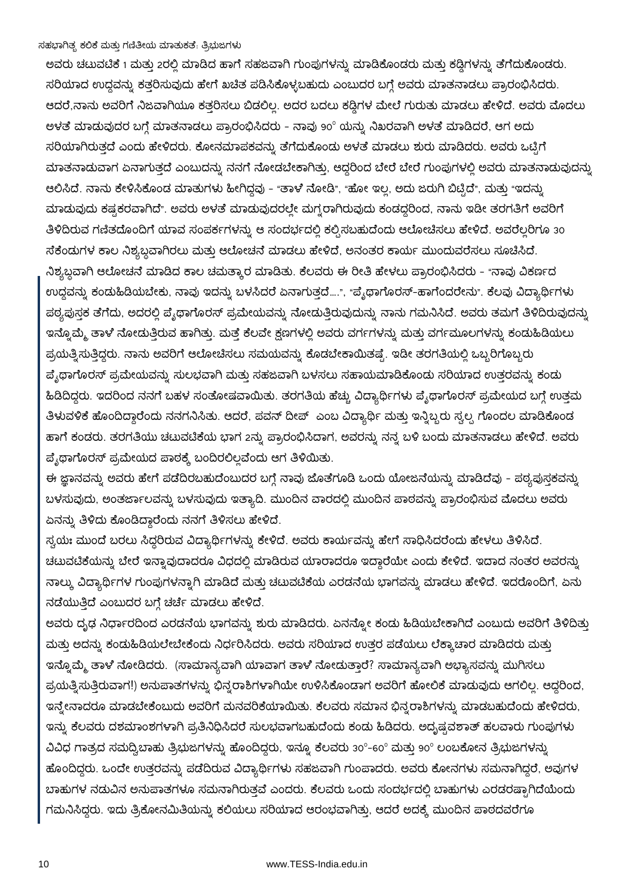ಅವರು ಚಟುವಟಿಕೆ 1 ಮತ್ತು 2ರಲ್ಲಿ ಮಾಡಿದ ಹಾಗೆ ಸಹಜವಾಗಿ ಗುಂಪುಗಳನ್ನು ಮಾಡಿಕೊಂಡರು ಮತ್ತು ಕಡ್ಡಿಗಳನ್ನು ತೆಗೆದುಕೊಂಡರು. ಸರಿಯಾದ ಉದ್ದವನ್ನು ಕತ್ತರಿಸುವುದು ಹೇಗೆ ಖಚಿತ ಪಡಿಸಿಕೊಳ್ಳಬಹುದು ಎಂಬುದರ ಬಗ್ಗೆ ಅವರು ಮಾತನಾಡಲು ಪ್ರಾರಂಭಿಸಿದರು. ಆದರೆ,ನಾನು ಅವರಿಗೆ ನಿಜವಾಗಿಯೂ ಕತ್ತರಿಸಲು ಬಿಡಲಿಲ್ಲ. ಅದರ ಬದಲು ಕಡ್ಡಿಗಳ ಮೇಲೆ ಗುರುತು ಮಾಡಲು ಹೇಳಿದೆ. ಅವರು ಮೊದಲು ಅಳತೆ ಮಾಡುವುದರ ಬಗ್ಗೆ ಮಾತನಾಡಲು ಪ್ರಾರಂಭಿಸಿದರು - ನಾವು 90° ಯನ್ನು ನಿಖರವಾಗಿ ಅಳತೆ ಮಾಡಿದರೆ, ಆಗ ಅದು ಸರಿಯಾಗಿರುತ್ತದೆ ಎಂದು ಹೇಳಿದರು. ಕೋನಮಾಪಕವನ್ನು ತೆಗೆದುಕೊಂಡು ಅಳತೆ ಮಾಡಲು ಶುರು ಮಾಡಿದರು. ಅವರು ಒಟ್ಟಿಗೆ ಮಾತನಾಡುವಾಗ ಏನಾಗುತ್ತದೆ ಎಂಬುದನ್ನು ನನಗೆ ನೋಡಬೇಕಾಗಿತ್ತು, ಆದ್ದರಿಂದ ಬೇರೆ ಬೇರೆ ಗುಂಪುಗಳಲ್ಲಿ ಅವರು ಮಾತನಾಡುವುದನ್ನು ಆಲಿಸಿದೆ. ನಾನು ಕೇಳಿಸಿಕೊಂಡ ಮಾತುಗಳು ಹೀಗಿದ್ದವು - "ತಾಳೆ ನೋಡಿ", "ಹೋ ಇಲ್ಲ, ಅದು ಜರುಗಿ ಬಿಟ್ಟಿದೆ", ಮತ್ತು "ಇದನ್ನು ಮಾಡುವುದು ಕಷ್ಟಕರವಾಗಿದೆ". ಅವರು ಅಳತೆ ಮಾಡುವುದರಲ್ಲೇ ಮಗ್ನರಾಗಿರುವುದು ಕಂಡದ್ದರಿಂದ, ನಾನು ಇಡೀ ತರಗತಿಗೆ ಅವರಿಗೆ ತಿಳಿದಿರುವ ಗಣಿತದೊಂದಿಗೆ ಯಾವ ಸಂಪರ್ಕಗಳನ್ನು ಆ ಸಂದರ್ಭದಲ್ಲಿ ಕಲ್ಪಿಸಬಹುದೆಂದು ಆಲೋಚಿಸಲು ಹೇಳಿದೆ. ಅವರೆಲ್ಲರಿಗೂ 30 ಸೆಕೆಂಡುಗಳ ಕಾಲ ನಿಶ್ಯಬ್ದವಾಗಿರಲು ಮತ್ತು ಆಲೋಚನೆ ಮಾಡಲು ಹೇಳಿದೆ, ಅನಂತರ ಕಾರ್ಯ ಮುಂದುವರೆಸಲು ಸೂಚಿಸಿದೆ.

ನಿಶ್ಯಬ್ದವಾಗಿ ಆಲೋಚನೆ ಮಾಡಿದ ಕಾಲ ಚಮತ್ಕಾರ ಮಾಡಿತು. ಕೆಲವರು ಈ ರೀತಿ ಹೇಳಲು ಪ್ರಾರಂಭಿಸಿದರು - "ನಾವು ವಿಕರ್ಣದ ಉದ್ದವನ್ನು ಕಂಡುಹಿಡಿಯಬೇಕು, ನಾವು ಇದನ್ನು ಬಳಸಿದರೆ ಏನಾಗುತ್ತದೆ....", "ಪೈಥಾಗೊರಸ್-ಹಾಗೆಂದರೇನು". ಕೆಲವು ವಿದ್ಯಾರ್ಥಿಗಳು ಪಠ್ಯಪುಸ್ತಕ ತೆಗೆದು, ಅದರಲ್ಲಿ ಪೈಥಾಗೊರಸ್ ಪ್ರಮೇಯವನ್ನು ನೋಡುತ್ತಿರುವುದನ್ನು ನಾನು ಗಮನಿಸಿದೆ. ಅವರು ತಮಗೆ ತಿಳಿದಿರುವುದನ್ನು ಇನ್ನೊಮ್ಮೆ ತಾಳೆ ನೋಡುತ್ತಿರುವ ಹಾಗಿತ್ತು. ಮತ್ತೆ ಕೆಲವೇ ಕ್ಷಣಗಳಲ್ಲಿ ಅವರು ವರ್ಗಗಳನ್ನು ಮತ್ತು ವರ್ಗಮೂಲಗಳನ್ನು ಕಂಡುಹಿಡಿಯಲು ಪ್ರಯತ್ನಿಸುತ್ತಿದ್ದರು. ನಾನು ಅವರಿಗೆ ಆಲೋಚಿಸಲು ಸಮಯವನ್ನು ಕೊಡಬೇಕಾಯಿತಷ್ಟೆ. ಇಡೀ ತರಗತಿಯಲ್ಲಿ ಒಬ್ಬರಿಗೊಬ್ಬರು ಪೈಥಾಗೊರಸ್ ಪ್ರಮೇಯವನ್ನು ಸುಲಭವಾಗಿ ಮತ್ತು ಸಹಜವಾಗಿ ಬಳಸಲು ಸಹಾಯಮಾಡಿಕೊಂಡು ಸರಿಯಾದ ಉತ್ತರವನ್ನು ಕಂಡು ಹಿಡಿದಿದ್ದರು. ಇದರಿಂದ ನನಗೆ ಬಹಳ ಸಂತೋಷವಾಯಿತು. ತರಗತಿಯ ಹೆಚ್ಚು ವಿದ್ಯಾರ್ಥಿಗಳು ಪೈಥಾಗೊರಸ್ ಪ್ರಮೇಯದ ಬಗ್ಗೆ ಉತ್ತಮ ತಿಳುವಳಿಕೆ ಹೊಂದಿದ್ದಾರೆಂದು ನನಗನಿಸಿತು. ಆದರೆ, ಪವನ್ ದೀಪ್ ಎಂಬ ವಿದ್ಯಾರ್ಥಿ ಮತ್ತು ಇನ್ನಿಬ್ಬರು ಸ್ವಲ್ಪ ಗೊಂದಲ ಮಾಡಿಕೊಂಡ ಹಾಗೆ ಕಂಡರು. ತರಗತಿಯು ಚಟುವಟಿಕೆಯ ಭಾಗ 2ನ್ನು ಪ್ರಾರಂಭಿಸಿದಾಗ, ಅವರನ್ನು ನನ್ನ ಬಳಿ ಬಂದು ಮಾತನಾಡಲು ಹೇಳಿದೆ. ಅವರು ಪೈಥಾಗೊರಸ್ ಪ್ರಮೇಯದ ಪಾಠಕ್ಕೆ ಬಂದಿರಲಿಲ್ಲವೆಂದು ಆಗ ತಿಳಿಯಿತು.

ಈ ಜ್ಞಾನವನ್ನು ಅವರು ಹೇಗೆ ಪಡೆದಿರಬಹುದೆಂಬುದರ ಬಗ್ಗೆ ನಾವು ಜೊತೆಗೂಡಿ ಒಂದು ಯೋಜನೆಯನ್ನು ಮಾಡಿದೆವು - ಪಠ್ಯಪುಸ್ತಕವನ್ನು ಬಳಸುವುದು, ಅಂತರ್ಜಾಲವನ್ನು ಬಳಸುವುದು ಇತ್ಯಾದಿ. ಮುಂದಿನ ವಾರದಲ್ಲಿ ಮುಂದಿನ ಪಾಠವನ್ನು ಪ್ರಾರಂಭಿಸುವ ಮೊದಲು ಅವರು ಏನನ್ನು ತಿಳಿದು ಕೊಂಡಿದ್ದಾರೆಂದು ನನಗೆ ತಿಳಿಸಲು ಹೇಳಿದೆ.

ಸ್ವಯಃ ಮುಂದೆ ಬರಲು ಸಿದ್ಧರಿರುವ ವಿದ್ಯಾರ್ಥಿಗಳನ್ನು ಕೇಳಿದೆ. ಅವರು ಕಾರ್ಯವನ್ನು ಹೇಗೆ ಸಾಧಿಸಿದರೆಂದು ಹೇಳಲು ತಿಳಿಸಿದೆ. ಚಟುವಟಿಕೆಯನ್ನು ಬೇರೆ ಇನ್ನಾವುದಾದರೂ ವಿಧದಲ್ಲಿ ಮಾಡಿರುವ ಯಾರಾದರೂ ಇದ್ದಾರೆಯೇ ಎಂದು ಕೇಳಿದೆ. ಇದಾದ ನಂತರ ಅವರನ್ನು ನಾಲ್ಕು ವಿದ್ಯಾರ್ಥಿಗಳ ಗುಂಪುಗಳನ್ನಾಗಿ ಮಾಡಿದೆ ಮತ್ತು ಚಟುವಟಿಕೆಯ ಎರಡನೆಯ ಭಾಗವನ್ನು ಮಾಡಲು ಹೇಳಿದೆ. ಇದರೊಂದಿಗೆ, ಏನು ನಡೆಯುತ್ತಿದೆ ಎಂಬುದರ ಬಗ್ಗೆ ಚರ್ಚೆ ಮಾಡಲು ಹೇಳಿದೆ.

ಅವರು ದೃಢ ನಿರ್ಧಾರದಿಂದ ಎರಡನೆಯ ಭಾಗವನ್ನು ಶುರು ಮಾಡಿದರು. ಏನನ್ನೋ ಕಂಡು ಹಿಡಿಯಬೇಕಾಗಿದೆ ಎಂಬುದು ಅವರಿಗೆ ತಿಳಿದಿತ್ತು ಮತ್ತು ಅದನ್ನು ಕಂಡುಹಿಡಿಯಲೇಬೇಕೆಂದು ನಿರ್ಧರಿಸಿದರು. ಅವರು ಸರಿಯಾದ ಉತ್ತರ ಪಡೆಯಲು ಲೆಕ್ಕಾಚಾರ ಮಾಡಿದರು ಮತ್ತು ಇನ್ನೊಮ್ಮೆ ತಾಳೆ ನೋಡಿದರು. (ಸಾಮಾನ್ಯವಾಗಿ ಯಾವಾಗ ತಾಳೆ ನೋಡುತ್ತಾರೆ? ಸಾಮಾನ್ಯವಾಗಿ ಅಭ್ಯಾಸವನ್ನು ಮುಗಿಸಲು ಪ್ರಯತ್ನಿಸುತ್ತಿರುವಾಗ!) ಅನುಪಾತಗಳನ್ನು ಭಿನ್ನರಾಶಿಗಳಾಗಿಯೇ ಉಳಿಸಿಕೊಂಡಾಗ ಅವರಿಗೆ ಹೋಲಿಕೆ ಮಾಡುವುದು ಆಗಲಿಲ್ಲ. ಆದ್ದರಿಂದ, ಇನ್ನೇನಾದರೂ ಮಾಡಬೇಕೆಂಬುದು ಅವರಿಗೆ ಮನವರಿಕೆಯಾಯಿತು. ಕೆಲವರು ಸಮಾನ ಭಿನ್ನರಾಶಿಗಳನ್ನು ಮಾಡಬಹುದೆಂದು ಹೇಳಿದರು, ಇನ್ನು ಕೆಲವರು ದಶಮಾಂಶಗಳಾಗಿ ಪ್ರತಿನಿಧಿಸಿದರೆ ಸುಲಭವಾಗಬಹುದೆಂದು ಕಂಡು ಹಿಡಿದರು. ಅದೃಷ್ಟವಶಾತ್ ಹಲವಾರು ಗುಂಪುಗಳು ವಿವಿಧ ಗಾತ್ರದ ಸಮದ್ವಿಬಾಹು ತ್ರಿಭುಜಗಳನ್ನು ಹೊಂದಿದ್ದರು, ಇನ್ನೂ ಕೆಲವರು 30°-60° ಮತ್ತು 90° ಲಂಬಕೋನ ತ್ರಿಭುಜಗಳನ್ನು ಹೊಂದಿದ್ದರು. ಒಂದೇ ಉತ್ತರವನ್ನು ಪಡೆದಿರುವ ವಿದ್ಯಾರ್ಥಿಗಳು ಸಹಜವಾಗಿ ಗುಂಪಾದರು. ಅವರು ಕೋನಗಳು ಸಮನಾಗಿದ್ದರೆ, ಅವುಗಳ ಬಾಹುಗಳ ನಡುವಿನ ಅನುಪಾತಗಳೂ ಸಮನಾಗಿರುತ್ತವೆ ಎಂದರು. ಕೆಲವರು ಒಂದು ಸಂದರ್ಭದಲ್ಲಿ ಬಾಹುಗಳು ಎರಡರಷ್ಟಾಗಿದೆಯೆಂದು ಗಮನಿಸಿದ್ದರು. ಇದು ತ್ರಿಕೋನಮಿತಿಯನ್ನು ಕಲಿಯಲು ಸರಿಯಾದ ಆರಂಭವಾಗಿತ್ತು, ಆದರೆ ಅದಕ್ಕೆ ಮುಂದಿನ ಪಾಠದವರೆಗೂ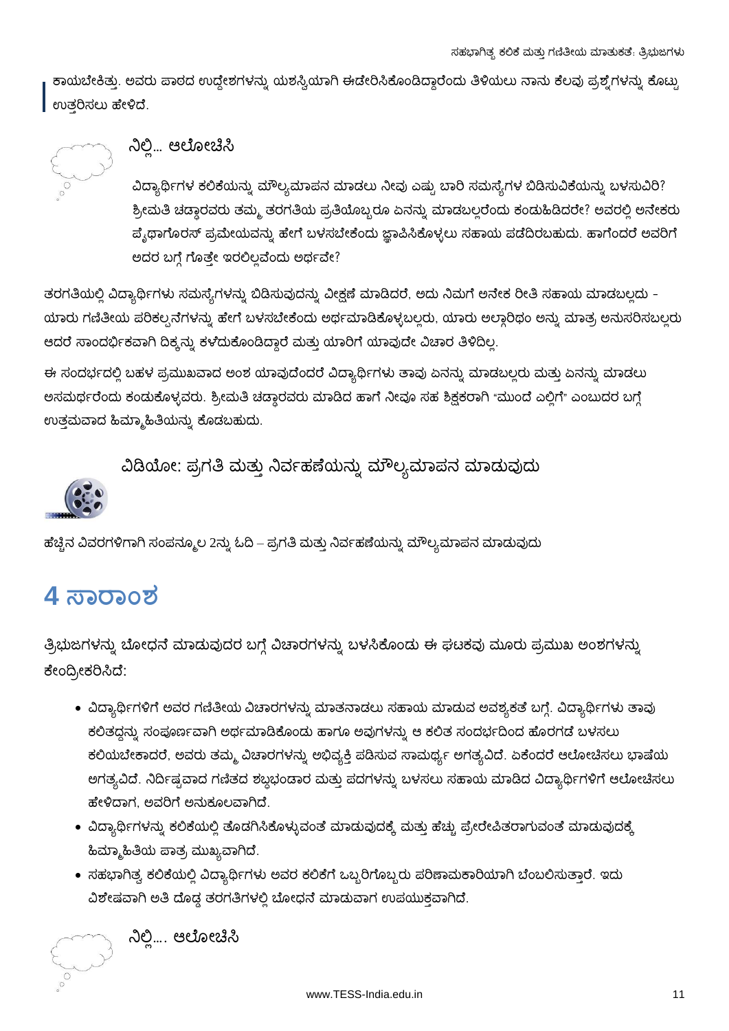ಕಾಯಬೇಕಿತ್ತು. ಅವರು ಪಾಠದ ಉದ್ದೇಶಗಳನ್ನು ಯಶಸ್ವಿಯಾಗಿ ಈಡೇರಿಸಿಕೊಂಡಿದ್ದಾರೆಂದು ತಿಳಿಯಲು ನಾನು ಕೆಲವು ಪ್ರಶ್ನೆಗಳನ್ನು ಕೊಟ್ಟು ಉತ್ತರಿಸಲು ಹೇಳಿದೆ.

### ನಿಲ್ಲಿ… ಆಲೋಚಿಸಿ

ವಿದ್ಯಾರ್ಥಿಗಳ ಕಲಿಕೆಯನ್ನು ಮೌಲ್ಯಮಾಪನ ಮಾಡಲು ನೀವು ಎಷ್ಟು ಬಾರಿ ಸಮಸ್ಯೆಗಳ ಬಿಡಿಸುವಿಕೆಯನ್ನು ಬಳಸುವಿರಿ? ಶ್ರೀಮತಿ ಚಡ್ಡಾರವರು ತಮ್ಮ ತರಗತಿಯ ಪ್ರತಿಯೊಬ್ಬರೂ ಏನನ್ನು ಮಾಡಬಲ್ಲರೆಂದು ಕಂಡುಹಿಡಿದರೇ? ಅವರಲ್ಲಿ ಅನೇಕರು ಪೈಥಾಗೊರಸ್ ಪ್ರಮೇಯವನ್ನು ಹೇಗೆ ಬಳಸಬೇಕೆಂದು ಜ್ಞಾಪಿಸಿಕೊಳ್ಳಲು ಸಹಾಯ ಪಡೆದಿರಬಹುದು. ಹಾಗೆಂದರೆ ಅವರಿಗೆ ಅದರ ಬಗ್ಗೆ ಗೊತ್ತೇ ಇರಲಿಲ್ಲವೆಂದು ಅರ್ಥವೇ?

ತರಗತಿಯಲ್ಲಿ ವಿದ್ಯಾರ್ಥಿಗಳು ಸಮಸ್ಯೆಗಳನ್ನು ಬಿಡಿಸುವುದನ್ನು ವೀಕ್ಷಣೆ ಮಾಡಿದರೆ, ಅದು ನಿಮಗೆ ಅನೇಕ ರೀತಿ ಸಹಾಯ ಮಾಡಬಲ್ಲದು - ಯಾರು ಗಣಿತೀಯ ಪರಿಕಲ್ಪನೆಗಳನ್ನು ಹೇಗೆ ಬಳಸಬೇಕೆಂದು ಅರ್ಥಮಾಡಿಕೊಳ್ಳಬಲ್ಲರು, ಯಾರು ಅಲ್ಗಾರಿಥಂ ಅನ್ನು ಮಾತ್ರ ಅನುಸರಿಸಬಲ್ಲರು ಆದರೆ ಸಾಂದರ್ಭಿಕವಾಗಿ ದಿಕ್ಕನ್ನು ಕಳೆದುಕೊಂಡಿದ್ದಾರೆ ಮತ್ತು ಯಾರಿಗೆ ಯಾವುದೇ ವಿಚಾರ ತಿಳಿದಿಲ್ಲ.

ಈ ಸಂದರ್ಭದಲ್ಲಿ ಬಹಳ ಪ್ರಮುಖವಾದ ಅಂಶ ಯಾವುದೆಂದರೆ ವಿದ್ಯಾರ್ಥಿಗಳು ತಾವು ಏನನ್ನು ಮಾಡಬಲ್ಲರು ಮತ್ತು ಏನನ್ನು ಮಾಡಲು ಅಸಮರ್ಥರೆಂದು ಕಂಡುಕೊಳ್ಳುವರು. ಶ್ರೀಮತಿ ಚಡ್ಡಾರವರು ಮಾಡಿದ ಹಾಗೆ ನೀವೂ ಸಹ ಶಿಕ್ಷಕರಾಗಿ "ಮುಂದೆ ಎಲ್ಲಿಗೆ" ಎಂಬುದರ ಬಗ್ಗೆ ಉತ್ತಮವಾದ ಹಿಮ್ಮಾಹಿತಿಯನ್ನು ಕೊಡಬಹುದು.

### ವಿಡಿಯೋ: ಪ್ರಗತಿ ಮತ್ತು ನಿರ್ವಹಣೆಯನ್ನು ಮೌಲ್ಯಮಾಪನ ಮಾಡುವುದು

ಹೆಚ್ಚಿನ ವಿವರಗಳಿಗಾಗಿ ಸಂಪನ್ಮೂಲ 2ನ್ನು ಓದಿ – ಪ್ರಗತಿ ಮತ್ತು ನಿರ್ವಹಣೆಯನ್ನು ಮೌಲ್ಯಮಾಪನ ಮಾಡುವುದು

# 4 ಸಾರಾಂಶ

ತ್ರಿಭುಜಗಳನ್ನು ಬೋಧನೆ ಮಾಡುವುದರ ಬಗ್ಗೆ ವಿಚಾರಗಳನ್ನು ಬಳಸಿಕೊಂಡು ಈ ಘಟಕವು ಮೂರು ಪ್ರಮುಖ ಅಂಶಗಳನ್ನು ಕೇಂದ್ರೀಕರಿಸಿದೆ:

- ವಿದ್ಯಾರ್ಥಿಗಳಿಗೆ ಅವರ ಗಣಿತೀಯ ವಿಚಾರಗಳನ್ನು ಮಾತನಾಡಲು ಸಹಾಯ ಮಾಡುವ ಅವಶ್ಯಕತೆ ಬಗ್ಗೆ. ವಿದ್ಯಾರ್ಥಿಗಳು ತಾವು ಕಲಿತದ್ದನ್ನು ಸಂಪೂರ್ಣವಾಗಿ ಅರ್ಥಮಾಡಿಕೊಂಡು ಹಾಗೂ ಅವುಗಳನ್ನು ಆ ಕಲಿತ ಸಂದರ್ಭದಿಂದ ಹೊರಗಡೆ ಬಳಸಲು ಕಲಿಯಬೇಕಾದರೆ, ಅವರು ತಮ್ಮ ವಿಚಾರಗಳನ್ನು ಅಭಿವ್ಯಕ್ತಿ ಪಡಿಸುವ ಸಾಮರ್ಥ್ಯ ಅಗತ್ಯವಿದೆ. ಏಕೆಂದರೆ ಆಲೋಚಿಸಲು ಭಾಷೆಯ ಅಗತ್ಯವಿದೆ. ನಿರ್ದಿಷ್ಟವಾದ ಗಣಿತದ ಶಬ್ದಭಂಡಾರ ಮತ್ತು ಪದಗಳನ್ನು ಬಳಸಲು ಸಹಾಯ ಮಾಡಿದ ವಿದ್ಯಾರ್ಥಿಗಳಿಗೆ ಆಲೋಚಿಸಲು ಹೇಳಿದಾಗ, ಅವರಿಗೆ ಅನುಕೂಲವಾಗಿದೆ.
- ವಿದ್ಯಾರ್ಥಿಗಳನ್ನು ಕಲಿಕೆಯಲ್ಲಿ ತೊಡಗಿಸಿಕೊಳ್ಳುವಂತೆ ಮಾಡುವುದಕ್ಕೆ ಮತ್ತು ಹೆಚ್ಚು ಪ್ರೇರೇಪಿತರಾಗುವಂತೆ ಮಾಡುವುದಕ್ಕೆ ಹಿಮ್ಮಾಹಿತಿಯ ಪಾತ್ರ ಮುಖ್ಯವಾಗಿದೆ.
- ಸಹಭಾಗಿತ್ವ ಕಲಿಕೆಯಲ್ಲಿ ವಿದ್ಯಾರ್ಥಿಗಳು ಅವರ ಕಲಿಕೆಗೆ ಒಬ್ಬರಿಗೊಬ್ಬರು ಪರಿಣಾಮಕಾರಿಯಾಗಿ ಬೆಂಬಲಿಸುತ್ತಾರೆ. ಇದು ವಿಶೇಷವಾಗಿ ಅತಿ ದೊಡ್ಡ ತರಗತಿಗಳಲ್ಲಿ ಬೋಧನೆ ಮಾಡುವಾಗ ಉಪಯುಕ್ತವಾಗಿದೆ.

### ನಿಲ್ಲಿ…. ಆಲೋಚಿಸಿ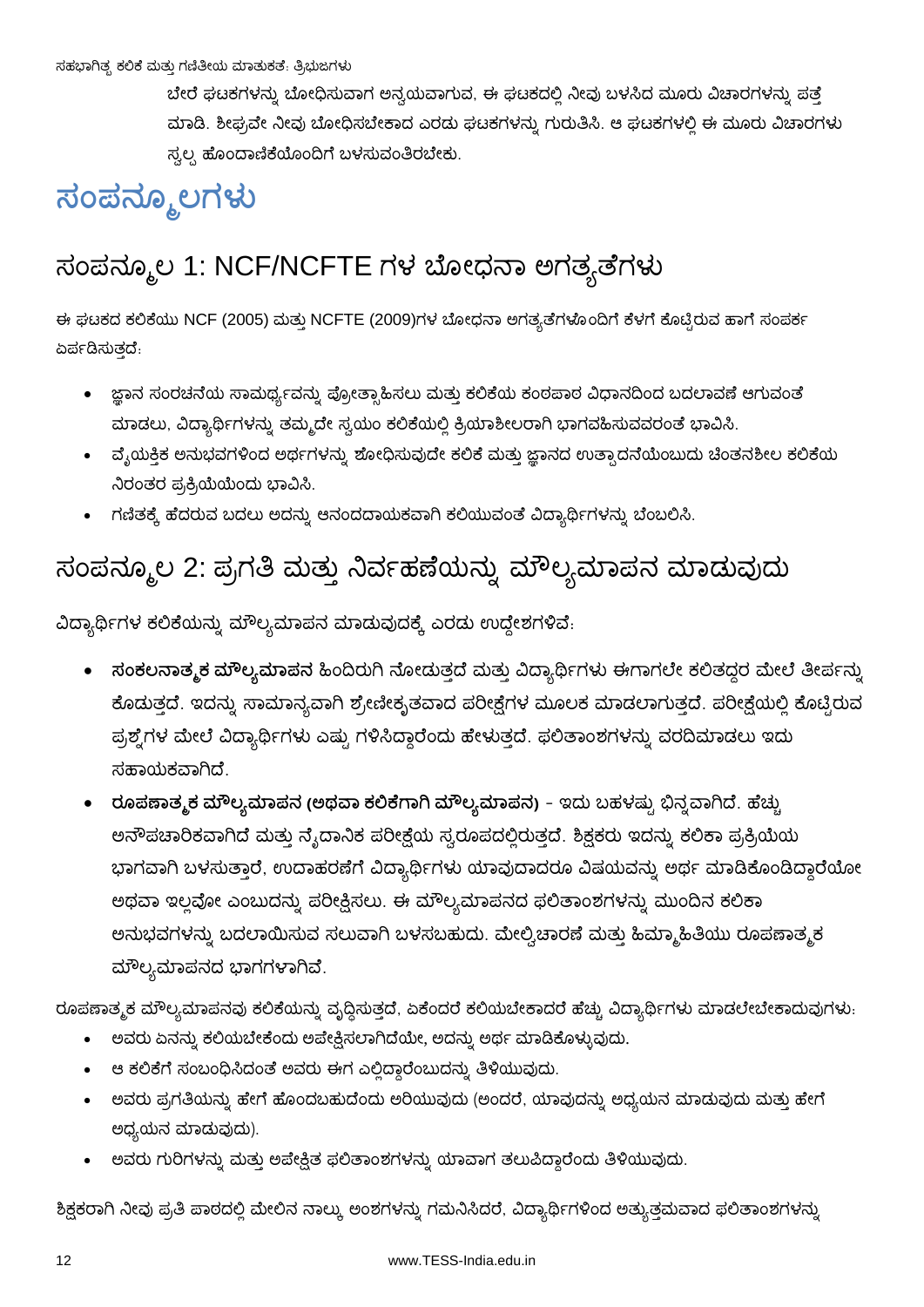ಬೇರೆ ಘಟಕಗಳನ್ನು ಬೋಧಿಸುವಾಗ ಅನ್ವಯವಾಗುವ, ಈ ಘಟಕದಲ್ಲಿ ನೀವು ಬಳಸಿದ ಮೂರು ವಿಚಾರಗಳನ್ನು ಪತ್ತೆ ಮಾಡಿ. ಶೀಘ್ರವೇ ನೀವು ಬೋಧಿಸಬೇಕಾದ ಎರಡು ಘಟಕಗಳನ್ನು ಗುರುತಿಸಿ. ಆ ಘಟಕಗಳಲ್ಲಿ ಈ ಮೂರು ವಿಚಾರಗಳು ಸ್ವಲ್ಪ ಹೊಂದಾಣಿಕೆಯೊಂದಿಗೆ ಬಳಸುವಂತಿರಬೇಕು.

# ಸಂಪನ್ಮೂಲಗಳು

## ಸಂಪನ್ಮೂಲ 1: NCF/NCFTE ಗಳ ಬೋಧನಾ ಅಗತ್ಯತೆಗಳು

ಈ ಘಟಕದ ಕಲಿಕೆಯು NCF (2005) ಮತ್ತು NCFTE (2009)ಗಳ ಬೋಧನಾ ಅಗತ್ಯತೆಗಳೊಂದಿಗೆ ಕೆಳಗೆ ಕೊಟ್ಟಿರುವ ಹಾಗೆ ಸಂಪರ್ಕ ಏರ್ಪಡಿಸುತ್ತದೆ:

- ಜ್ಞಾನ ಸಂರಚನೆಯ ಸಾಮರ್ಥ್ಯವನ್ನು ಪ್ರೋತ್ಸಾಹಿಸಲು ಮತ್ತು ಕಲಿಕೆಯ ಕಂಠಪಾಠ ವಿಧಾನದಿಂದ ಬದಲಾವಣೆ ಆಗುವಂತೆ ಮಾಡಲು, ವಿದ್ಯಾರ್ಥಿಗಳನ್ನು ತಮ್ಮದೇ ಸ್ವಯಂ ಕಲಿಕೆಯಲ್ಲಿ ಕ್ರಿಯಾಶೀಲರಾಗಿ ಭಾಗವಹಿಸುವವರಂತೆ ಭಾವಿಸಿ.
- ವೈಯಕ್ತಿಕ ಅನುಭವಗಳಿಂದ ಅರ್ಥಗಳನ್ನು ಶೋಧಿಸುವುದೇ ಕಲಿಕೆ ಮತ್ತು ಜ್ಞಾನದ ಉತ್ಪಾದನೆಯೆಂಬುದು ಚಿಂತನಶೀಲ ಕಲಿಕೆಯ ನಿರಂತರ ಪ್ರಕ್ರಿಯೆಯೆಂದು ಭಾವಿಸಿ.
- ಗಣಿತಕ್ಕೆ ಹೆದರುವ ಬದಲು ಅದನ್ನು ಆನಂದದಾಯಕವಾಗಿ ಕಲಿಯುವಂತೆ ವಿದ್ಯಾರ್ಥಿಗಳನ್ನು ಬೆಂಬಲಿಸಿ.

## ಸಂಪನ್ಮೂಲ 2: ಪ್ರಗತಿ ಮತ್ತು ನಿರ್ವಹಣೆಯನ್ನು ಮೌಲ್ಯಮಾಪನ ಮಾಡುವುದು

ವಿದ್ಯಾರ್ಥಿಗಳ ಕಲಿಕೆಯನ್ನು ಮೌಲ್ಯಮಾಪನ ಮಾಡುವುದಕ್ಕೆ ಎರಡು ಉದ್ದೇಶಗಳಿವೆ:

- **ಸಂಕಲನಾತ್ಮಕ ಮೌಲ್ಯಮಾಪನ** ಹಿಂದಿರುಗಿ ನೋಡುತ್ತದೆ ಮತ್ತು ವಿದ್ಯಾರ್ಥಿಗಳು ಈಗಾಗಲೇ ಕಲಿತದ್ದರ ಮೇಲೆ ತೀರ್ಪನ್ನು ಕೊಡುತ್ತದೆ. ಇದನ್ನು ಸಾಮಾನ್ಯವಾಗಿ ಶ್ರೇಣೀಕೃತವಾದ ಪರೀಕ್ಷೆಗಳ ಮೂಲಕ ಮಾಡಲಾಗುತ್ತದೆ. ಪರೀಕ್ಷೆಯಲ್ಲಿ ಕೊಟ್ಟಿರುವ ಪ್ರಶ್ನೆಗಳ ಮೇಲೆ ವಿದ್ಯಾರ್ಥಿಗಳು ಎಷ್ಟು ಗಳಿಸಿದ್ದಾರೆಂದು ಹೇಳುತ್ತದೆ. ಫಲಿತಾಂಶಗಳನ್ನು ವರದಿಮಾಡಲು ಇದು ಸಹಾಯಕವಾಗಿದೆ.
- **ರೂಪಣಾತ್ಮಕ ಮೌಲ್ಯಮಾಪನ (ಅಥವಾ ಕಲಿಕೆಗಾಗಿ ಮೌಲ್ಯಮಾಪನ)** - ಇದು ಬಹಳಷ್ಟು ಭಿನ್ನವಾಗಿದೆ. ಹೆಚ್ಚು ಅನೌಪಚಾರಿಕವಾಗಿದೆ ಮತ್ತು ನೈದಾನಿಕ ಪರೀಕ್ಷೆಯ ಸ್ವರೂಪದಲ್ಲಿರುತ್ತದೆ. ಶಿಕ್ಷಕರು ಇದನ್ನು ಕಲಿಕಾ ಪ್ರಕ್ರಿಯೆಯ ಭಾಗವಾಗಿ ಬಳಸುತ್ತಾರೆ, ಉದಾಹರಣೆಗೆ ವಿದ್ಯಾರ್ಥಿಗಳು ಯಾವುದಾದರೂ ವಿಷಯವನ್ನು ಅರ್ಥ ಮಾಡಿಕೊಂಡಿದ್ದಾರೆಯೋ ಅಥವಾ ಇಲ್ಲವೋ ಎಂಬುದನ್ನು ಪರೀಕ್ಷಿಸಲು. ಈ ಮೌಲ್ಯಮಾಪನದ ಫಲಿತಾಂಶಗಳನ್ನು ಮುಂದಿನ ಕಲಿಕಾ ಅನುಭವಗಳನ್ನು ಬದಲಾಯಿಸುವ ಸಲುವಾಗಿ ಬಳಸಬಹುದು. ಮೇಲ್ವಿಚಾರಣೆ ಮತ್ತು ಹಿಮ್ಮಾಹಿತಿಯು ರೂಪಣಾತ್ಮಕ ಮೌಲ್ಯಮಾಪನದ ಭಾಗಗಳಾಗಿವೆ.

ರೂಪಣಾತ್ಮಕ ಮೌಲ್ಯಮಾಪನವು ಕಲಿಕೆಯನ್ನು ವೃದ್ಧಿಸುತ್ತದೆ, ಏಕೆಂದರೆ ಕಲಿಯಬೇಕಾದರೆ ಹೆಚ್ಚು ವಿದ್ಯಾರ್ಥಿಗಳು ಮಾಡಲೇಬೇಕಾದುವುಗಳು:

- ಅವರು ಏನನ್ನು ಕಲಿಯಬೇಕೆಂದು ಅಪೇಕ್ಷಿಸಲಾಗಿದೆಯೇ, ಅದನ್ನು ಅರ್ಥ ಮಾಡಿಕೊಳ್ಳುವುದು.
- ಆ ಕಲಿಕೆಗೆ ಸಂಬಂಧಿಸಿದಂತೆ ಅವರು ಈಗ ಎಲ್ಲಿದ್ದಾರೆಂಬುದನ್ನು ತಿಳಿಯುವುದು.
- ಅವರು ಪ್ರಗತಿಯನ್ನು ಹೇಗೆ ಹೊಂದಬಹುದೆಂದು ಅರಿಯುವುದು (ಅಂದರೆ, ಯಾವುದನ್ನು ಅಧ್ಯಯನ ಮಾಡುವುದು ಮತ್ತು ಹೇಗೆ ಅಧ್ಯಯನ ಮಾಡುವುದು).
- ಅವರು ಗುರಿಗಳನ್ನು ಮತ್ತು ಅಪೇಕ್ಷಿತ ಫಲಿತಾಂಶಗಳನ್ನು ಯಾವಾಗ ತಲುಪಿದ್ದಾರೆಂದು ತಿಳಿಯುವುದು.

ಶಿಕ್ಷಕರಾಗಿ ನೀವು ಪ್ರತಿ ಪಾಠದಲ್ಲಿ ಮೇಲಿನ ನಾಲ್ಕು ಅಂಶಗಳನ್ನು ಗಮನಿಸಿದರೆ, ವಿದ್ಯಾರ್ಥಿಗಳಿಂದ ಅತ್ಯುತ್ತಮವಾದ ಫಲಿತಾಂಶಗಳನ್ನು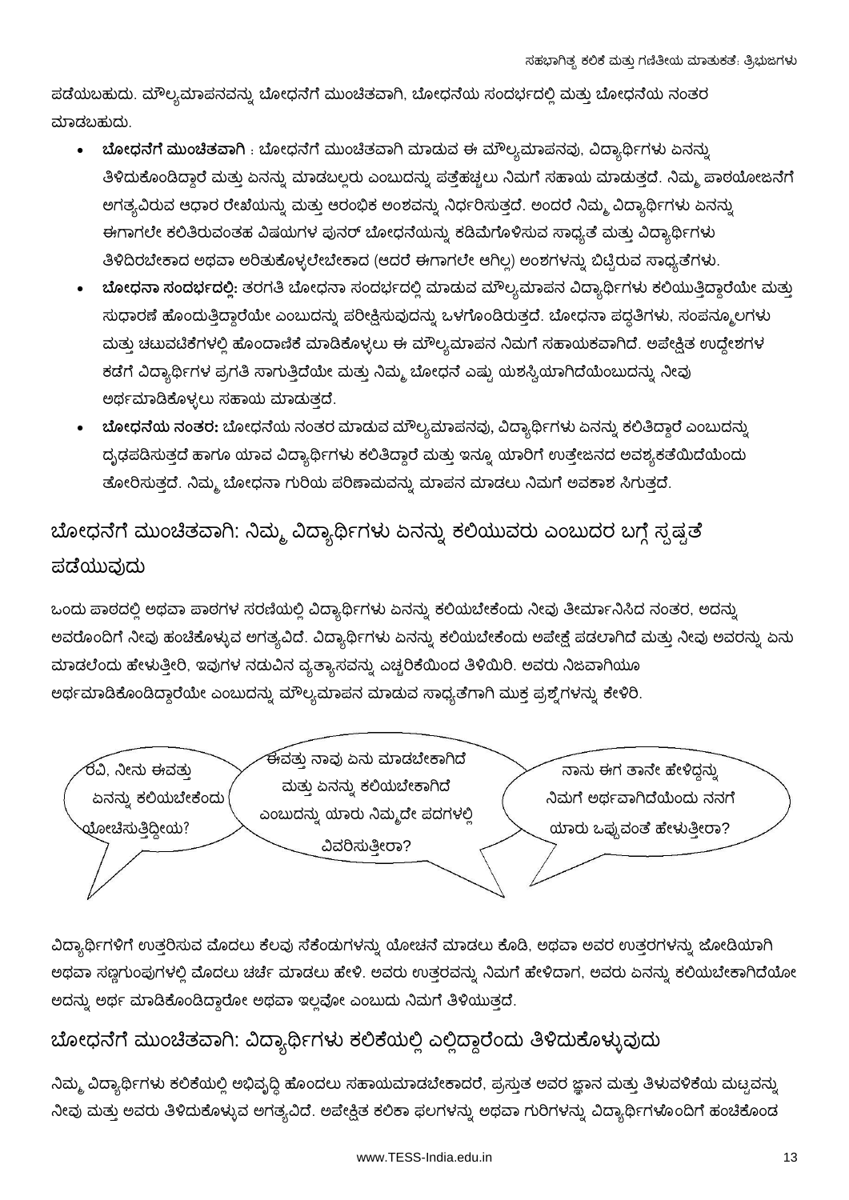ಪಡೆಯಬಹುದು. ಮೌಲ್ಯಮಾಪನವನ್ನು ಬೋಧನೆಗೆ ಮುಂಚಿತವಾಗಿ, ಬೋಧನೆಯ ಸಂದರ್ಭದಲ್ಲಿ ಮತ್ತು ಬೋಧನೆಯ ನಂತರ ಮಾಡಬಹುದು.

- **ಬೋಧನೆಗೆ ಮುಂಚಿತವಾಗಿ** : ಬೋಧನೆಗೆ ಮುಂಚಿತವಾಗಿ ಮಾಡುವ ಈ ಮೌಲ್ಯಮಾಪನವು, ವಿದ್ಯಾರ್ಥಿಗಳು ಏನನ್ನು ತಿಳಿದುಕೊಂಡಿದ್ದಾರೆ ಮತ್ತು ಏನನ್ನು ಮಾಡಬಲ್ಲರು ಎಂಬುದನ್ನು ಪತ್ತೆಹಚ್ಚಲು ನಿಮಗೆ ಸಹಾಯ ಮಾಡುತ್ತದೆ. ನಿಮ್ಮ ಪಾಠಯೋಜನೆಗೆ ಅಗತ್ಯವಿರುವ ಆಧಾರ ರೇಖೆಯನ್ನು ಮತ್ತು ಆರಂಭಿಕ ಅಂಶವನ್ನು ನಿರ್ಧರಿಸುತ್ತದೆ. ಅಂದರೆ ನಿಮ್ಮ ವಿದ್ಯಾರ್ಥಿಗಳು ಏನನ್ನು ಈಗಾಗಲೇ ಕಲಿತಿರುವಂತಹ ವಿಷಯಗಳ ಪುನರ್ ಬೋಧನೆಯನ್ನು ಕಡಿಮೆಗೊಳಿಸುವ ಸಾಧ್ಯತೆ ಮತ್ತು ವಿದ್ಯಾರ್ಥಿಗಳು ತಿಳಿದಿರಬೇಕಾದ ಅಥವಾ ಅರಿತುಕೊಳ್ಳಲೇಬೇಕಾದ (ಆದರೆ ಈಗಾಗಲೇ ಆಗಿಲ್ಲ) ಅಂಶಗಳನ್ನು ಬಿಟ್ಟಿರುವ ಸಾಧ್ಯತೆಗಳು.
- **ಬೋಧನಾ ಸಂದರ್ಭದಲ್ಲಿ:** ತರಗತಿ ಬೋಧನಾ ಸಂದರ್ಭದಲ್ಲಿ ಮಾಡುವ ಮೌಲ್ಯಮಾಪನ ವಿದ್ಯಾರ್ಥಿಗಳು ಕಲಿಯುತ್ತಿದ್ದಾರೆಯೇ ಮತ್ತು ಸುಧಾರಣೆ ಹೊಂದುತ್ತಿದ್ದಾರೆಯೇ ಎಂಬುದನ್ನು ಪರೀಕ್ಷಿಸುವುದನ್ನು ಒಳಗೊಂಡಿರುತ್ತದೆ. ಬೋಧನಾ ಪದ್ಧತಿಗಳು, ಸಂಪನ್ಮೂಲಗಳು ಮತ್ತು ಚಟುವಟಿಕೆಗಳಲ್ಲಿ ಹೊಂದಾಣಿಕೆ ಮಾಡಿಕೊಳ್ಳಲು ಈ ಮೌಲ್ಯಮಾಪನ ನಿಮಗೆ ಸಹಾಯಕವಾಗಿದೆ. ಅಪೇಕ್ಷಿತ ಉದ್ದೇಶಗಳ ಕಡೆಗೆ ವಿದ್ಯಾರ್ಥಿಗಳ ಪ್ರಗತಿ ಸಾಗುತ್ತಿದೆಯೇ ಮತ್ತು ನಿಮ್ಮ ಬೋಧನೆ ಎಷ್ಟು ಯಶಸ್ವಿಯಾಗಿದೆಯೆಂಬುದನ್ನು ನೀವು ಅರ್ಥಮಾಡಿಕೊಳ್ಳಲು ಸಹಾಯ ಮಾಡುತ್ತದೆ.
- **ಬೋಧನೆಯ ನಂತರ:** ಬೋಧನೆಯ ನಂತರ ಮಾಡುವ ಮೌಲ್ಯಮಾಪನವು, ವಿದ್ಯಾರ್ಥಿಗಳು ಏನನ್ನು ಕಲಿತಿದ್ದಾರೆ ಎಂಬುದನ್ನು ದೃಢಪಡಿಸುತ್ತದೆ ಹಾಗೂ ಯಾವ ವಿದ್ಯಾರ್ಥಿಗಳು ಕಲಿತಿದ್ದಾರೆ ಮತ್ತು ಇನ್ನೂ ಯಾರಿಗೆ ಉತ್ತೇಜನದ ಅವಶ್ಯಕತೆಯಿದೆಯೆಂದು ತೋರಿಸುತ್ತದೆ. ನಿಮ್ಮ ಬೋಧನಾ ಗುರಿಯ ಪರಿಣಾಮವನ್ನು ಮಾಪನ ಮಾಡಲು ನಿಮಗೆ ಅವಕಾಶ ಸಿಗುತ್ತದೆ.

## ಬೋಧನೆಗೆ ಮುಂಚಿತವಾಗಿ: ನಿಮ್ಮ ವಿದ್ಯಾರ್ಥಿಗಳು ಏನನ್ನು ಕಲಿಯುವರು ಎಂಬುದರ ಬಗ್ಗೆ ಸ್ಪಷ್ಟತೆ ಪಡೆಯುವುದು

ಒಂದು ಪಾಠದಲ್ಲಿ ಅಥವಾ ಪಾಠಗಳ ಸರಣಿಯಲ್ಲಿ ವಿದ್ಯಾರ್ಥಿಗಳು ಏನನ್ನು ಕಲಿಯಬೇಕೆಂದು ನೀವು ತೀರ್ಮಾನಿಸಿದ ನಂತರ, ಅದನ್ನು ಅವರೊಂದಿಗೆ ನೀವು ಹಂಚಿಕೊಳ್ಳುವ ಅಗತ್ಯವಿದೆ. ವಿದ್ಯಾರ್ಥಿಗಳು ಏನನ್ನು ಕಲಿಯಬೇಕೆಂದು ಅಪೇಕ್ಷೆ ಪಡಲಾಗಿದೆ ಮತ್ತು ನೀವು ಅವರನ್ನು ಏನು ಮಾಡಲೆಂದು ಹೇಳುತ್ತೀರಿ, ಇವುಗಳ ನಡುವಿನ ವ್ಯತ್ಯಾಸವನ್ನು ಎಚ್ಚರಿಕೆಯಿಂದ ತಿಳಿಯಿರಿ. ಅವರು ನಿಜವಾಗಿಯೂ ಅರ್ಥಮಾಡಿಕೊಂಡಿದ್ದಾರೆಯೇ ಎಂಬುದನ್ನು ಮೌಲ್ಯಮಾಪನ ಮಾಡುವ ಸಾಧ್ಯತೆಗಾಗಿ ಮುಕ್ತ ಪ್ರಶ್ನೆಗಳನ್ನು ಕೇಳಿರಿ.

ರವಿ, ನೀನು ಈವತ್ತು ಏನನ್ನು ಕಲಿಯಬೇಕೆಂದು ಯೋಚಿಸುತ್ತಿದ್ದೀಯ?

ಈವತ್ತು ನಾವು ಏನು ಮಾಡಬೇಕಾಗಿದೆ ಮತ್ತು ಏನನ್ನು ಕಲಿಯಬೇಕಾಗಿದೆ ಎಂಬುದನ್ನು ಯಾರು ನಿಮ್ಮದೇ ಪದಗಳಲ್ಲಿ ವಿವರಿಸುತ್ತೀರಾ?

ನಾನು ಈಗ ತಾನೇ ಹೇಳಿದ್ದನ್ನು ನಿಮಗೆ ಅರ್ಥವಾಗಿದೆಯೆಂದು ನನಗೆ ಯಾರು ಒಪ್ಪುವಂತೆ ಹೇಳುತ್ತೀರಾ?

ವಿದ್ಯಾರ್ಥಿಗಳಿಗೆ ಉತ್ತರಿಸುವ ಮೊದಲು ಕೆಲವು ಸೆಕೆಂಡುಗಳನ್ನು ಯೋಚನೆ ಮಾಡಲು ಕೊಡಿ, ಅಥವಾ ಅವರ ಉತ್ತರಗಳನ್ನು ಜೋಡಿಯಾಗಿ ಅಥವಾ ಸಣ್ಣಗುಂಪುಗಳಲ್ಲಿ ಮೊದಲು ಚರ್ಚೆ ಮಾಡಲು ಹೇಳಿ. ಅವರು ಉತ್ತರವನ್ನು ನಿಮಗೆ ಹೇಳಿದಾಗ, ಅವರು ಏನನ್ನು ಕಲಿಯಬೇಕಾಗಿದೆಯೋ ಅದನ್ನು ಅರ್ಥ ಮಾಡಿಕೊಂಡಿದ್ದಾರೋ ಅಥವಾ ಇಲ್ಲವೋ ಎಂಬುದು ನಿಮಗೆ ತಿಳಿಯುತ್ತದೆ.

## ಬೋಧನೆಗೆ ಮುಂಚಿತವಾಗಿ: ವಿದ್ಯಾರ್ಥಿಗಳು ಕಲಿಕೆಯಲ್ಲಿ ಎಲ್ಲಿದ್ದಾರೆಂದು ತಿಳಿದುಕೊಳ್ಳುವುದು

ನಿಮ್ಮ ವಿದ್ಯಾರ್ಥಿಗಳು ಕಲಿಕೆಯಲ್ಲಿ ಅಭಿವೃದ್ಧಿ ಹೊಂದಲು ಸಹಾಯಮಾಡಬೇಕಾದರೆ, ಪ್ರಸ್ತುತ ಅವರ ಜ್ಞಾನ ಮತ್ತು ತಿಳುವಳಿಕೆಯ ಮಟ್ಟವನ್ನು ನೀವು ಮತ್ತು ಅವರು ತಿಳಿದುಕೊಳ್ಳುವ ಅಗತ್ಯವಿದೆ. ಅಪೇಕ್ಷಿತ ಕಲಿಕಾ ಫಲಗಳನ್ನು ಅಥವಾ ಗುರಿಗಳನ್ನು ವಿದ್ಯಾರ್ಥಿಗಳೊಂದಿಗೆ ಹಂಚಿಕೊಂಡ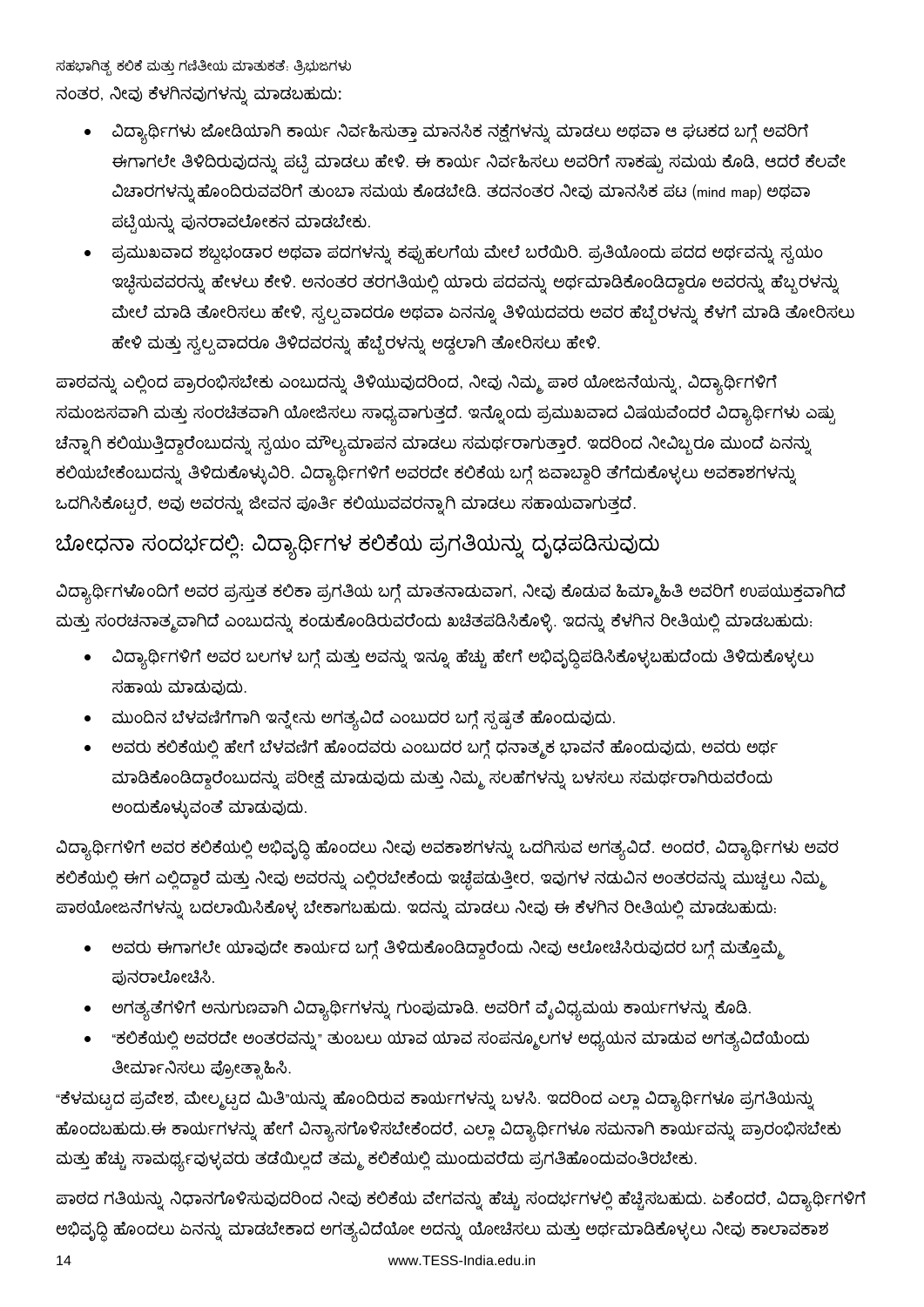ನಂತರ, ನೀವು ಕೆಳಗಿನವುಗಳನ್ನು ಮಾಡಬಹುದು:

- ವಿದ್ಯಾರ್ಥಿಗಳು ಜೋಡಿಯಾಗಿ ಕಾರ್ಯ ನಿರ್ವಹಿಸುತ್ತಾ ಮಾನಸಿಕ ನಕ್ಷೆಗಳನ್ನು ಮಾಡಲು ಅಥವಾ ಆ ಘಟಕದ ಬಗ್ಗೆ ಅವರಿಗೆ ಈಗಾಗಲೇ ತಿಳಿದಿರುವುದನ್ನು ಪಟ್ಟಿ ಮಾಡಲು ಹೇಳಿ. ಈ ಕಾರ್ಯ ನಿರ್ವಹಿಸಲು ಅವರಿಗೆ ಸಾಕಷ್ಟು ಸಮಯ ಕೊಡಿ, ಆದರೆ ಕೆಲವೇ ವಿಚಾರಗಳನ್ನುಹೊಂದಿರುವವರಿಗೆ ತುಂಬಾ ಸಮಯ ಕೊಡಬೇಡಿ. ತದನಂತರ ನೀವು ಮಾನಸಿಕ ಪಟ (mind map) ಅಥವಾ ಪಟ್ಟಿಯನ್ನು ಪುನರಾವಲೋಕನ ಮಾಡಬೇಕು.
- ಪ್ರಮುಖವಾದ ಶಬ್ದಭಂಡಾರ ಅಥವಾ ಪದಗಳನ್ನು ಕಪ್ಪುಹಲಗೆಯ ಮೇಲೆ ಬರೆಯಿರಿ. ಪ್ರತಿಯೊಂದು ಪದದ ಅರ್ಥವನ್ನು ಸ್ವಯಂ ಇಚ್ಛೆಸುವವರನ್ನು ಹೇಳಲು ಕೇಳಿ. ಅನಂತರ ತರಗತಿಯಲ್ಲಿ ಯಾರು ಪದವನ್ನು ಅರ್ಥಮಾಡಿಕೊಂಡಿದ್ದಾರೂ ಅವರನ್ನು ಹೆಬ್ಬರಳನ್ನು ಮೇಲೆ ಮಾಡಿ ತೋರಿಸಲು ಹೇಳಿ, ಸ್ವಲ್ಪವಾದರೂ ಅಥವಾ ಏನನ್ನೂ ತಿಳಿಯದವರು ಅವರ ಹೆಬ್ಬೆರಳನ್ನು ಕೆಳಗೆ ಮಾಡಿ ತೋರಿಸಲು ಹೇಳಿ ಮತ್ತು ಸ್ವಲ್ಪವಾದರೂ ತಿಳಿದವರನ್ನು ಹೆಬ್ಬೆರಳನ್ನು ಅಡ್ಡಲಾಗಿ ತೋರಿಸಲು ಹೇಳಿ.

ಪಾಠವನ್ನು ಎಲ್ಲಿಂದ ಪ್ರಾರಂಭಿಸಬೇಕು ಎಂಬುದನ್ನು ತಿಳಿಯುವುದರಿಂದ, ನೀವು ನಿಮ್ಮ ಪಾಠ ಯೋಜನೆಯನ್ನು, ವಿದ್ಯಾರ್ಥಿಗಳಿಗೆ ಸಮಂಜಸವಾಗಿ ಮತ್ತು ಸಂರಚಿತವಾಗಿ ಯೋಜಿಸಲು ಸಾಧ್ಯವಾಗುತ್ತದೆ. ಇನ್ನೊಂದು ಪ್ರಮುಖವಾದ ವಿಷಯವೆಂದರೆ ವಿದ್ಯಾರ್ಥಿಗಳು ಎಷ್ಟು ಚೆನ್ನಾಗಿ ಕಲಿಯುತ್ತಿದ್ದಾರೆಂಬುದನ್ನು ಸ್ವಯಂ ಮೌಲ್ಯಮಾಪನ ಮಾಡಲು ಸಮರ್ಥರಾಗುತ್ತಾರೆ. ಇದರಿಂದ ನೀವಿಬ್ಬರೂ ಮುಂದೆ ಏನನ್ನು ಕಲಿಯಬೇಕೆಂಬುದನ್ನು ತಿಳಿದುಕೊಳ್ಳುವಿರಿ. ವಿದ್ಯಾರ್ಥಿಗಳಿಗೆ ಅವರದೇ ಕಲಿಕೆಯ ಬಗ್ಗೆ ಜವಾಬ್ದಾರಿ ತೆಗೆದುಕೊಳ್ಳಲು ಅವಕಾಶಗಳನ್ನು ಒದಗಿಸಿಕೊಟ್ಟರೆ, ಅವು ಅವರನ್ನು ಜೀವನ ಪೂರ್ತಿ ಕಲಿಯುವವರನ್ನಾಗಿ ಮಾಡಲು ಸಹಾಯವಾಗುತ್ತದೆ.

## ಬೋಧನಾ ಸಂದರ್ಭದಲ್ಲಿ: ವಿದ್ಯಾರ್ಥಿಗಳ ಕಲಿಕೆಯ ಪ್ರಗತಿಯನ್ನು ದೃಢಪಡಿಸುವುದು

ವಿದ್ಯಾರ್ಥಿಗಳೊಂದಿಗೆ ಅವರ ಪ್ರಸ್ತುತ ಕಲಿಕಾ ಪ್ರಗತಿಯ ಬಗ್ಗೆ ಮಾತನಾಡುವಾಗ, ನೀವು ಕೊಡುವ ಹಿಮ್ಮಾಹಿತಿ ಅವರಿಗೆ ಉಪಯುಕ್ತವಾಗಿದೆ ಮತ್ತು ಸಂರಚನಾತ್ಮವಾಗಿದೆ ಎಂಬುದನ್ನು ಕಂಡುಕೊಂಡಿರುವರೆಂದು ಖಚಿತಪಡಿಸಿಕೊಳ್ಳಿ. ಇದನ್ನು ಕೆಳಗಿನ ರೀತಿಯಲ್ಲಿ ಮಾಡಬಹುದು:

- ವಿದ್ಯಾರ್ಥಿಗಳಿಗೆ ಅವರ ಬಲಗಳ ಬಗ್ಗೆ ಮತ್ತು ಅವನ್ನು ಇನ್ನೂ ಹೆಚ್ಚು ಹೇಗೆ ಅಭಿವೃದ್ಧಿಪಡಿಸಿಕೊಳ್ಳಬಹುದೆಂದು ತಿಳಿದುಕೊಳ್ಳಲು ಸಹಾಯ ಮಾಡುವುದು.
- ಮುಂದಿನ ಬೆಳವಣಿಗೆಗಾಗಿ ಇನ್ನೇನು ಅಗತ್ಯವಿದೆ ಎಂಬುದರ ಬಗ್ಗೆ ಸ್ಪಷ್ಟತೆ ಹೊಂದುವುದು.
- ಅವರು ಕಲಿಕೆಯಲ್ಲಿ ಹೇಗೆ ಬೆಳವಣಿಗೆ ಹೊಂದವರು ಎಂಬುದರ ಬಗ್ಗೆ ಧನಾತ್ಮಕ ಭಾವನೆ ಹೊಂದುವುದು, ಅವರು ಅರ್ಥ ಮಾಡಿಕೊಂಡಿದ್ದಾರೆಂಬುದನ್ನು ಪರೀಕ್ಷೆ ಮಾಡುವುದು ಮತ್ತು ನಿಮ್ಮ ಸಲಹೆಗಳನ್ನು ಬಳಸಲು ಸಮರ್ಥರಾಗಿರುವರೆಂದು ಅಂದುಕೊಳ್ಳುವಂತೆ ಮಾಡುವುದು.

ವಿದ್ಯಾರ್ಥಿಗಳಿಗೆ ಅವರ ಕಲಿಕೆಯಲ್ಲಿ ಅಭಿವೃದ್ಧಿ ಹೊಂದಲು ನೀವು ಅವಕಾಶಗಳನ್ನು ಒದಗಿಸುವ ಅಗತ್ಯವಿದೆ. ಅಂದರೆ, ವಿದ್ಯಾರ್ಥಿಗಳು ಅವರ ಕಲಿಕೆಯಲ್ಲಿ ಈಗ ಎಲ್ಲಿದ್ದಾರೆ ಮತ್ತು ನೀವು ಅವರನ್ನು ಎಲ್ಲಿರಬೇಕೆಂದು ಇಚ್ಛೆಪಡುತ್ತೀರ, ಇವುಗಳ ನಡುವಿನ ಅಂತರವನ್ನು ಮುಚ್ಚಲು ನಿಮ್ಮ ಪಾಠಯೋಜನೆಗಳನ್ನು ಬದಲಾಯಿಸಿಕೊಳ್ಳ ಬೇಕಾಗಬಹುದು. ಇದನ್ನು ಮಾಡಲು ನೀವು ಈ ಕೆಳಗಿನ ರೀತಿಯಲ್ಲಿ ಮಾಡಬಹುದು:

- ಅವರು ಈಗಾಗಲೇ ಯಾವುದೇ ಕಾರ್ಯದ ಬಗ್ಗೆ ತಿಳಿದುಕೊಂಡಿದ್ದಾರೆಂದು ನೀವು ಆಲೋಚಿಸಿರುವುದರ ಬಗ್ಗೆ ಮತ್ತೊಮ್ಮೆ ಪುನರಾಲೋಚಿಸಿ.
- ಅಗತ್ಯತೆಗಳಿಗೆ ಅನುಗುಣವಾಗಿ ವಿದ್ಯಾರ್ಥಿಗಳನ್ನು ಗುಂಪುಮಾಡಿ. ಅವರಿಗೆ ವೈವಿಧ್ಯಮಯ ಕಾರ್ಯಗಳನ್ನು ಕೊಡಿ.
- "ಕಲಿಕೆಯಲ್ಲಿ ಅವರದೇ ಅಂತರವನ್ನು" ತುಂಬಲು ಯಾವ ಯಾವ ಸಂಪನ್ಮೂಲಗಳ ಅಧ್ಯಯನ ಮಾಡುವ ಅಗತ್ಯವಿದೆಯೆಂದು ತೀರ್ಮಾನಿಸಲು ಪ್ರೋತ್ಸಾಹಿಸಿ.

"ಕೆಳಮಟ್ಟದ ಪ್ರವೇಶ, ಮೇಲ್ಮಟ್ಟದ ಮಿತಿ"ಯನ್ನು ಹೊಂದಿರುವ ಕಾರ್ಯಗಳನ್ನು ಬಳಸಿ. ಇದರಿಂದ ಎಲ್ಲಾ ವಿದ್ಯಾರ್ಥಿಗಳೂ ಪ್ರಗತಿಯನ್ನು ಹೊಂದಬಹುದು.ಈ ಕಾರ್ಯಗಳನ್ನು ಹೇಗೆ ವಿನ್ಯಾಸಗೊಳಿಸಬೇಕೆಂದರೆ, ಎಲ್ಲಾ ವಿದ್ಯಾರ್ಥಿಗಳೂ ಸಮನಾಗಿ ಕಾರ್ಯವನ್ನು ಪ್ರಾರಂಭಿಸಬೇಕು ಮತ್ತು ಹೆಚ್ಚು ಸಾಮರ್ಥ್ಯವುಳ್ಳವರು ತಡೆಯಿಲ್ಲದೆ ತಮ್ಮ ಕಲಿಕೆಯಲ್ಲಿ ಮುಂದುವರೆದು ಪ್ರಗತಿಹೊಂದುವಂತಿರಬೇಕು.

ಪಾಠದ ಗತಿಯನ್ನು ನಿಧಾನಗೊಳಿಸುವುದರಿಂದ ನೀವು ಕಲಿಕೆಯ ವೇಗವನ್ನು ಹೆಚ್ಚು ಸಂದರ್ಭಗಳಲ್ಲಿ ಹೆಚ್ಚಿಸಬಹುದು. ಏಕೆಂದರೆ, ವಿದ್ಯಾರ್ಥಿಗಳಿಗೆ ಅಭಿವೃದ್ಧಿ ಹೊಂದಲು ಏನನ್ನು ಮಾಡಬೇಕಾದ ಅಗತ್ಯವಿದೆಯೋ ಅದನ್ನು ಯೋಚಿಸಲು ಮತ್ತು ಅರ್ಥಮಾಡಿಕೊಳ್ಳಲು ನೀವು ಕಾಲಾವಕಾಶ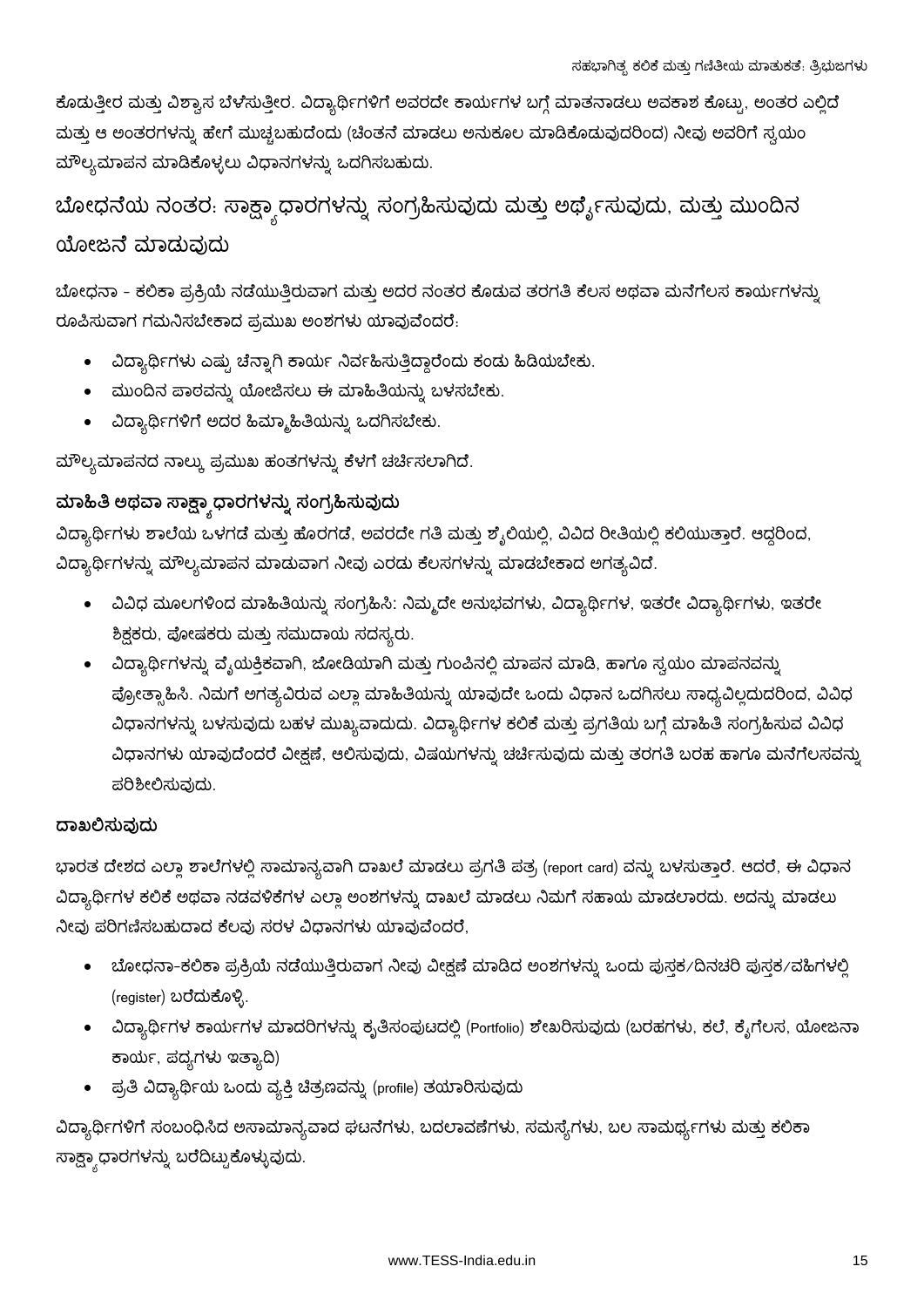ಕೊಡುತ್ತೀರ ಮತ್ತು ವಿಶ್ವಾಸ ಬೆಳೆಸುತ್ತೀರ. ವಿದ್ಯಾರ್ಥಿಗಳಿಗೆ ಅವರದೇ ಕಾರ್ಯಗಳ ಬಗ್ಗೆ ಮಾತನಾಡಲು ಅವಕಾಶ ಕೊಟ್ಟು, ಅಂತರ ಎಲ್ಲಿದೆ ಮತ್ತು ಆ ಅಂತರಗಳನ್ನು ಹೇಗೆ ಮುಚ್ಚಬಹುದೆಂದು (ಚಿಂತನೆ ಮಾಡಲು ಅನುಕೂಲ ಮಾಡಿಕೊಡುವುದರಿಂದ) ನೀವು ಅವರಿಗೆ ಸ್ವಯಂ ಮೌಲ್ಯಮಾಪನ ಮಾಡಿಕೊಳ್ಳಲು ವಿಧಾನಗಳನ್ನು ಒದಗಿಸಬಹುದು.

## ಬೋಧನೆಯ ನಂತರ: ಸಾಕ್ಷ್ಯಾಧಾರಗಳನ್ನು ಸಂಗ್ರಹಿಸುವುದು ಮತ್ತು ಅರ್ಥೈಸುವುದು, ಮತ್ತು ಮುಂದಿನ ಯೋಜನೆ ಮಾಡುವುದು

ಬೋಧನಾ - ಕಲಿಕಾ ಪ್ರಕ್ರಿಯೆ ನಡೆಯುತ್ತಿರುವಾಗ ಮತ್ತು ಅದರ ನಂತರ ಕೊಡುವ ತರಗತಿ ಕೆಲಸ ಅಥವಾ ಮನೆಗೆಲಸ ಕಾರ್ಯಗಳನ್ನು ರೂಪಿಸುವಾಗ ಗಮನಿಸಬೇಕಾದ ಪ್ರಮುಖ ಅಂಶಗಳು ಯಾವುವೆಂದರೆ:

- ವಿದ್ಯಾರ್ಥಿಗಳು ಎಷ್ಟು ಚೆನ್ನಾಗಿ ಕಾರ್ಯ ನಿರ್ವಹಿಸುತ್ತಿದ್ದಾರೆಂದು ಕಂಡು ಹಿಡಿಯಬೇಕು.
- ಮುಂದಿನ ಪಾಠವನ್ನು ಯೋಜಿಸಲು ಈ ಮಾಹಿತಿಯನ್ನು ಬಳಸಬೇಕು.
- ವಿದ್ಯಾರ್ಥಿಗಳಿಗೆ ಅದರ ಹಿಮ್ಮಾಹಿತಿಯನ್ನು ಒದಗಿಸಬೇಕು.

ಮೌಲ್ಯಮಾಪನದ ನಾಲ್ಕು ಪ್ರಮುಖ ಹಂತಗಳನ್ನು ಕೆಳಗೆ ಚರ್ಚಿಸಲಾಗಿದೆ.

### ಮಾಹಿತಿ ಅಥವಾ ಸಾಕ್ಷ್ಯಾಧಾರಗಳನ್ನು ಸಂಗ್ರಹಿಸುವುದು

ವಿದ್ಯಾರ್ಥಿಗಳು ಶಾಲೆಯ ಒಳಗಡೆ ಮತ್ತು ಹೊರಗಡೆ, ಅವರದೇ ಗತಿ ಮತ್ತು ಶೈಲಿಯಲ್ಲಿ, ವಿವಿದ ರೀತಿಯಲ್ಲಿ ಕಲಿಯುತ್ತಾರೆ. ಆದ್ದರಿಂದ, ವಿದ್ಯಾರ್ಥಿಗಳನ್ನು ಮೌಲ್ಯಮಾಪನ ಮಾಡುವಾಗ ನೀವು ಎರಡು ಕೆಲಸಗಳನ್ನು ಮಾಡಬೇಕಾದ ಅಗತ್ಯವಿದೆ.

- ವಿವಿಧ ಮೂಲಗಳಿಂದ ಮಾಹಿತಿಯನ್ನು ಸಂಗ್ರಹಿಸಿ: ನಿಮ್ಮದೇ ಅನುಭವಗಳು, ವಿದ್ಯಾರ್ಥಿಗಳ, ಇತರೇ ವಿದ್ಯಾರ್ಥಿಗಳು, ಇತರೇ ಶಿಕ್ಷಕರು, ಪೋಷಕರು ಮತ್ತು ಸಮುದಾಯ ಸದಸ್ಯರು.
- ವಿದ್ಯಾರ್ಥಿಗಳನ್ನು ವೈಯಕ್ತಿಕವಾಗಿ, ಜೋಡಿಯಾಗಿ ಮತ್ತು ಗುಂಪಿನಲ್ಲಿ ಮಾಪನ ಮಾಡಿ, ಹಾಗೂ ಸ್ವಯಂ ಮಾಪನವನ್ನು ಪ್ರೋತ್ಸಾಹಿಸಿ. ನಿಮಗೆ ಅಗತ್ಯವಿರುವ ಎಲ್ಲಾ ಮಾಹಿತಿಯನ್ನು ಯಾವುದೇ ಒಂದು ವಿಧಾನ ಒದಗಿಸಲು ಸಾಧ್ಯವಿಲ್ಲದುದರಿಂದ, ವಿವಿಧ ವಿಧಾನಗಳನ್ನು ಬಳಸುವುದು ಬಹಳ ಮುಖ್ಯವಾದುದು. ವಿದ್ಯಾರ್ಥಿಗಳ ಕಲಿಕೆ ಮತ್ತು ಪ್ರಗತಿಯ ಬಗ್ಗೆ ಮಾಹಿತಿ ಸಂಗ್ರಹಿಸುವ ವಿವಿಧ ವಿಧಾನಗಳು ಯಾವುದೆಂದರೆ ವೀಕ್ಷಣೆ, ಆಲಿಸುವುದು, ವಿಷಯಗಳನ್ನು ಚರ್ಚಿಸುವುದು ಮತ್ತು ತರಗತಿ ಬರಹ ಹಾಗೂ ಮನೆಗೆಲಸವನ್ನು ಪರಿಶೀಲಿಸುವುದು.

### ದಾಖಲಿಸುವುದು

ಭಾರತ ದೇಶದ ಎಲ್ಲಾ ಶಾಲೆಗಳಲ್ಲಿ ಸಾಮಾನ್ಯವಾಗಿ ದಾಖಲೆ ಮಾಡಲು ಪ್ರಗತಿ ಪತ್ರ (report card) ವನ್ನು ಬಳಸುತ್ತಾರೆ. ಆದರೆ, ಈ ವಿಧಾನ ವಿದ್ಯಾರ್ಥಿಗಳ ಕಲಿಕೆ ಅಥವಾ ನಡವಳಿಕೆಗಳ ಎಲ್ಲಾ ಅಂಶಗಳನ್ನು ದಾಖಲೆ ಮಾಡಲು ನಿಮಗೆ ಸಹಾಯ ಮಾಡಲಾರದು. ಅದನ್ನು ಮಾಡಲು ನೀವು ಪರಿಗಣಿಸಬಹುದಾದ ಕೆಲವು ಸರಳ ವಿಧಾನಗಳು ಯಾವುವೆಂದರೆ,

- ಬೋಧನಾ-ಕಲಿಕಾ ಪ್ರಕ್ರಿಯೆ ನಡೆಯುತ್ತಿರುವಾಗ ನೀವು ವೀಕ್ಷಣೆ ಮಾಡಿದ ಅಂಶಗಳನ್ನು ಒಂದು ಪುಸ್ತಕ/ದಿನಚರಿ ಪುಸ್ತಕ/ವಹಿಗಳಲ್ಲಿ (register) ಬರೆದುಕೊಳ್ಳಿ.
- ವಿದ್ಯಾರ್ಥಿಗಳ ಕಾರ್ಯಗಳ ಮಾದರಿಗಳನ್ನು ಕೃತಿಸಂಪುಟದಲ್ಲಿ (Portfolio) ಶೇಖರಿಸುವುದು (ಬರಹಗಳು, ಕಲೆ, ಕೈಗೆಲಸ, ಯೋಜನಾ ಕಾರ್ಯ, ಪದ್ಯಗಳು ಇತ್ಯಾದಿ)
- ಪ್ರತಿ ವಿದ್ಯಾರ್ಥಿಯ ಒಂದು ವ್ಯಕ್ತಿ ಚಿತ್ರಣವನ್ನು (profile) ತಯಾರಿಸುವುದು

ವಿದ್ಯಾರ್ಥಿಗಳಿಗೆ ಸಂಬಂಧಿಸಿದ ಅಸಾಮಾನ್ಯವಾದ ಘಟನೆಗಳು, ಬದಲಾವಣೆಗಳು, ಸಮಸ್ಯೆಗಳು, ಬಲ ಸಾಮರ್ಥ್ಯಗಳು ಮತ್ತು ಕಲಿಕಾ ಸಾಕ್ಷ್ಯಾಧಾರಗಳನ್ನು ಬರೆದಿಟ್ಟುಕೊಳ್ಳುವುದು.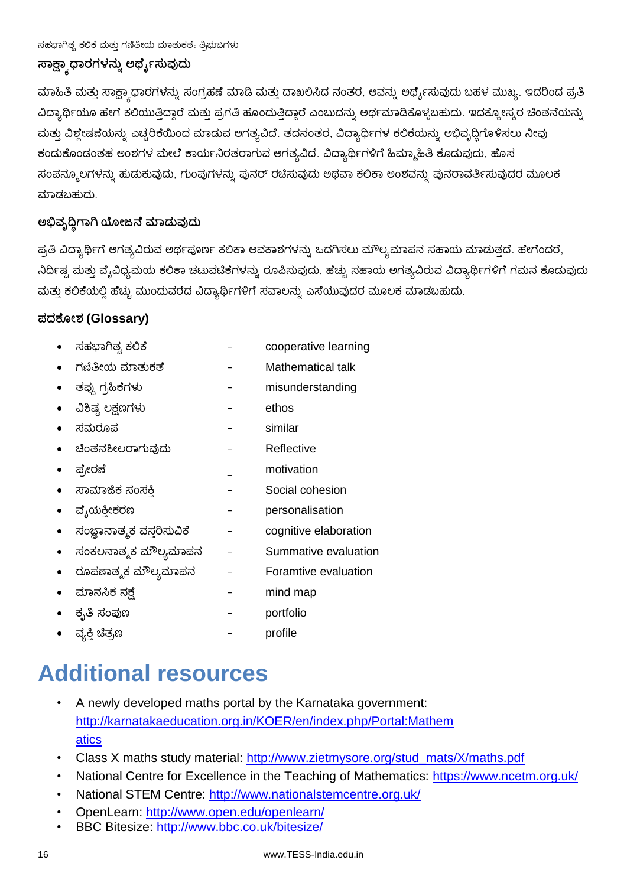### ಸಾಕ್ಷ್ಯಾಧಾರಗಳನ್ನು ಅರ್ಥೈಸುವುದು

ಮಾಹಿತಿ ಮತ್ತು ಸಾಕ್ಷ್ಯಾಧಾರಗಳನ್ನು ಸಂಗ್ರಹಣೆ ಮಾಡಿ ಮತ್ತು ದಾಖಲಿಸಿದ ನಂತರ, ಅವನ್ನು ಅರ್ಥೈಸುವುದು ಬಹಳ ಮುಖ್ಯ. ಇದರಿಂದ ಪ್ರತಿ ವಿದ್ಯಾರ್ಥಿಯೂ ಹೇಗೆ ಕಲಿಯುತ್ತಿದ್ದಾರೆ ಮತ್ತು ಪ್ರಗತಿ ಹೊಂದುತ್ತಿದ್ದಾರೆ ಎಂಬುದನ್ನು ಅರ್ಥಮಾಡಿಕೊಳ್ಳಬಹುದು. ಇದಕ್ಕೋಸ್ಕರ ಚಿಂತನೆಯನ್ನು ಮತ್ತು ವಿಶ್ಲೇಷಣೆಯನ್ನು ಎಚ್ಚರಿಕೆಯಿಂದ ಮಾಡುವ ಅಗತ್ಯವಿದೆ. ತದನಂತರ, ವಿದ್ಯಾರ್ಥಿಗಳ ಕಲಿಕೆಯನ್ನು ಅಭಿವೃದ್ಧಿಗೊಳಿಸಲು ನೀವು ಕಂಡುಕೊಂಡಂತಹ ಅಂಶಗಳ ಮೇಲೆ ಕಾರ್ಯನಿರತರಾಗುವ ಅಗತ್ಯವಿದೆ. ವಿದ್ಯಾರ್ಥಿಗಳಿಗೆ ಹಿಮ್ಮಾಹಿತಿ ಕೊಡುವುದು, ಹೊಸ ಸಂಪನ್ಮೂಲಗಳನ್ನು ಹುಡುಕುವುದು, ಗುಂಪುಗಳನ್ನು ಪುನರ್ ರಚಿಸುವುದು ಅಥವಾ ಕಲಿಕಾ ಅಂಶವನ್ನು ಪುನರಾವರ್ತಿಸುವುದರ ಮೂಲಕ ಮಾಡಬಹುದು.

### ಅಭಿವೃದ್ಧಿಗಾಗಿ ಯೋಜನೆ ಮಾಡುವುದು

ಪ್ರತಿ ವಿದ್ಯಾರ್ಥಿಗೆ ಅಗತ್ಯವಿರುವ ಅರ್ಥಪೂರ್ಣ ಕಲಿಕಾ ಅವಕಾಶಗಳನ್ನು ಒದಗಿಸಲು ಮೌಲ್ಯಮಾಪನ ಸಹಾಯ ಮಾಡುತ್ತದೆ. ಹೇಗೆಂದರೆ, ನಿರ್ದಿಷ್ಟ ಮತ್ತು ವೈವಿಧ್ಯಮಯ ಕಲಿಕಾ ಚಟುವಟಿಕೆಗಳನ್ನು ರೂಪಿಸುವುದು, ಹೆಚ್ಚು ಸಹಾಯ ಅಗತ್ಯವಿರುವ ವಿದ್ಯಾರ್ಥಿಗಳಿಗೆ ಗಮನ ಕೊಡುವುದು ಮತ್ತು ಕಲಿಕೆಯಲ್ಲಿ ಹೆಚ್ಚು ಮುಂದುವರೆದ ವಿದ್ಯಾರ್ಥಿಗಳಿಗೆ ಸವಾಲನ್ನು ಎಸೆಯುವುದರ ಮೂಲಕ ಮಾಡಬಹುದು.

### ಪದಕೋಶ (Glossary)

- ಸಹಭಾಗಿತ್ವ ಕಲಿಕೆ - cooperative learning
- ಗಣಿತೀಯ ಮಾತುಕತೆ - Mathematical talk
- ತಪ್ಪು ಗ್ರಹಿಕೆಗಳು - misunderstanding
- ವಿಶಿಷ್ಟ ಲಕ್ಷಣಗಳು - ethos
- ಸಮರೂಪ - similar
- ಚಿಂತನಶೀಲರಾಗುವುದು - Reflective
- ಪ್ರೇರಣೆ - motivation
- ಸಾಮಾಜಿಕ ಸಂಸಕ್ತಿ - Social cohesion
- ವೈಯಕ್ತೀಕರಣ - personalisation
- ಸಂಜ್ಞಾನಾತ್ಮಕ ವಸ್ತರಿಸುವಿಕೆ - cognitive elaboration
- ಸಂಕಲನಾತ್ಮಕ ಮೌಲ್ಯಮಾಪನ - Summative evaluation
- ರೂಪಣಾತ್ಮಕ ಮೌಲ್ಯಮಾಪನ - Foramtive evaluation
- ಮಾನಸಿಕ ನಕ್ಷೆ - mind map
- ಕೃತಿ ಸಂಪುಟ - portfolio
- ವ್ಯಕ್ತಿ ಚಿತ್ರಣ - profile

# Additional resources

- A newly developed maths portal by the Karnataka government: http://karnatakaeducation.org.in/KOER/en/index.php/Portal:Mathematics
- Class X maths study material: http://www.zietmysore.org/stud_mats/X/maths.pdf
- National Centre for Excellence in the Teaching of Mathematics: https://www.ncetm.org.uk/
- National STEM Centre: http://www.nationalstemcentre.org.uk/
- OpenLearn: http://www.open.edu/openlearn/
- BBC Bitesize: http://www.bbc.co.uk/bitesize/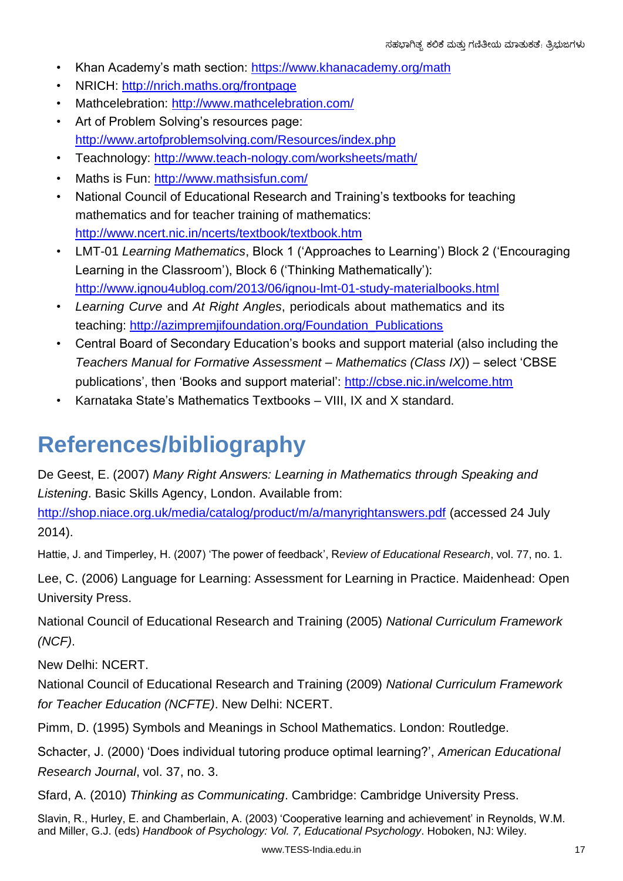- Khan Academy's math section: https://www.khanacademy.org/math
- NRICH: http://nrich.maths.org/frontpage
- Mathcelebration: http://www.mathcelebration.com/
- Art of Problem Solving's resources page: http://www.artofproblemsolving.com/Resources/index.php
- Teachnology: http://www.teach-nology.com/worksheets/math/
- Maths is Fun: http://www.mathsisfun.com/
- National Council of Educational Research and Training's textbooks for teaching mathematics and for teacher training of mathematics: http://www.ncert.nic.in/ncerts/textbook/textbook.htm
- LMT-01 *Learning Mathematics*, Block 1 ('Approaches to Learning') Block 2 ('Encouraging Learning in the Classroom'), Block 6 ('Thinking Mathematically'): http://www.ignou4ublog.com/2013/06/ignou-lmt-01-study-materialbooks.html
- *Learning Curve* and *At Right Angles*, periodicals about mathematics and its teaching: http://azimpremjifoundation.org/Foundation_Publications
- Central Board of Secondary Education's books and support material (also including the *Teachers Manual for Formative Assessment – Mathematics (Class IX)*) – select 'CBSE publications', then 'Books and support material': http://cbse.nic.in/welcome.htm
- Karnataka State's Mathematics Textbooks – VIII, IX and X standard.

# References/bibliography

De Geest, E. (2007) *Many Right Answers: Learning in Mathematics through Speaking and Listening*. Basic Skills Agency, London. Available from: http://shop.niace.org.uk/media/catalog/product/m/a/manyrightanswers.pdf (accessed 24 July 2014).

Hattie, J. and Timperley, H. (2007) 'The power of feedback', R*eview of Educational Research*, vol. 77, no. 1.

Lee, C. (2006) Language for Learning: Assessment for Learning in Practice. Maidenhead: Open University Press.

National Council of Educational Research and Training (2005) *National Curriculum Framework (NCF)*.

New Delhi: NCERT.

National Council of Educational Research and Training (2009) *National Curriculum Framework for Teacher Education (NCFTE)*. New Delhi: NCERT.

Pimm, D. (1995) Symbols and Meanings in School Mathematics. London: Routledge.

Schacter, J. (2000) 'Does individual tutoring produce optimal learning?', *American Educational Research Journal*, vol. 37, no. 3.

Sfard, A. (2010) *Thinking as Communicating*. Cambridge: Cambridge University Press.

Slavin, R., Hurley, E. and Chamberlain, A. (2003) 'Cooperative learning and achievement' in Reynolds, W.M. and Miller, G.J. (eds) *Handbook of Psychology: Vol. 7, Educational Psychology*. Hoboken, NJ: Wiley.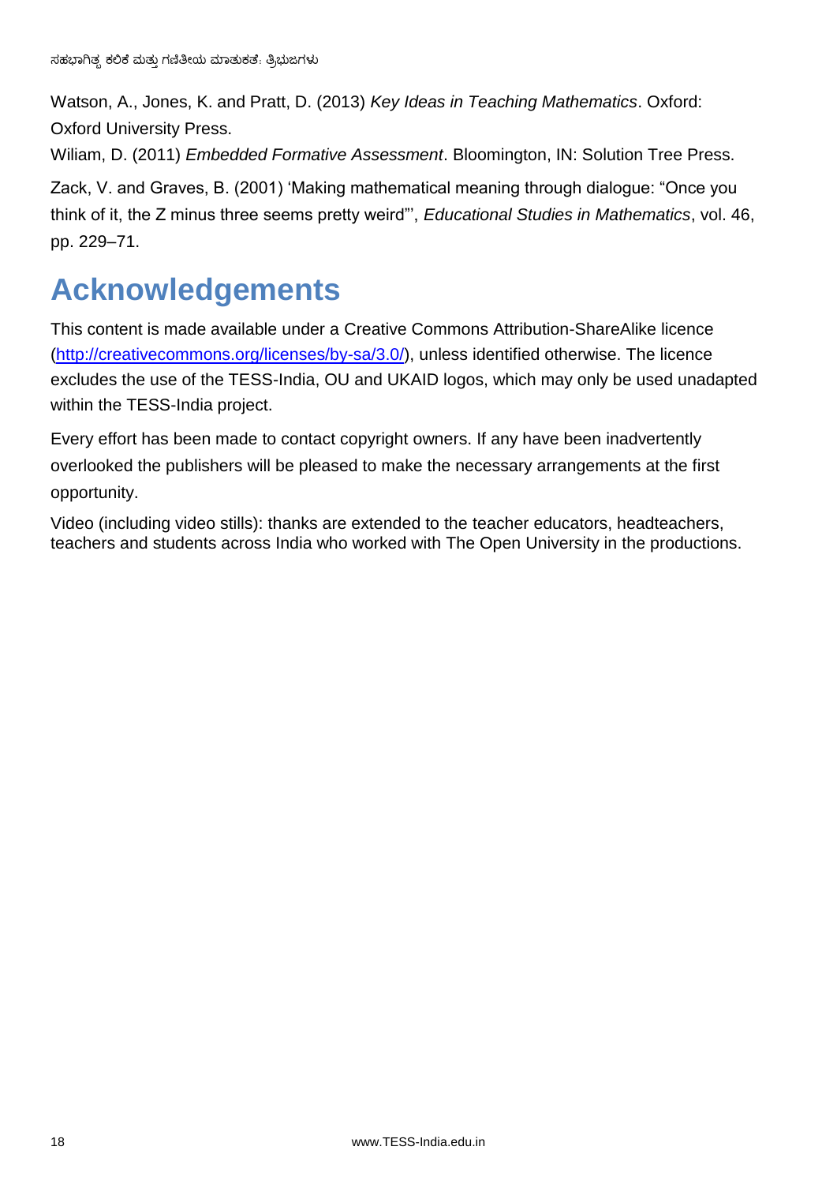Watson, A., Jones, K. and Pratt, D. (2013) *Key Ideas in Teaching Mathematics*. Oxford: Oxford University Press.

Wiliam, D. (2011) *Embedded Formative Assessment*. Bloomington, IN: Solution Tree Press.

Zack, V. and Graves, B. (2001) 'Making mathematical meaning through dialogue: "Once you think of it, the Z minus three seems pretty weird"', *Educational Studies in Mathematics*, vol. 46, pp. 229–71.

# Acknowledgements

This content is made available under a Creative Commons Attribution-ShareAlike licence (http://creativecommons.org/licenses/by-sa/3.0/), unless identified otherwise. The licence excludes the use of the TESS-India, OU and UKAID logos, which may only be used unadapted within the TESS-India project.

Every effort has been made to contact copyright owners. If any have been inadvertently overlooked the publishers will be pleased to make the necessary arrangements at the first opportunity.

Video (including video stills): thanks are extended to the teacher educators, headteachers, teachers and students across India who worked with The Open University in the productions.